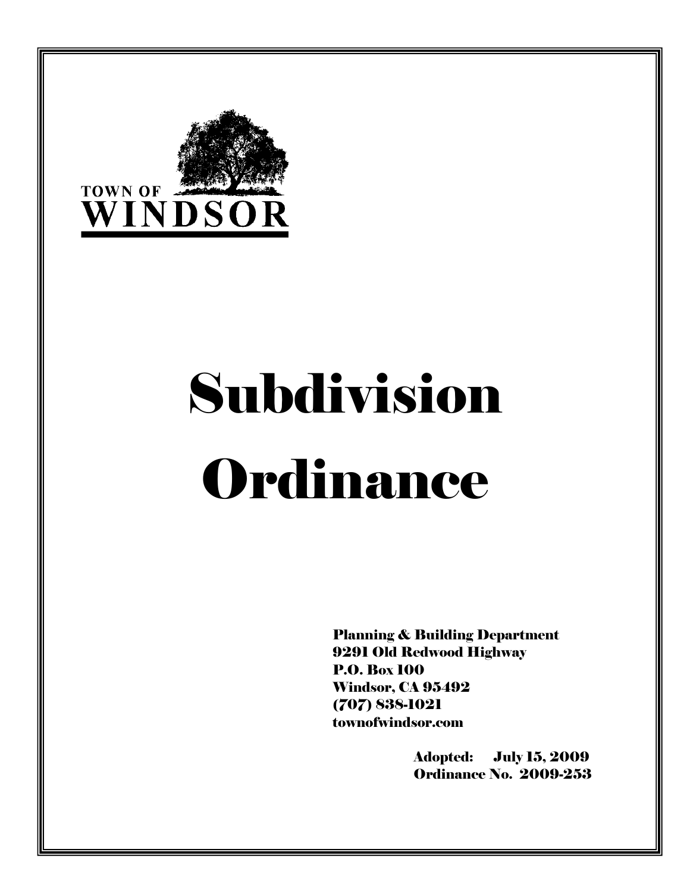TOWN OF
WINDSOR

# Subdivision Ordinance

**Planning & Building Department**
**9291 Old Redwood Highway**
**P.O. Box 100**
**Windsor, CA 95492**
**(707) 838-1021**
**townofwindsor.com**

**Adopted: July 15, 2009**
**Ordinance No. 2009-253**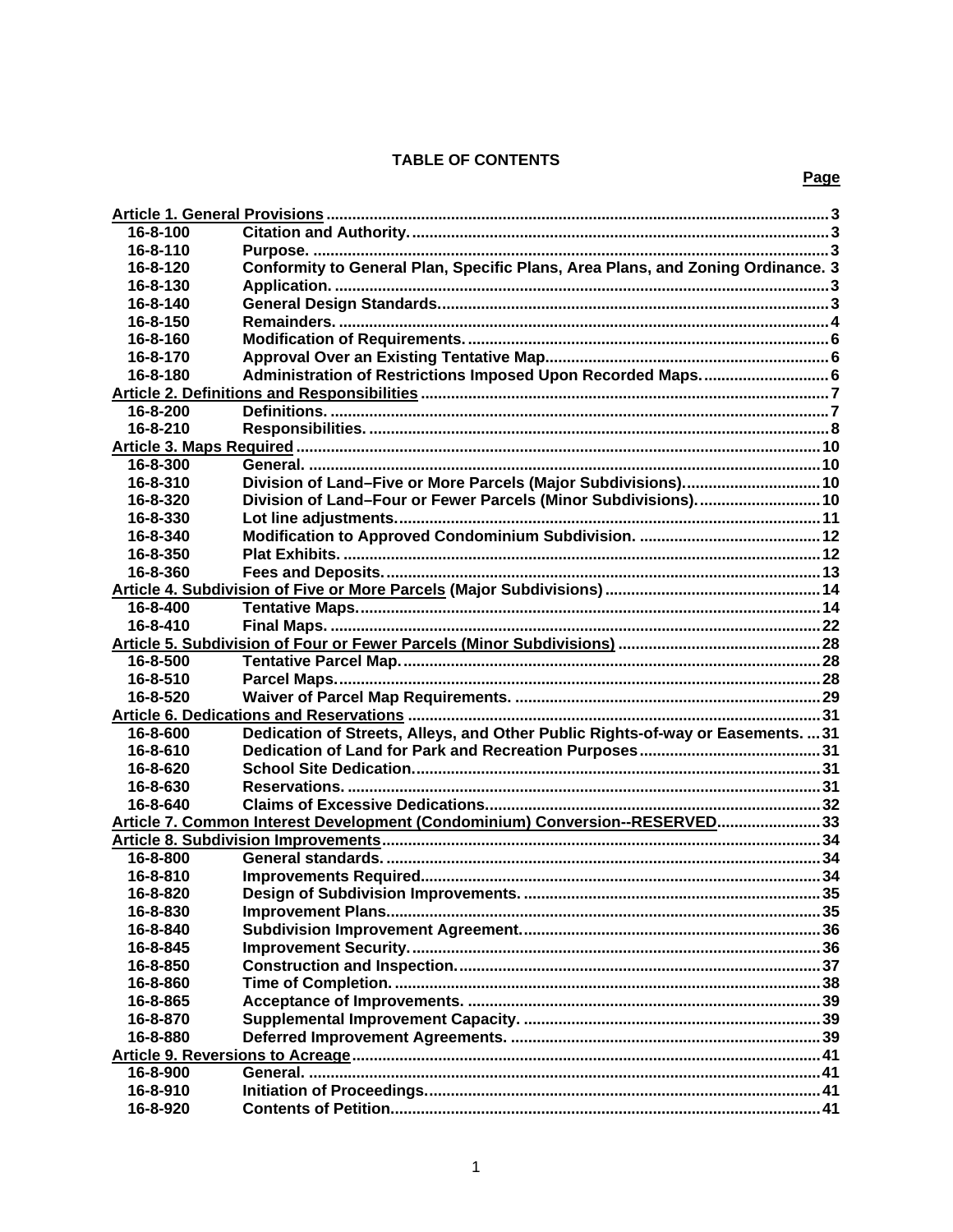# TABLE OF CONTENTS

**Page**

| | | |
|---|---|---|
| **Article 1. General Provisions** | | **3** |
| **16-8-100** | **Citation and Authority.** | **3** |
| **16-8-110** | **Purpose.** | **3** |
| **16-8-120** | **Conformity to General Plan, Specific Plans, Area Plans, and Zoning Ordinance.** | **3** |
| **16-8-130** | **Application.** | **3** |
| **16-8-140** | **General Design Standards.** | **3** |
| **16-8-150** | **Remainders.** | **4** |
| **16-8-160** | **Modification of Requirements.** | **6** |
| **16-8-170** | **Approval Over an Existing Tentative Map.** | **6** |
| **16-8-180** | **Administration of Restrictions Imposed Upon Recorded Maps.** | **6** |
| **Article 2. Definitions and Responsibilities** | | **7** |
| **16-8-200** | **Definitions.** | **7** |
| **16-8-210** | **Responsibilities.** | **8** |
| **Article 3. Maps Required** | | **10** |
| **16-8-300** | **General.** | **10** |
| **16-8-310** | **Division of Land–Five or More Parcels (Major Subdivisions).** | **10** |
| **16-8-320** | **Division of Land–Four or Fewer Parcels (Minor Subdivisions).** | **10** |
| **16-8-330** | **Lot line adjustments.** | **11** |
| **16-8-340** | **Modification to Approved Condominium Subdivision.** | **12** |
| **16-8-350** | **Plat Exhibits.** | **12** |
| **16-8-360** | **Fees and Deposits.** | **13** |
| **Article 4. Subdivision of Five or More Parcels (Major Subdivisions)** | | **14** |
| **16-8-400** | **Tentative Maps.** | **14** |
| **16-8-410** | **Final Maps.** | **22** |
| **Article 5. Subdivision of Four or Fewer Parcels (Minor Subdivisions)** | | **28** |
| **16-8-500** | **Tentative Parcel Map.** | **28** |
| **16-8-510** | **Parcel Maps.** | **28** |
| **16-8-520** | **Waiver of Parcel Map Requirements.** | **29** |
| **Article 6. Dedications and Reservations** | | **31** |
| **16-8-600** | **Dedication of Streets, Alleys, and Other Public Rights-of-way or Easements.** | **31** |
| **16-8-610** | **Dedication of Land for Park and Recreation Purposes** | **31** |
| **16-8-620** | **School Site Dedication.** | **31** |
| **16-8-630** | **Reservations.** | **31** |
| **16-8-640** | **Claims of Excessive Dedications.** | **32** |
| **Article 7. Common Interest Development (Condominium) Conversion--RESERVED** | | **33** |
| **Article 8. Subdivision Improvements** | | **34** |
| **16-8-800** | **General standards.** | **34** |
| **16-8-810** | **Improvements Required.** | **34** |
| **16-8-820** | **Design of Subdivision Improvements.** | **35** |
| **16-8-830** | **Improvement Plans.** | **35** |
| **16-8-840** | **Subdivision Improvement Agreement.** | **36** |
| **16-8-845** | **Improvement Security.** | **36** |
| **16-8-850** | **Construction and Inspection.** | **37** |
| **16-8-860** | **Time of Completion.** | **38** |
| **16-8-865** | **Acceptance of Improvements.** | **39** |
| **16-8-870** | **Supplemental Improvement Capacity.** | **39** |
| **16-8-880** | **Deferred Improvement Agreements.** | **39** |
| **Article 9. Reversions to Acreage** | | **41** |
| **16-8-900** | **General.** | **41** |
| **16-8-910** | **Initiation of Proceedings.** | **41** |
| **16-8-920** | **Contents of Petition.** | **41** |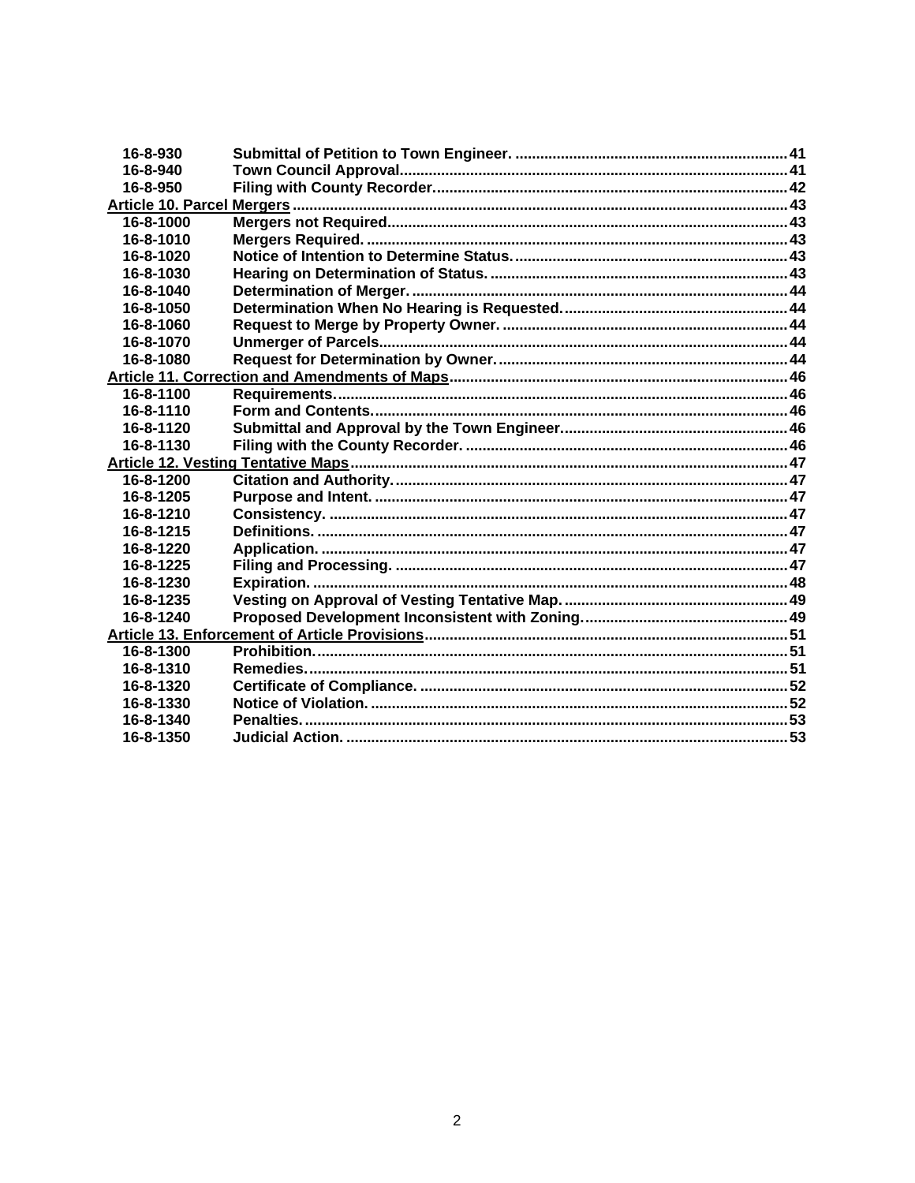| | | |
|---|---|---|
| **16-8-930** | **Submittal of Petition to Town Engineer.** | **41** |
| **16-8-940** | **Town Council Approval.** | **41** |
| **16-8-950** | **Filing with County Recorder.** | **42** |
| **Article 10. Parcel Mergers** | | **43** |
| **16-8-1000** | **Mergers not Required.** | **43** |
| **16-8-1010** | **Mergers Required.** | **43** |
| **16-8-1020** | **Notice of Intention to Determine Status.** | **43** |
| **16-8-1030** | **Hearing on Determination of Status.** | **43** |
| **16-8-1040** | **Determination of Merger.** | **44** |
| **16-8-1050** | **Determination When No Hearing is Requested.** | **44** |
| **16-8-1060** | **Request to Merge by Property Owner.** | **44** |
| **16-8-1070** | **Unmerger of Parcels.** | **44** |
| **16-8-1080** | **Request for Determination by Owner.** | **44** |
| **Article 11. Correction and Amendments of Maps** | | **46** |
| **16-8-1100** | **Requirements.** | **46** |
| **16-8-1110** | **Form and Contents.** | **46** |
| **16-8-1120** | **Submittal and Approval by the Town Engineer.** | **46** |
| **16-8-1130** | **Filing with the County Recorder.** | **46** |
| **Article 12. Vesting Tentative Maps** | | **47** |
| **16-8-1200** | **Citation and Authority.** | **47** |
| **16-8-1205** | **Purpose and Intent.** | **47** |
| **16-8-1210** | **Consistency.** | **47** |
| **16-8-1215** | **Definitions.** | **47** |
| **16-8-1220** | **Application.** | **47** |
| **16-8-1225** | **Filing and Processing.** | **47** |
| **16-8-1230** | **Expiration.** | **48** |
| **16-8-1235** | **Vesting on Approval of Vesting Tentative Map.** | **49** |
| **16-8-1240** | **Proposed Development Inconsistent with Zoning.** | **49** |
| **Article 13. Enforcement of Article Provisions** | | **51** |
| **16-8-1300** | **Prohibition.** | **51** |
| **16-8-1310** | **Remedies.** | **51** |
| **16-8-1320** | **Certificate of Compliance.** | **52** |
| **16-8-1330** | **Notice of Violation.** | **52** |
| **16-8-1340** | **Penalties.** | **53** |
| **16-8-1350** | **Judicial Action.** | **53** |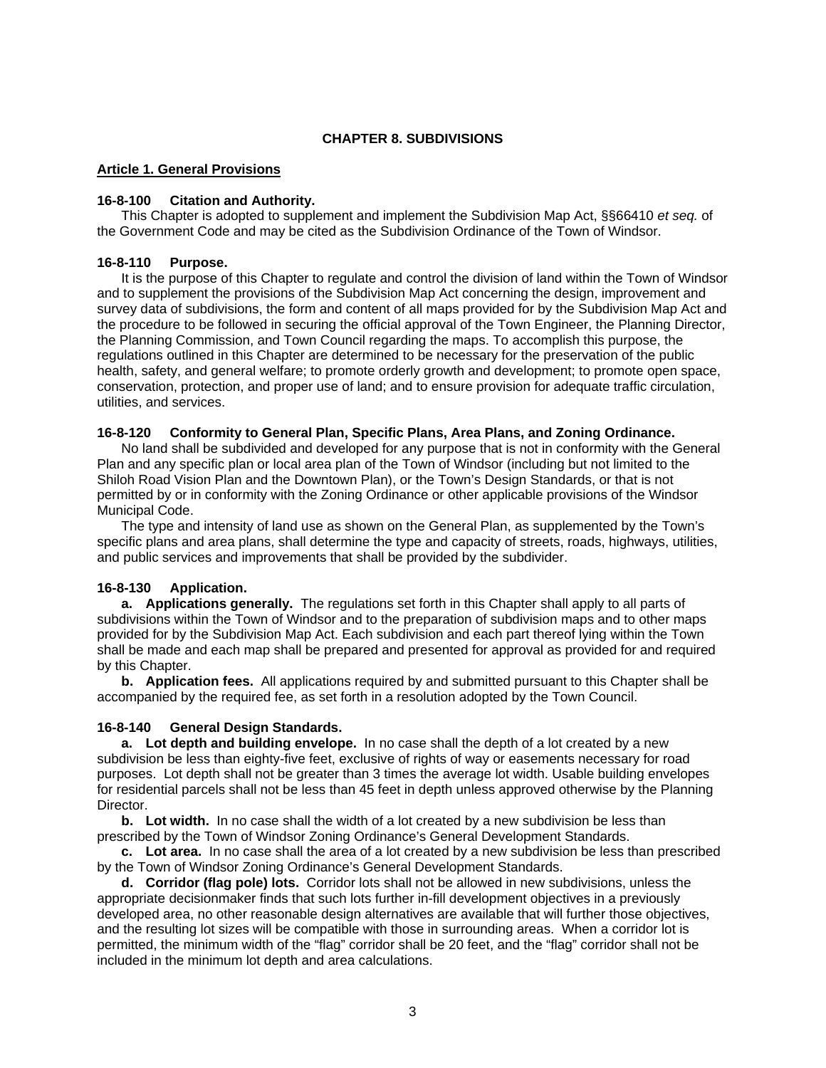# CHAPTER 8. SUBDIVISIONS

## Article 1. General Provisions

### 16-8-100 Citation and Authority.

This Chapter is adopted to supplement and implement the Subdivision Map Act, §§66410 *et seq.* of the Government Code and may be cited as the Subdivision Ordinance of the Town of Windsor.

### 16-8-110 Purpose.

It is the purpose of this Chapter to regulate and control the division of land within the Town of Windsor and to supplement the provisions of the Subdivision Map Act concerning the design, improvement and survey data of subdivisions, the form and content of all maps provided for by the Subdivision Map Act and the procedure to be followed in securing the official approval of the Town Engineer, the Planning Director, the Planning Commission, and Town Council regarding the maps. To accomplish this purpose, the regulations outlined in this Chapter are determined to be necessary for the preservation of the public health, safety, and general welfare; to promote orderly growth and development; to promote open space, conservation, protection, and proper use of land; and to ensure provision for adequate traffic circulation, utilities, and services.

### 16-8-120 Conformity to General Plan, Specific Plans, Area Plans, and Zoning Ordinance.

No land shall be subdivided and developed for any purpose that is not in conformity with the General Plan and any specific plan or local area plan of the Town of Windsor (including but not limited to the Shiloh Road Vision Plan and the Downtown Plan), or the Town's Design Standards, or that is not permitted by or in conformity with the Zoning Ordinance or other applicable provisions of the Windsor Municipal Code.

The type and intensity of land use as shown on the General Plan, as supplemented by the Town's specific plans and area plans, shall determine the type and capacity of streets, roads, highways, utilities, and public services and improvements that shall be provided by the subdivider.

### 16-8-130 Application.

**a. Applications generally.** The regulations set forth in this Chapter shall apply to all parts of subdivisions within the Town of Windsor and to the preparation of subdivision maps and to other maps provided for by the Subdivision Map Act. Each subdivision and each part thereof lying within the Town shall be made and each map shall be prepared and presented for approval as provided for and required by this Chapter.

**b. Application fees.** All applications required by and submitted pursuant to this Chapter shall be accompanied by the required fee, as set forth in a resolution adopted by the Town Council.

### 16-8-140 General Design Standards.

**a. Lot depth and building envelope.** In no case shall the depth of a lot created by a new subdivision be less than eighty-five feet, exclusive of rights of way or easements necessary for road purposes. Lot depth shall not be greater than 3 times the average lot width. Usable building envelopes for residential parcels shall not be less than 45 feet in depth unless approved otherwise by the Planning Director.

**b. Lot width.** In no case shall the width of a lot created by a new subdivision be less than prescribed by the Town of Windsor Zoning Ordinance's General Development Standards.

**c. Lot area.** In no case shall the area of a lot created by a new subdivision be less than prescribed by the Town of Windsor Zoning Ordinance's General Development Standards.

**d. Corridor (flag pole) lots.** Corridor lots shall not be allowed in new subdivisions, unless the appropriate decisionmaker finds that such lots further in-fill development objectives in a previously developed area, no other reasonable design alternatives are available that will further those objectives, and the resulting lot sizes will be compatible with those in surrounding areas. When a corridor lot is permitted, the minimum width of the "flag" corridor shall be 20 feet, and the "flag" corridor shall not be included in the minimum lot depth and area calculations.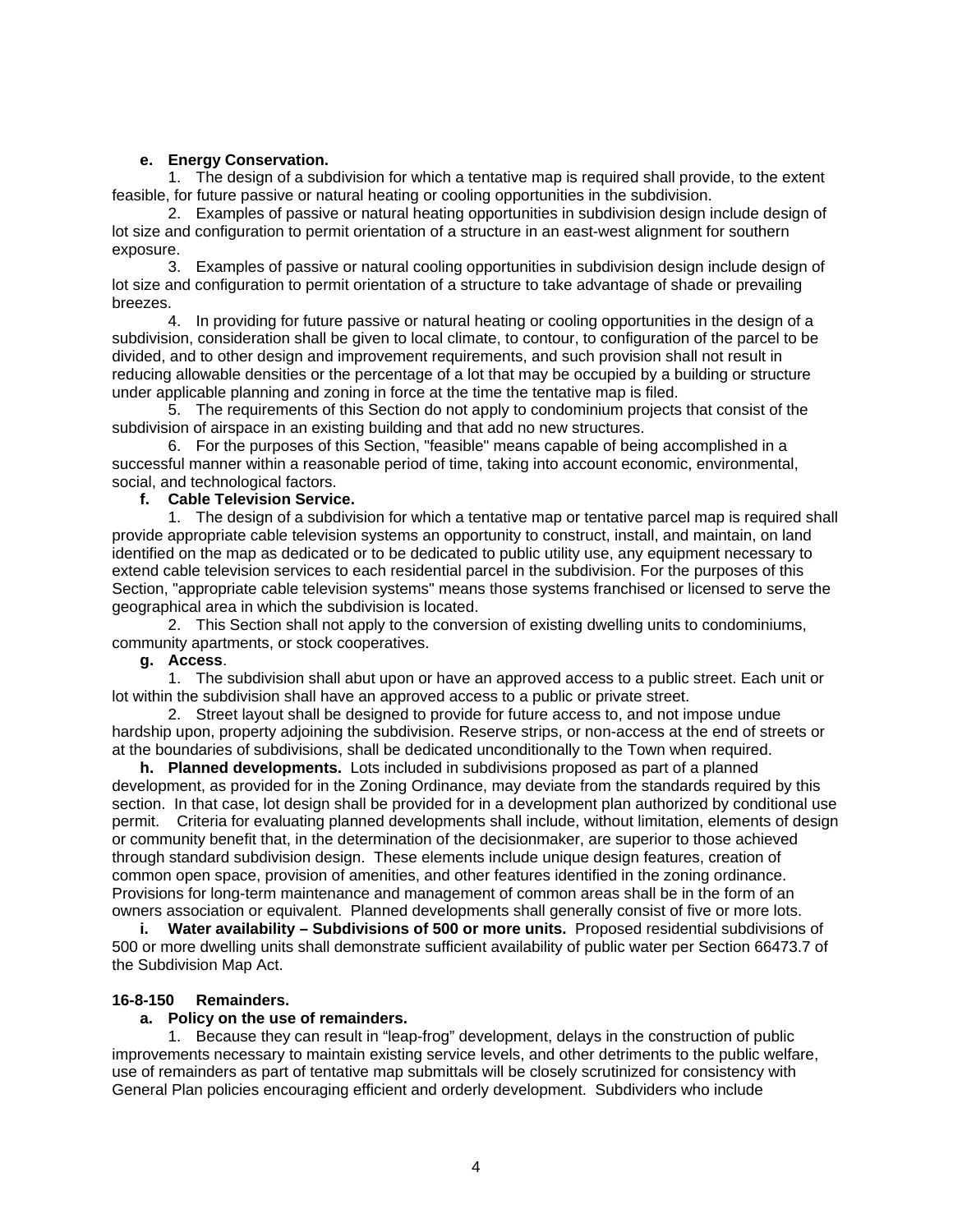**e. Energy Conservation.**

1. The design of a subdivision for which a tentative map is required shall provide, to the extent feasible, for future passive or natural heating or cooling opportunities in the subdivision.

2. Examples of passive or natural heating opportunities in subdivision design include design of lot size and configuration to permit orientation of a structure in an east-west alignment for southern exposure.

3. Examples of passive or natural cooling opportunities in subdivision design include design of lot size and configuration to permit orientation of a structure to take advantage of shade or prevailing breezes.

4. In providing for future passive or natural heating or cooling opportunities in the design of a subdivision, consideration shall be given to local climate, to contour, to configuration of the parcel to be divided, and to other design and improvement requirements, and such provision shall not result in reducing allowable densities or the percentage of a lot that may be occupied by a building or structure under applicable planning and zoning in force at the time the tentative map is filed.

5. The requirements of this Section do not apply to condominium projects that consist of the subdivision of airspace in an existing building and that add no new structures.

6. For the purposes of this Section, "feasible" means capable of being accomplished in a successful manner within a reasonable period of time, taking into account economic, environmental, social, and technological factors.

**f. Cable Television Service.**

1. The design of a subdivision for which a tentative map or tentative parcel map is required shall provide appropriate cable television systems an opportunity to construct, install, and maintain, on land identified on the map as dedicated or to be dedicated to public utility use, any equipment necessary to extend cable television services to each residential parcel in the subdivision. For the purposes of this Section, "appropriate cable television systems" means those systems franchised or licensed to serve the geographical area in which the subdivision is located.

2. This Section shall not apply to the conversion of existing dwelling units to condominiums, community apartments, or stock cooperatives.

**g. Access**.

1. The subdivision shall abut upon or have an approved access to a public street. Each unit or lot within the subdivision shall have an approved access to a public or private street.

2. Street layout shall be designed to provide for future access to, and not impose undue hardship upon, property adjoining the subdivision. Reserve strips, or non-access at the end of streets or at the boundaries of subdivisions, shall be dedicated unconditionally to the Town when required.

**h. Planned developments.** Lots included in subdivisions proposed as part of a planned development, as provided for in the Zoning Ordinance, may deviate from the standards required by this section. In that case, lot design shall be provided for in a development plan authorized by conditional use permit. Criteria for evaluating planned developments shall include, without limitation, elements of design or community benefit that, in the determination of the decisionmaker, are superior to those achieved through standard subdivision design. These elements include unique design features, creation of common open space, provision of amenities, and other features identified in the zoning ordinance. Provisions for long-term maintenance and management of common areas shall be in the form of an owners association or equivalent. Planned developments shall generally consist of five or more lots.

**i. Water availability – Subdivisions of 500 or more units.** Proposed residential subdivisions of 500 or more dwelling units shall demonstrate sufficient availability of public water per Section 66473.7 of the Subdivision Map Act.

### 16-8-150 Remainders.

**a. Policy on the use of remainders.**

1. Because they can result in "leap-frog" development, delays in the construction of public improvements necessary to maintain existing service levels, and other detriments to the public welfare, use of remainders as part of tentative map submittals will be closely scrutinized for consistency with General Plan policies encouraging efficient and orderly development. Subdividers who include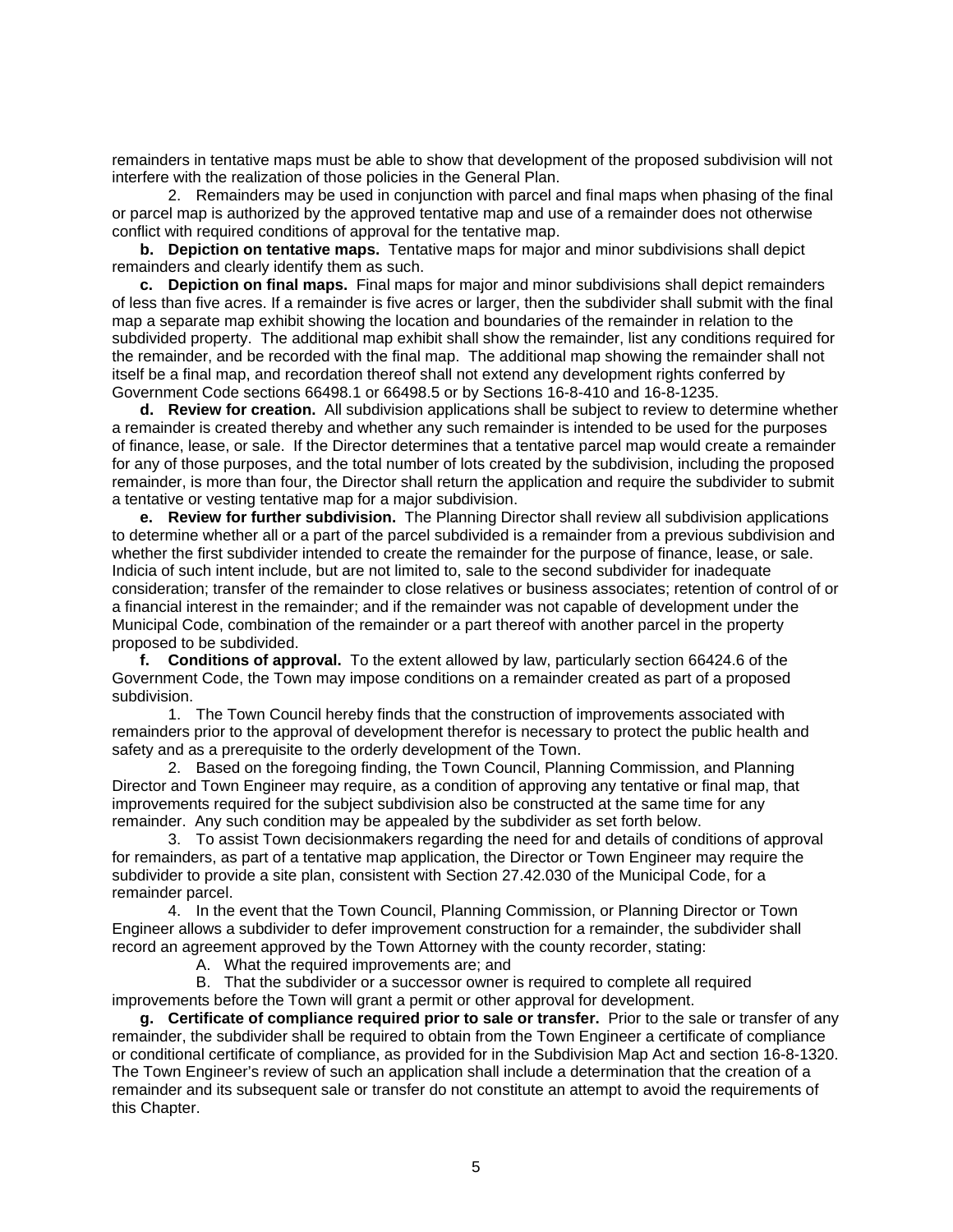remainders in tentative maps must be able to show that development of the proposed subdivision will not interfere with the realization of those policies in the General Plan.

2. Remainders may be used in conjunction with parcel and final maps when phasing of the final or parcel map is authorized by the approved tentative map and use of a remainder does not otherwise conflict with required conditions of approval for the tentative map.

**b. Depiction on tentative maps.** Tentative maps for major and minor subdivisions shall depict remainders and clearly identify them as such.

**c. Depiction on final maps.** Final maps for major and minor subdivisions shall depict remainders of less than five acres. If a remainder is five acres or larger, then the subdivider shall submit with the final map a separate map exhibit showing the location and boundaries of the remainder in relation to the subdivided property. The additional map exhibit shall show the remainder, list any conditions required for the remainder, and be recorded with the final map. The additional map showing the remainder shall not itself be a final map, and recordation thereof shall not extend any development rights conferred by Government Code sections 66498.1 or 66498.5 or by Sections 16-8-410 and 16-8-1235.

**d. Review for creation.** All subdivision applications shall be subject to review to determine whether a remainder is created thereby and whether any such remainder is intended to be used for the purposes of finance, lease, or sale. If the Director determines that a tentative parcel map would create a remainder for any of those purposes, and the total number of lots created by the subdivision, including the proposed remainder, is more than four, the Director shall return the application and require the subdivider to submit a tentative or vesting tentative map for a major subdivision.

**e. Review for further subdivision.** The Planning Director shall review all subdivision applications to determine whether all or a part of the parcel subdivided is a remainder from a previous subdivision and whether the first subdivider intended to create the remainder for the purpose of finance, lease, or sale. Indicia of such intent include, but are not limited to, sale to the second subdivider for inadequate consideration; transfer of the remainder to close relatives or business associates; retention of control of or a financial interest in the remainder; and if the remainder was not capable of development under the Municipal Code, combination of the remainder or a part thereof with another parcel in the property proposed to be subdivided.

**f. Conditions of approval.** To the extent allowed by law, particularly section 66424.6 of the Government Code, the Town may impose conditions on a remainder created as part of a proposed subdivision.

1. The Town Council hereby finds that the construction of improvements associated with remainders prior to the approval of development therefor is necessary to protect the public health and safety and as a prerequisite to the orderly development of the Town.

2. Based on the foregoing finding, the Town Council, Planning Commission, and Planning Director and Town Engineer may require, as a condition of approving any tentative or final map, that improvements required for the subject subdivision also be constructed at the same time for any remainder. Any such condition may be appealed by the subdivider as set forth below.

3. To assist Town decisionmakers regarding the need for and details of conditions of approval for remainders, as part of a tentative map application, the Director or Town Engineer may require the subdivider to provide a site plan, consistent with Section 27.42.030 of the Municipal Code, for a remainder parcel.

4. In the event that the Town Council, Planning Commission, or Planning Director or Town Engineer allows a subdivider to defer improvement construction for a remainder, the subdivider shall record an agreement approved by the Town Attorney with the county recorder, stating:

A. What the required improvements are; and

B. That the subdivider or a successor owner is required to complete all required improvements before the Town will grant a permit or other approval for development.

**g. Certificate of compliance required prior to sale or transfer.** Prior to the sale or transfer of any remainder, the subdivider shall be required to obtain from the Town Engineer a certificate of compliance or conditional certificate of compliance, as provided for in the Subdivision Map Act and section 16-8-1320. The Town Engineer's review of such an application shall include a determination that the creation of a remainder and its subsequent sale or transfer do not constitute an attempt to avoid the requirements of this Chapter.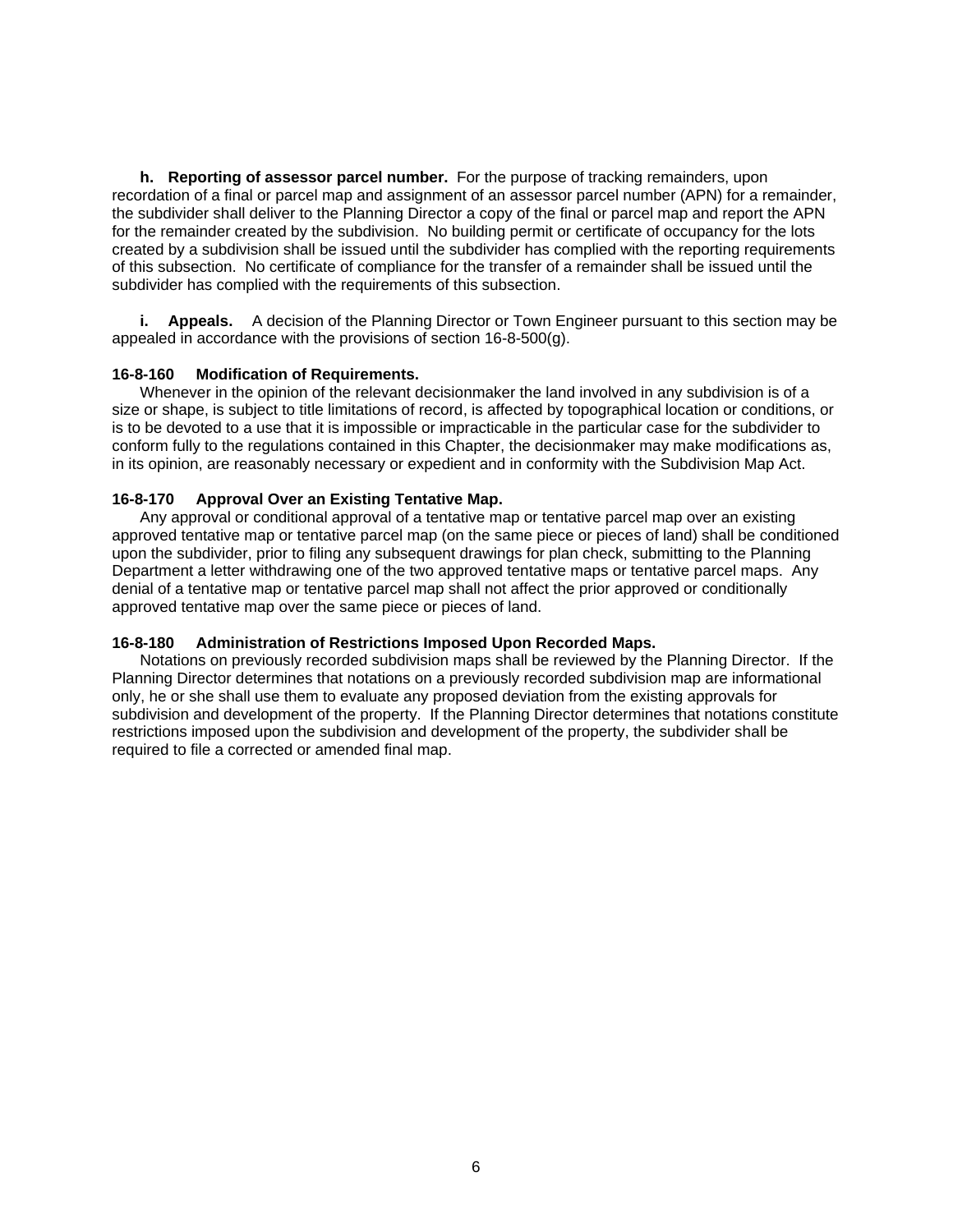**h. Reporting of assessor parcel number.** For the purpose of tracking remainders, upon recordation of a final or parcel map and assignment of an assessor parcel number (APN) for a remainder, the subdivider shall deliver to the Planning Director a copy of the final or parcel map and report the APN for the remainder created by the subdivision. No building permit or certificate of occupancy for the lots created by a subdivision shall be issued until the subdivider has complied with the reporting requirements of this subsection. No certificate of compliance for the transfer of a remainder shall be issued until the subdivider has complied with the requirements of this subsection.

**i. Appeals.** A decision of the Planning Director or Town Engineer pursuant to this section may be appealed in accordance with the provisions of section 16-8-500(g).

### 16-8-160 Modification of Requirements.

Whenever in the opinion of the relevant decisionmaker the land involved in any subdivision is of a size or shape, is subject to title limitations of record, is affected by topographical location or conditions, or is to be devoted to a use that it is impossible or impracticable in the particular case for the subdivider to conform fully to the regulations contained in this Chapter, the decisionmaker may make modifications as, in its opinion, are reasonably necessary or expedient and in conformity with the Subdivision Map Act.

### 16-8-170 Approval Over an Existing Tentative Map.

Any approval or conditional approval of a tentative map or tentative parcel map over an existing approved tentative map or tentative parcel map (on the same piece or pieces of land) shall be conditioned upon the subdivider, prior to filing any subsequent drawings for plan check, submitting to the Planning Department a letter withdrawing one of the two approved tentative maps or tentative parcel maps. Any denial of a tentative map or tentative parcel map shall not affect the prior approved or conditionally approved tentative map over the same piece or pieces of land.

### 16-8-180 Administration of Restrictions Imposed Upon Recorded Maps.

Notations on previously recorded subdivision maps shall be reviewed by the Planning Director. If the Planning Director determines that notations on a previously recorded subdivision map are informational only, he or she shall use them to evaluate any proposed deviation from the existing approvals for subdivision and development of the property. If the Planning Director determines that notations constitute restrictions imposed upon the subdivision and development of the property, the subdivider shall be required to file a corrected or amended final map.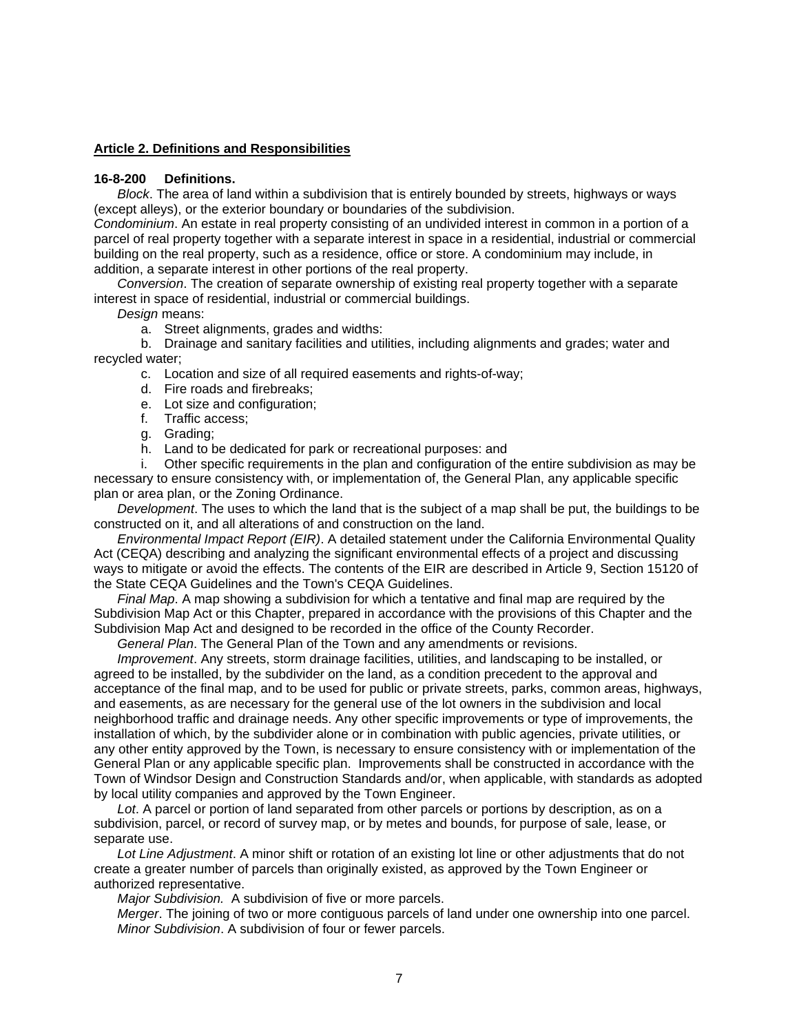**Article 2. Definitions and Responsibilities**

**16-8-200 Definitions.**

*Block*. The area of land within a subdivision that is entirely bounded by streets, highways or ways (except alleys), or the exterior boundary or boundaries of the subdivision.

*Condominium*. An estate in real property consisting of an undivided interest in common in a portion of a parcel of real property together with a separate interest in space in a residential, industrial or commercial building on the real property, such as a residence, office or store. A condominium may include, in addition, a separate interest in other portions of the real property.

*Conversion*. The creation of separate ownership of existing real property together with a separate interest in space of residential, industrial or commercial buildings.

*Design* means:

a. Street alignments, grades and widths:

b. Drainage and sanitary facilities and utilities, including alignments and grades; water and recycled water;

c. Location and size of all required easements and rights-of-way;

d. Fire roads and firebreaks;

e. Lot size and configuration;

f. Traffic access;

g. Grading;

h. Land to be dedicated for park or recreational purposes: and

i. Other specific requirements in the plan and configuration of the entire subdivision as may be necessary to ensure consistency with, or implementation of, the General Plan, any applicable specific plan or area plan, or the Zoning Ordinance.

*Development*. The uses to which the land that is the subject of a map shall be put, the buildings to be constructed on it, and all alterations of and construction on the land.

*Environmental Impact Report (EIR)*. A detailed statement under the California Environmental Quality Act (CEQA) describing and analyzing the significant environmental effects of a project and discussing ways to mitigate or avoid the effects. The contents of the EIR are described in Article 9, Section 15120 of the State CEQA Guidelines and the Town's CEQA Guidelines.

*Final Map*. A map showing a subdivision for which a tentative and final map are required by the Subdivision Map Act or this Chapter, prepared in accordance with the provisions of this Chapter and the Subdivision Map Act and designed to be recorded in the office of the County Recorder.

*General Plan*. The General Plan of the Town and any amendments or revisions.

*Improvement*. Any streets, storm drainage facilities, utilities, and landscaping to be installed, or agreed to be installed, by the subdivider on the land, as a condition precedent to the approval and acceptance of the final map, and to be used for public or private streets, parks, common areas, highways, and easements, as are necessary for the general use of the lot owners in the subdivision and local neighborhood traffic and drainage needs. Any other specific improvements or type of improvements, the installation of which, by the subdivider alone or in combination with public agencies, private utilities, or any other entity approved by the Town, is necessary to ensure consistency with or implementation of the General Plan or any applicable specific plan. Improvements shall be constructed in accordance with the Town of Windsor Design and Construction Standards and/or, when applicable, with standards as adopted by local utility companies and approved by the Town Engineer.

*Lot*. A parcel or portion of land separated from other parcels or portions by description, as on a subdivision, parcel, or record of survey map, or by metes and bounds, for purpose of sale, lease, or separate use.

*Lot Line Adjustment*. A minor shift or rotation of an existing lot line or other adjustments that do not create a greater number of parcels than originally existed, as approved by the Town Engineer or authorized representative.

*Major Subdivision.* A subdivision of five or more parcels.

*Merger*. The joining of two or more contiguous parcels of land under one ownership into one parcel.

*Minor Subdivision*. A subdivision of four or fewer parcels.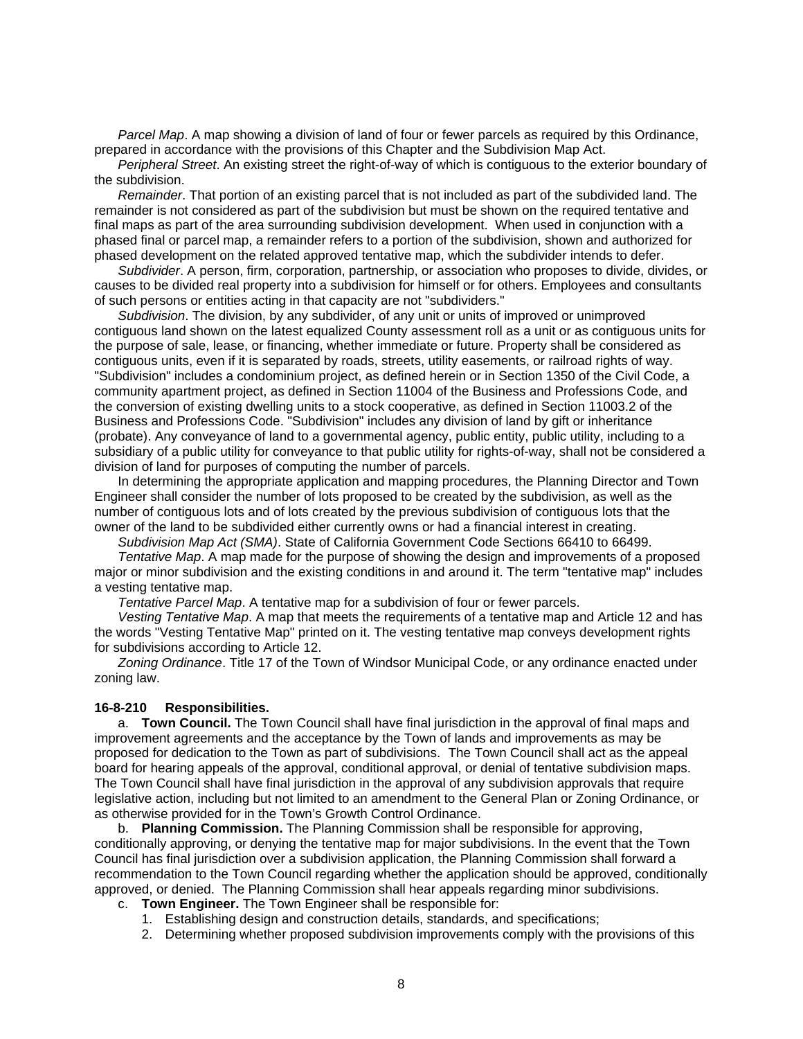*Parcel Map*. A map showing a division of land of four or fewer parcels as required by this Ordinance, prepared in accordance with the provisions of this Chapter and the Subdivision Map Act.

*Peripheral Street*. An existing street the right-of-way of which is contiguous to the exterior boundary of the subdivision.

*Remainder*. That portion of an existing parcel that is not included as part of the subdivided land. The remainder is not considered as part of the subdivision but must be shown on the required tentative and final maps as part of the area surrounding subdivision development. When used in conjunction with a phased final or parcel map, a remainder refers to a portion of the subdivision, shown and authorized for phased development on the related approved tentative map, which the subdivider intends to defer.

*Subdivider*. A person, firm, corporation, partnership, or association who proposes to divide, divides, or causes to be divided real property into a subdivision for himself or for others. Employees and consultants of such persons or entities acting in that capacity are not "subdividers."

*Subdivision*. The division, by any subdivider, of any unit or units of improved or unimproved contiguous land shown on the latest equalized County assessment roll as a unit or as contiguous units for the purpose of sale, lease, or financing, whether immediate or future. Property shall be considered as contiguous units, even if it is separated by roads, streets, utility easements, or railroad rights of way. "Subdivision" includes a condominium project, as defined herein or in Section 1350 of the Civil Code, a community apartment project, as defined in Section 11004 of the Business and Professions Code, and the conversion of existing dwelling units to a stock cooperative, as defined in Section 11003.2 of the Business and Professions Code. "Subdivision" includes any division of land by gift or inheritance (probate). Any conveyance of land to a governmental agency, public entity, public utility, including to a subsidiary of a public utility for conveyance to that public utility for rights-of-way, shall not be considered a division of land for purposes of computing the number of parcels.

In determining the appropriate application and mapping procedures, the Planning Director and Town Engineer shall consider the number of lots proposed to be created by the subdivision, as well as the number of contiguous lots and of lots created by the previous subdivision of contiguous lots that the owner of the land to be subdivided either currently owns or had a financial interest in creating.

*Subdivision Map Act (SMA)*. State of California Government Code Sections 66410 to 66499.

*Tentative Map*. A map made for the purpose of showing the design and improvements of a proposed major or minor subdivision and the existing conditions in and around it. The term "tentative map" includes a vesting tentative map.

*Tentative Parcel Map*. A tentative map for a subdivision of four or fewer parcels.

*Vesting Tentative Map*. A map that meets the requirements of a tentative map and Article 12 and has the words "Vesting Tentative Map" printed on it. The vesting tentative map conveys development rights for subdivisions according to Article 12.

*Zoning Ordinance*. Title 17 of the Town of Windsor Municipal Code, or any ordinance enacted under zoning law.

**16-8-210 Responsibilities.**

a. **Town Council.** The Town Council shall have final jurisdiction in the approval of final maps and improvement agreements and the acceptance by the Town of lands and improvements as may be proposed for dedication to the Town as part of subdivisions. The Town Council shall act as the appeal board for hearing appeals of the approval, conditional approval, or denial of tentative subdivision maps. The Town Council shall have final jurisdiction in the approval of any subdivision approvals that require legislative action, including but not limited to an amendment to the General Plan or Zoning Ordinance, or as otherwise provided for in the Town's Growth Control Ordinance.

b. **Planning Commission.** The Planning Commission shall be responsible for approving, conditionally approving, or denying the tentative map for major subdivisions. In the event that the Town Council has final jurisdiction over a subdivision application, the Planning Commission shall forward a recommendation to the Town Council regarding whether the application should be approved, conditionally approved, or denied. The Planning Commission shall hear appeals regarding minor subdivisions.

c. **Town Engineer.** The Town Engineer shall be responsible for:

1. Establishing design and construction details, standards, and specifications;
2. Determining whether proposed subdivision improvements comply with the provisions of this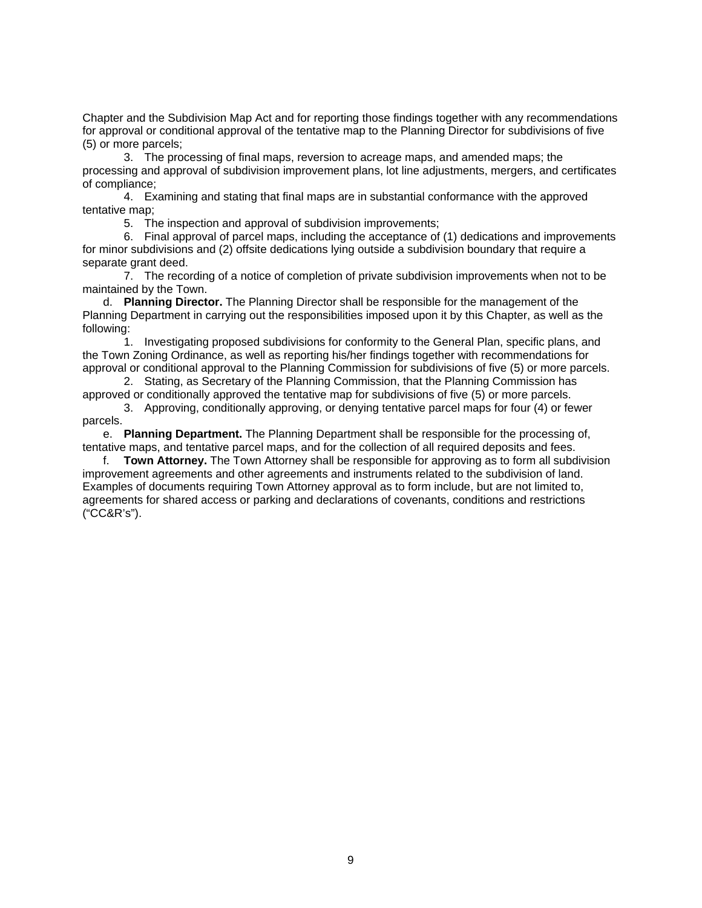Chapter and the Subdivision Map Act and for reporting those findings together with any recommendations for approval or conditional approval of the tentative map to the Planning Director for subdivisions of five (5) or more parcels;

3. The processing of final maps, reversion to acreage maps, and amended maps; the processing and approval of subdivision improvement plans, lot line adjustments, mergers, and certificates of compliance;

4. Examining and stating that final maps are in substantial conformance with the approved tentative map;

5. The inspection and approval of subdivision improvements;

6. Final approval of parcel maps, including the acceptance of (1) dedications and improvements for minor subdivisions and (2) offsite dedications lying outside a subdivision boundary that require a separate grant deed.

7. The recording of a notice of completion of private subdivision improvements when not to be maintained by the Town.

d. **Planning Director.** The Planning Director shall be responsible for the management of the Planning Department in carrying out the responsibilities imposed upon it by this Chapter, as well as the following:

1. Investigating proposed subdivisions for conformity to the General Plan, specific plans, and the Town Zoning Ordinance, as well as reporting his/her findings together with recommendations for approval or conditional approval to the Planning Commission for subdivisions of five (5) or more parcels.

2. Stating, as Secretary of the Planning Commission, that the Planning Commission has approved or conditionally approved the tentative map for subdivisions of five (5) or more parcels.

3. Approving, conditionally approving, or denying tentative parcel maps for four (4) or fewer parcels.

e. **Planning Department.** The Planning Department shall be responsible for the processing of, tentative maps, and tentative parcel maps, and for the collection of all required deposits and fees.

f. **Town Attorney.** The Town Attorney shall be responsible for approving as to form all subdivision improvement agreements and other agreements and instruments related to the subdivision of land. Examples of documents requiring Town Attorney approval as to form include, but are not limited to, agreements for shared access or parking and declarations of covenants, conditions and restrictions (“CC&R’s”).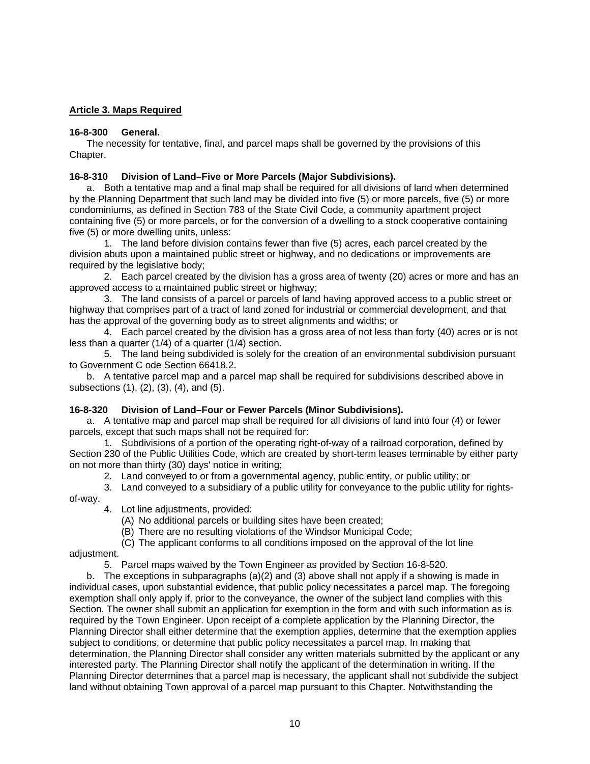## Article 3. Maps Required

**16-8-300 General.**

The necessity for tentative, final, and parcel maps shall be governed by the provisions of this Chapter.

**16-8-310 Division of Land–Five or More Parcels (Major Subdivisions).**

a. Both a tentative map and a final map shall be required for all divisions of land when determined by the Planning Department that such land may be divided into five (5) or more parcels, five (5) or more condominiums, as defined in Section 783 of the State Civil Code, a community apartment project containing five (5) or more parcels, or for the conversion of a dwelling to a stock cooperative containing five (5) or more dwelling units, unless:

1. The land before division contains fewer than five (5) acres, each parcel created by the division abuts upon a maintained public street or highway, and no dedications or improvements are required by the legislative body;

2. Each parcel created by the division has a gross area of twenty (20) acres or more and has an approved access to a maintained public street or highway;

3. The land consists of a parcel or parcels of land having approved access to a public street or highway that comprises part of a tract of land zoned for industrial or commercial development, and that has the approval of the governing body as to street alignments and widths; or

4. Each parcel created by the division has a gross area of not less than forty (40) acres or is not less than a quarter (1/4) of a quarter (1/4) section.

5. The land being subdivided is solely for the creation of an environmental subdivision pursuant to Government C ode Section 66418.2.

b. A tentative parcel map and a parcel map shall be required for subdivisions described above in subsections (1), (2), (3), (4), and (5).

**16-8-320 Division of Land–Four or Fewer Parcels (Minor Subdivisions).**

a. A tentative map and parcel map shall be required for all divisions of land into four (4) or fewer parcels, except that such maps shall not be required for:

1. Subdivisions of a portion of the operating right-of-way of a railroad corporation, defined by Section 230 of the Public Utilities Code, which are created by short-term leases terminable by either party on not more than thirty (30) days' notice in writing;

2. Land conveyed to or from a governmental agency, public entity, or public utility; or

3. Land conveyed to a subsidiary of a public utility for conveyance to the public utility for rights-of-way.

4. Lot line adjustments, provided:

(A) No additional parcels or building sites have been created;

(B) There are no resulting violations of the Windsor Municipal Code;

(C) The applicant conforms to all conditions imposed on the approval of the lot line adjustment.

5. Parcel maps waived by the Town Engineer as provided by Section 16-8-520.

b. The exceptions in subparagraphs (a)(2) and (3) above shall not apply if a showing is made in individual cases, upon substantial evidence, that public policy necessitates a parcel map. The foregoing exemption shall only apply if, prior to the conveyance, the owner of the subject land complies with this Section. The owner shall submit an application for exemption in the form and with such information as is required by the Town Engineer. Upon receipt of a complete application by the Planning Director, the Planning Director shall either determine that the exemption applies, determine that the exemption applies subject to conditions, or determine that public policy necessitates a parcel map. In making that determination, the Planning Director shall consider any written materials submitted by the applicant or any interested party. The Planning Director shall notify the applicant of the determination in writing. If the Planning Director determines that a parcel map is necessary, the applicant shall not subdivide the subject land without obtaining Town approval of a parcel map pursuant to this Chapter. Notwithstanding the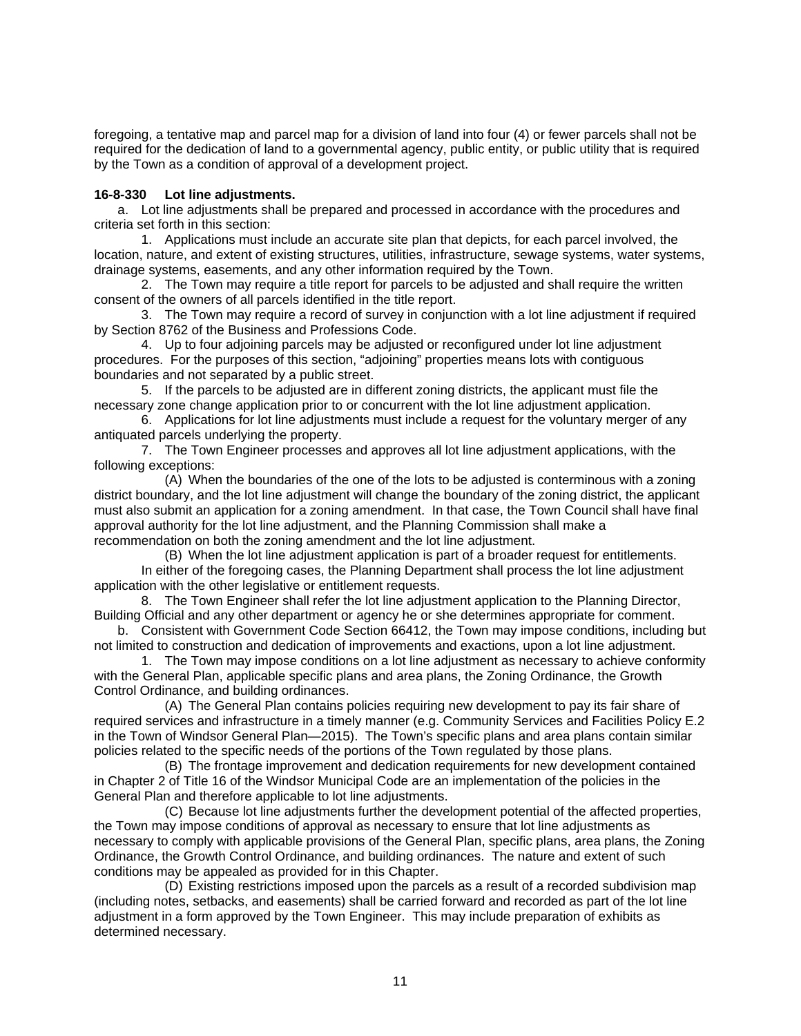foregoing, a tentative map and parcel map for a division of land into four (4) or fewer parcels shall not be required for the dedication of land to a governmental agency, public entity, or public utility that is required by the Town as a condition of approval of a development project.

**16-8-330 Lot line adjustments.**

a. Lot line adjustments shall be prepared and processed in accordance with the procedures and criteria set forth in this section:

1. Applications must include an accurate site plan that depicts, for each parcel involved, the location, nature, and extent of existing structures, utilities, infrastructure, sewage systems, water systems, drainage systems, easements, and any other information required by the Town.

2. The Town may require a title report for parcels to be adjusted and shall require the written consent of the owners of all parcels identified in the title report.

3. The Town may require a record of survey in conjunction with a lot line adjustment if required by Section 8762 of the Business and Professions Code.

4. Up to four adjoining parcels may be adjusted or reconfigured under lot line adjustment procedures. For the purposes of this section, “adjoining” properties means lots with contiguous boundaries and not separated by a public street.

5. If the parcels to be adjusted are in different zoning districts, the applicant must file the necessary zone change application prior to or concurrent with the lot line adjustment application.

6. Applications for lot line adjustments must include a request for the voluntary merger of any antiquated parcels underlying the property.

7. The Town Engineer processes and approves all lot line adjustment applications, with the following exceptions:

(A) When the boundaries of the one of the lots to be adjusted is conterminous with a zoning district boundary, and the lot line adjustment will change the boundary of the zoning district, the applicant must also submit an application for a zoning amendment. In that case, the Town Council shall have final approval authority for the lot line adjustment, and the Planning Commission shall make a recommendation on both the zoning amendment and the lot line adjustment.

(B) When the lot line adjustment application is part of a broader request for entitlements.

In either of the foregoing cases, the Planning Department shall process the lot line adjustment application with the other legislative or entitlement requests.

8. The Town Engineer shall refer the lot line adjustment application to the Planning Director, Building Official and any other department or agency he or she determines appropriate for comment.

b. Consistent with Government Code Section 66412, the Town may impose conditions, including but not limited to construction and dedication of improvements and exactions, upon a lot line adjustment.

1. The Town may impose conditions on a lot line adjustment as necessary to achieve conformity with the General Plan, applicable specific plans and area plans, the Zoning Ordinance, the Growth Control Ordinance, and building ordinances.

(A) The General Plan contains policies requiring new development to pay its fair share of required services and infrastructure in a timely manner (e.g. Community Services and Facilities Policy E.2 in the Town of Windsor General Plan—2015). The Town’s specific plans and area plans contain similar policies related to the specific needs of the portions of the Town regulated by those plans.

(B) The frontage improvement and dedication requirements for new development contained in Chapter 2 of Title 16 of the Windsor Municipal Code are an implementation of the policies in the General Plan and therefore applicable to lot line adjustments.

(C) Because lot line adjustments further the development potential of the affected properties, the Town may impose conditions of approval as necessary to ensure that lot line adjustments as necessary to comply with applicable provisions of the General Plan, specific plans, area plans, the Zoning Ordinance, the Growth Control Ordinance, and building ordinances. The nature and extent of such conditions may be appealed as provided for in this Chapter.

(D) Existing restrictions imposed upon the parcels as a result of a recorded subdivision map (including notes, setbacks, and easements) shall be carried forward and recorded as part of the lot line adjustment in a form approved by the Town Engineer. This may include preparation of exhibits as determined necessary.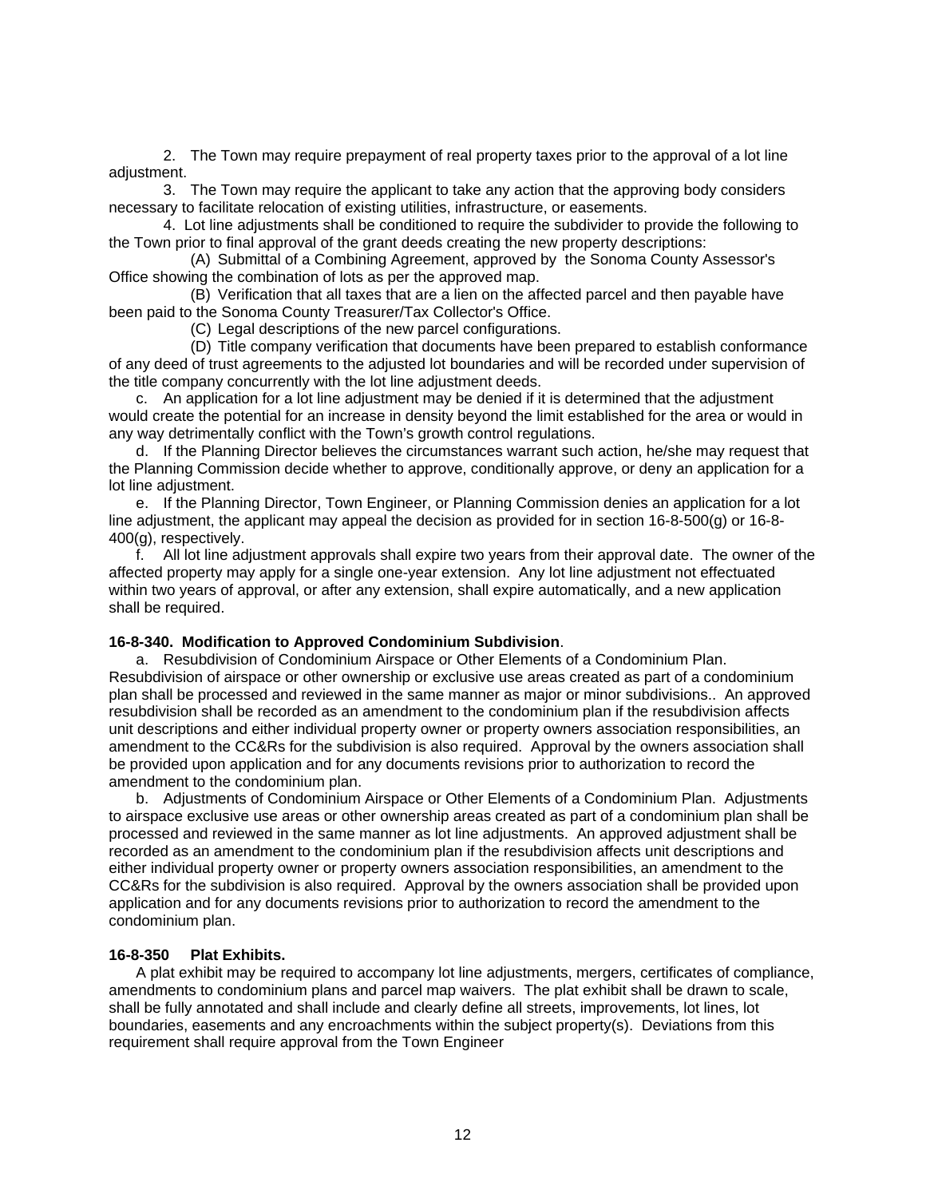2. The Town may require prepayment of real property taxes prior to the approval of a lot line adjustment.

3. The Town may require the applicant to take any action that the approving body considers necessary to facilitate relocation of existing utilities, infrastructure, or easements.

4. Lot line adjustments shall be conditioned to require the subdivider to provide the following to the Town prior to final approval of the grant deeds creating the new property descriptions:

(A) Submittal of a Combining Agreement, approved by the Sonoma County Assessor's Office showing the combination of lots as per the approved map.

(B) Verification that all taxes that are a lien on the affected parcel and then payable have been paid to the Sonoma County Treasurer/Tax Collector's Office.

(C) Legal descriptions of the new parcel configurations.

(D) Title company verification that documents have been prepared to establish conformance of any deed of trust agreements to the adjusted lot boundaries and will be recorded under supervision of the title company concurrently with the lot line adjustment deeds.

c. An application for a lot line adjustment may be denied if it is determined that the adjustment would create the potential for an increase in density beyond the limit established for the area or would in any way detrimentally conflict with the Town's growth control regulations.

d. If the Planning Director believes the circumstances warrant such action, he/she may request that the Planning Commission decide whether to approve, conditionally approve, or deny an application for a lot line adjustment.

e. If the Planning Director, Town Engineer, or Planning Commission denies an application for a lot line adjustment, the applicant may appeal the decision as provided for in section 16-8-500(g) or 16-8-400(g), respectively.

f. All lot line adjustment approvals shall expire two years from their approval date. The owner of the affected property may apply for a single one-year extension. Any lot line adjustment not effectuated within two years of approval, or after any extension, shall expire automatically, and a new application shall be required.

**16-8-340. Modification to Approved Condominium Subdivision**.

a. Resubdivision of Condominium Airspace or Other Elements of a Condominium Plan. Resubdivision of airspace or other ownership or exclusive use areas created as part of a condominium plan shall be processed and reviewed in the same manner as major or minor subdivisions.. An approved resubdivision shall be recorded as an amendment to the condominium plan if the resubdivision affects unit descriptions and either individual property owner or property owners association responsibilities, an amendment to the CC&Rs for the subdivision is also required. Approval by the owners association shall be provided upon application and for any documents revisions prior to authorization to record the amendment to the condominium plan.

b. Adjustments of Condominium Airspace or Other Elements of a Condominium Plan. Adjustments to airspace exclusive use areas or other ownership areas created as part of a condominium plan shall be processed and reviewed in the same manner as lot line adjustments. An approved adjustment shall be recorded as an amendment to the condominium plan if the resubdivision affects unit descriptions and either individual property owner or property owners association responsibilities, an amendment to the CC&Rs for the subdivision is also required. Approval by the owners association shall be provided upon application and for any documents revisions prior to authorization to record the amendment to the condominium plan.

**16-8-350 Plat Exhibits.**

A plat exhibit may be required to accompany lot line adjustments, mergers, certificates of compliance, amendments to condominium plans and parcel map waivers. The plat exhibit shall be drawn to scale, shall be fully annotated and shall include and clearly define all streets, improvements, lot lines, lot boundaries, easements and any encroachments within the subject property(s). Deviations from this requirement shall require approval from the Town Engineer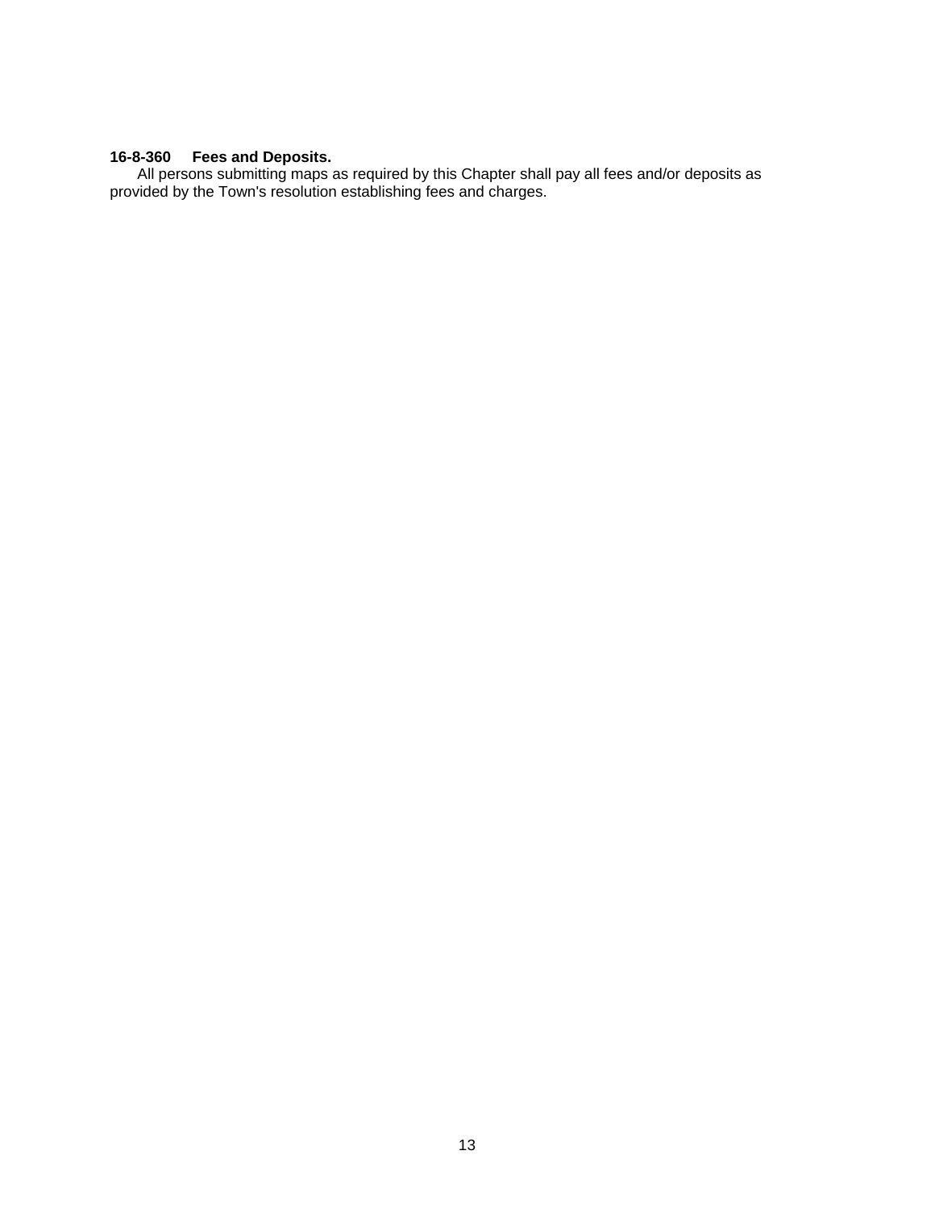**16-8-360 Fees and Deposits.**

All persons submitting maps as required by this Chapter shall pay all fees and/or deposits as provided by the Town's resolution establishing fees and charges.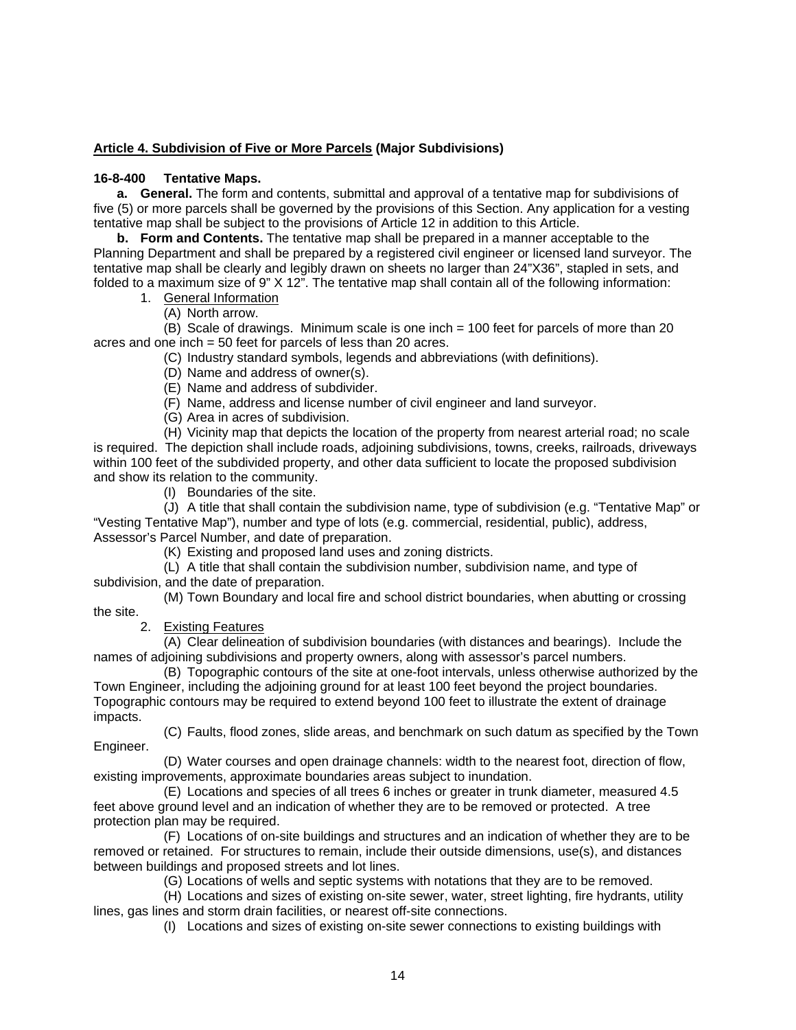## Article 4. Subdivision of Five or More Parcels (Major Subdivisions)

### 16-8-400 Tentative Maps.

**a. General.** The form and contents, submittal and approval of a tentative map for subdivisions of five (5) or more parcels shall be governed by the provisions of this Section. Any application for a vesting tentative map shall be subject to the provisions of Article 12 in addition to this Article.

**b. Form and Contents.** The tentative map shall be prepared in a manner acceptable to the Planning Department and shall be prepared by a registered civil engineer or licensed land surveyor. The tentative map shall be clearly and legibly drawn on sheets no larger than 24"X36", stapled in sets, and folded to a maximum size of 9" X 12". The tentative map shall contain all of the following information:

1. General Information

   (A) North arrow.

   (B) Scale of drawings. Minimum scale is one inch = 100 feet for parcels of more than 20 acres and one inch = 50 feet for parcels of less than 20 acres.

   (C) Industry standard symbols, legends and abbreviations (with definitions).

   (D) Name and address of owner(s).

   (E) Name and address of subdivider.

   (F) Name, address and license number of civil engineer and land surveyor.

   (G) Area in acres of subdivision.

   (H) Vicinity map that depicts the location of the property from nearest arterial road; no scale is required. The depiction shall include roads, adjoining subdivisions, towns, creeks, railroads, driveways within 100 feet of the subdivided property, and other data sufficient to locate the proposed subdivision and show its relation to the community.

   (I) Boundaries of the site.

   (J) A title that shall contain the subdivision name, type of subdivision (e.g. "Tentative Map" or "Vesting Tentative Map"), number and type of lots (e.g. commercial, residential, public), address, Assessor's Parcel Number, and date of preparation.

   (K) Existing and proposed land uses and zoning districts.

   (L) A title that shall contain the subdivision number, subdivision name, and type of subdivision, and the date of preparation.

   (M) Town Boundary and local fire and school district boundaries, when abutting or crossing the site.

2. Existing Features

   (A) Clear delineation of subdivision boundaries (with distances and bearings). Include the names of adjoining subdivisions and property owners, along with assessor's parcel numbers.

   (B) Topographic contours of the site at one-foot intervals, unless otherwise authorized by the Town Engineer, including the adjoining ground for at least 100 feet beyond the project boundaries. Topographic contours may be required to extend beyond 100 feet to illustrate the extent of drainage impacts.

   (C) Faults, flood zones, slide areas, and benchmark on such datum as specified by the Town Engineer.

   (D) Water courses and open drainage channels: width to the nearest foot, direction of flow, existing improvements, approximate boundaries areas subject to inundation.

   (E) Locations and species of all trees 6 inches or greater in trunk diameter, measured 4.5 feet above ground level and an indication of whether they are to be removed or protected. A tree protection plan may be required.

   (F) Locations of on-site buildings and structures and an indication of whether they are to be removed or retained. For structures to remain, include their outside dimensions, use(s), and distances between buildings and proposed streets and lot lines.

   (G) Locations of wells and septic systems with notations that they are to be removed.

   (H) Locations and sizes of existing on-site sewer, water, street lighting, fire hydrants, utility lines, gas lines and storm drain facilities, or nearest off-site connections.

   (I) Locations and sizes of existing on-site sewer connections to existing buildings with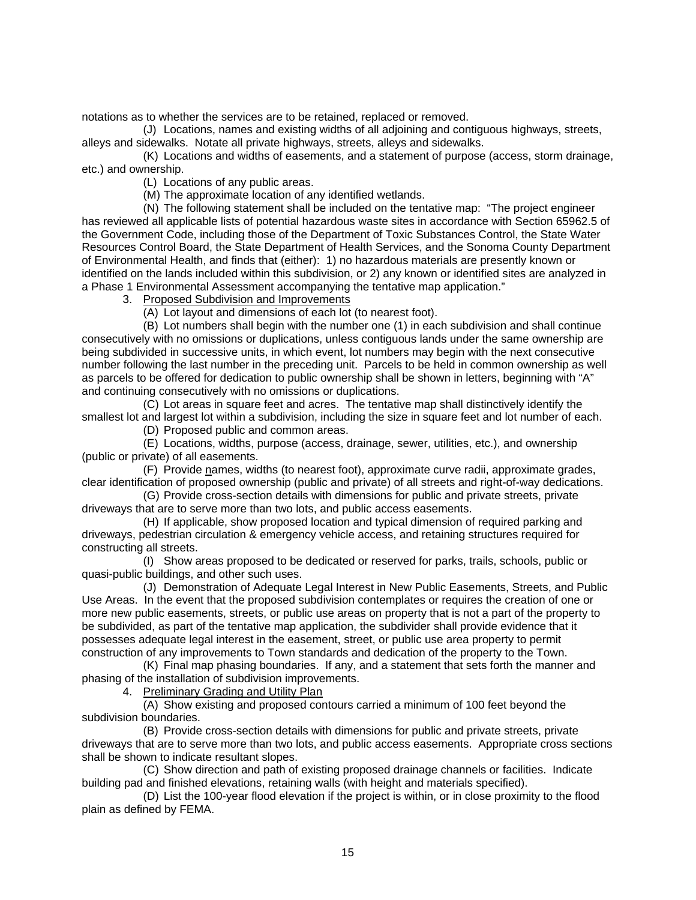notations as to whether the services are to be retained, replaced or removed.

(J) Locations, names and existing widths of all adjoining and contiguous highways, streets, alleys and sidewalks. Notate all private highways, streets, alleys and sidewalks.

(K) Locations and widths of easements, and a statement of purpose (access, storm drainage, etc.) and ownership.

(L) Locations of any public areas.

(M) The approximate location of any identified wetlands.

(N) The following statement shall be included on the tentative map: "The project engineer has reviewed all applicable lists of potential hazardous waste sites in accordance with Section 65962.5 of the Government Code, including those of the Department of Toxic Substances Control, the State Water Resources Control Board, the State Department of Health Services, and the Sonoma County Department of Environmental Health, and finds that (either): 1) no hazardous materials are presently known or identified on the lands included within this subdivision, or 2) any known or identified sites are analyzed in a Phase 1 Environmental Assessment accompanying the tentative map application."

3. Proposed Subdivision and Improvements

(A) Lot layout and dimensions of each lot (to nearest foot).

(B) Lot numbers shall begin with the number one (1) in each subdivision and shall continue consecutively with no omissions or duplications, unless contiguous lands under the same ownership are being subdivided in successive units, in which event, lot numbers may begin with the next consecutive number following the last number in the preceding unit. Parcels to be held in common ownership as well as parcels to be offered for dedication to public ownership shall be shown in letters, beginning with "A" and continuing consecutively with no omissions or duplications.

(C) Lot areas in square feet and acres. The tentative map shall distinctively identify the smallest lot and largest lot within a subdivision, including the size in square feet and lot number of each.

(D) Proposed public and common areas.

(E) Locations, widths, purpose (access, drainage, sewer, utilities, etc.), and ownership (public or private) of all easements.

(F) Provide names, widths (to nearest foot), approximate curve radii, approximate grades, clear identification of proposed ownership (public and private) of all streets and right-of-way dedications.

(G) Provide cross-section details with dimensions for public and private streets, private driveways that are to serve more than two lots, and public access easements.

(H) If applicable, show proposed location and typical dimension of required parking and driveways, pedestrian circulation & emergency vehicle access, and retaining structures required for constructing all streets.

(I) Show areas proposed to be dedicated or reserved for parks, trails, schools, public or quasi-public buildings, and other such uses.

(J) Demonstration of Adequate Legal Interest in New Public Easements, Streets, and Public Use Areas. In the event that the proposed subdivision contemplates or requires the creation of one or more new public easements, streets, or public use areas on property that is not a part of the property to be subdivided, as part of the tentative map application, the subdivider shall provide evidence that it possesses adequate legal interest in the easement, street, or public use area property to permit construction of any improvements to Town standards and dedication of the property to the Town.

(K) Final map phasing boundaries. If any, and a statement that sets forth the manner and phasing of the installation of subdivision improvements.

4. Preliminary Grading and Utility Plan

(A) Show existing and proposed contours carried a minimum of 100 feet beyond the subdivision boundaries.

(B) Provide cross-section details with dimensions for public and private streets, private driveways that are to serve more than two lots, and public access easements. Appropriate cross sections shall be shown to indicate resultant slopes.

(C) Show direction and path of existing proposed drainage channels or facilities. Indicate building pad and finished elevations, retaining walls (with height and materials specified).

(D) List the 100-year flood elevation if the project is within, or in close proximity to the flood plain as defined by FEMA.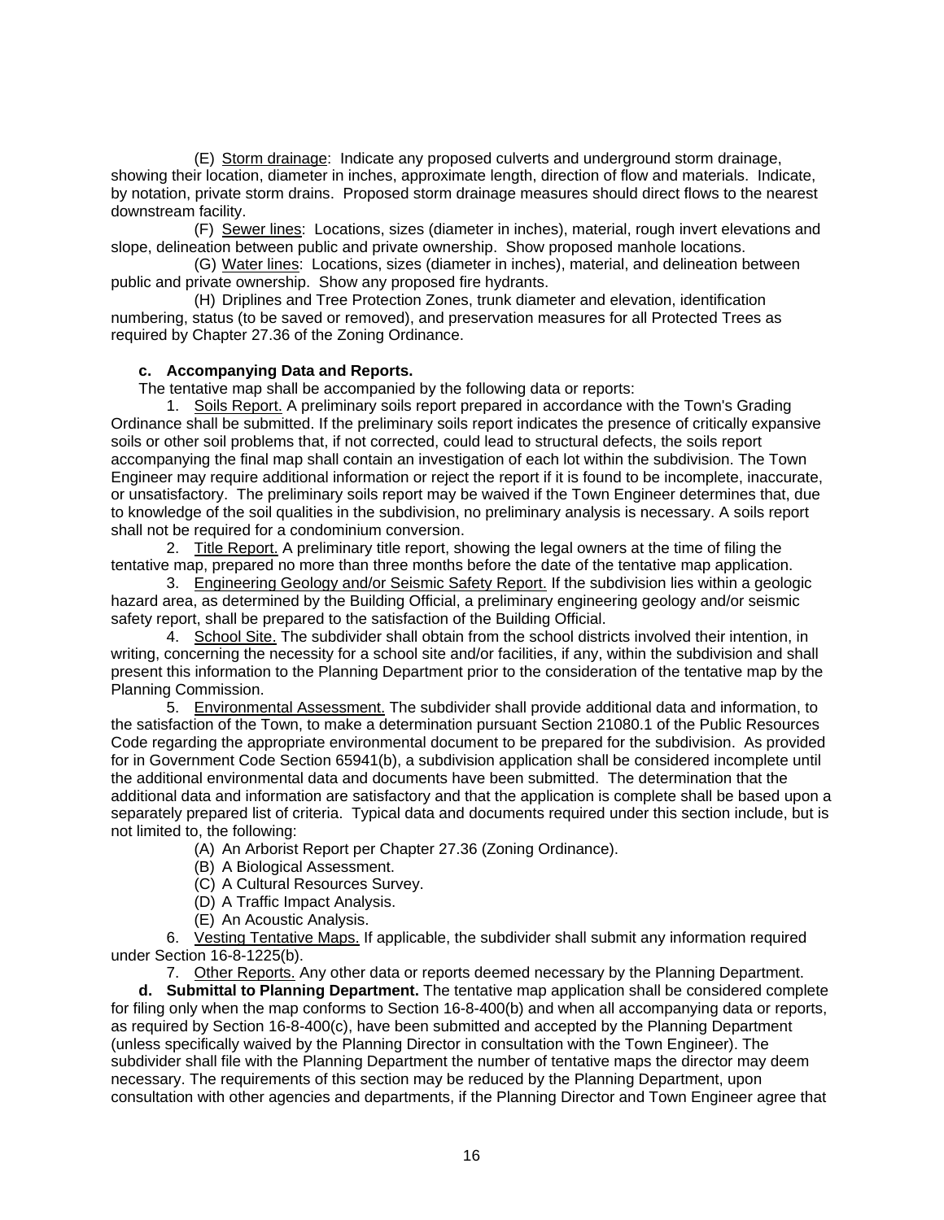(E) Storm drainage: Indicate any proposed culverts and underground storm drainage, showing their location, diameter in inches, approximate length, direction of flow and materials. Indicate, by notation, private storm drains. Proposed storm drainage measures should direct flows to the nearest downstream facility.

(F) Sewer lines: Locations, sizes (diameter in inches), material, rough invert elevations and slope, delineation between public and private ownership. Show proposed manhole locations.

(G) Water lines: Locations, sizes (diameter in inches), material, and delineation between public and private ownership. Show any proposed fire hydrants.

(H) Driplines and Tree Protection Zones, trunk diameter and elevation, identification numbering, status (to be saved or removed), and preservation measures for all Protected Trees as required by Chapter 27.36 of the Zoning Ordinance.

**c. Accompanying Data and Reports.**

The tentative map shall be accompanied by the following data or reports:

1. Soils Report. A preliminary soils report prepared in accordance with the Town's Grading Ordinance shall be submitted. If the preliminary soils report indicates the presence of critically expansive soils or other soil problems that, if not corrected, could lead to structural defects, the soils report accompanying the final map shall contain an investigation of each lot within the subdivision. The Town Engineer may require additional information or reject the report if it is found to be incomplete, inaccurate, or unsatisfactory. The preliminary soils report may be waived if the Town Engineer determines that, due to knowledge of the soil qualities in the subdivision, no preliminary analysis is necessary. A soils report shall not be required for a condominium conversion.

2. Title Report. A preliminary title report, showing the legal owners at the time of filing the tentative map, prepared no more than three months before the date of the tentative map application.

3. Engineering Geology and/or Seismic Safety Report. If the subdivision lies within a geologic hazard area, as determined by the Building Official, a preliminary engineering geology and/or seismic safety report, shall be prepared to the satisfaction of the Building Official.

4. School Site. The subdivider shall obtain from the school districts involved their intention, in writing, concerning the necessity for a school site and/or facilities, if any, within the subdivision and shall present this information to the Planning Department prior to the consideration of the tentative map by the Planning Commission.

5. Environmental Assessment. The subdivider shall provide additional data and information, to the satisfaction of the Town, to make a determination pursuant Section 21080.1 of the Public Resources Code regarding the appropriate environmental document to be prepared for the subdivision. As provided for in Government Code Section 65941(b), a subdivision application shall be considered incomplete until the additional environmental data and documents have been submitted. The determination that the additional data and information are satisfactory and that the application is complete shall be based upon a separately prepared list of criteria. Typical data and documents required under this section include, but is not limited to, the following:

(A) An Arborist Report per Chapter 27.36 (Zoning Ordinance).

(B) A Biological Assessment.

(C) A Cultural Resources Survey.

(D) A Traffic Impact Analysis.

(E) An Acoustic Analysis.

6. Vesting Tentative Maps. If applicable, the subdivider shall submit any information required under Section 16-8-1225(b).

7. Other Reports. Any other data or reports deemed necessary by the Planning Department.

**d. Submittal to Planning Department.** The tentative map application shall be considered complete for filing only when the map conforms to Section 16-8-400(b) and when all accompanying data or reports, as required by Section 16-8-400(c), have been submitted and accepted by the Planning Department (unless specifically waived by the Planning Director in consultation with the Town Engineer). The subdivider shall file with the Planning Department the number of tentative maps the director may deem necessary. The requirements of this section may be reduced by the Planning Department, upon consultation with other agencies and departments, if the Planning Director and Town Engineer agree that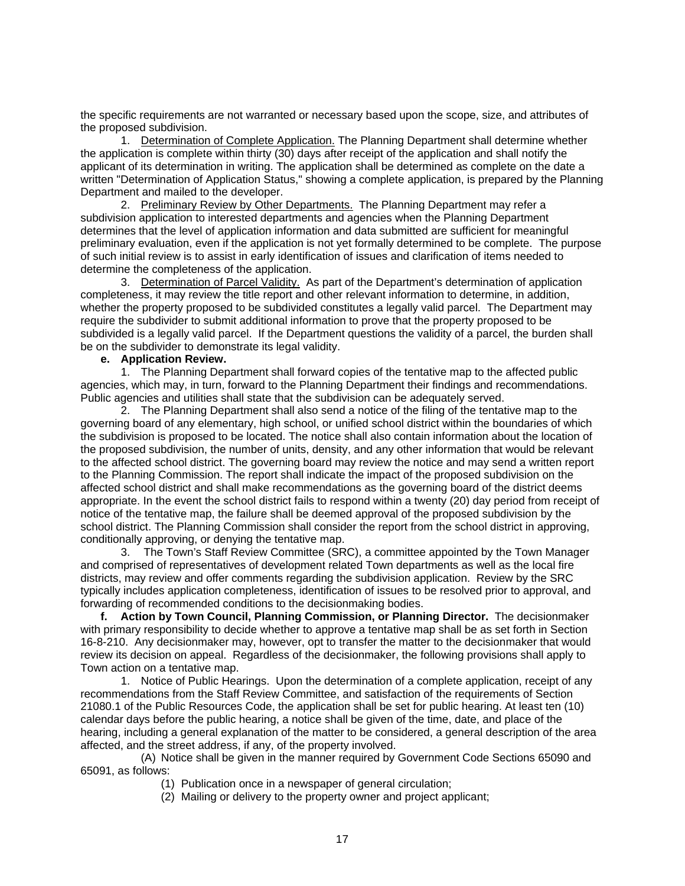the specific requirements are not warranted or necessary based upon the scope, size, and attributes of the proposed subdivision.

1. Determination of Complete Application. The Planning Department shall determine whether the application is complete within thirty (30) days after receipt of the application and shall notify the applicant of its determination in writing. The application shall be determined as complete on the date a written "Determination of Application Status," showing a complete application, is prepared by the Planning Department and mailed to the developer.

2. Preliminary Review by Other Departments. The Planning Department may refer a subdivision application to interested departments and agencies when the Planning Department determines that the level of application information and data submitted are sufficient for meaningful preliminary evaluation, even if the application is not yet formally determined to be complete. The purpose of such initial review is to assist in early identification of issues and clarification of items needed to determine the completeness of the application.

3. Determination of Parcel Validity. As part of the Department's determination of application completeness, it may review the title report and other relevant information to determine, in addition, whether the property proposed to be subdivided constitutes a legally valid parcel. The Department may require the subdivider to submit additional information to prove that the property proposed to be subdivided is a legally valid parcel. If the Department questions the validity of a parcel, the burden shall be on the subdivider to demonstrate its legal validity.

**e. Application Review.**

1. The Planning Department shall forward copies of the tentative map to the affected public agencies, which may, in turn, forward to the Planning Department their findings and recommendations. Public agencies and utilities shall state that the subdivision can be adequately served.

2. The Planning Department shall also send a notice of the filing of the tentative map to the governing board of any elementary, high school, or unified school district within the boundaries of which the subdivision is proposed to be located. The notice shall also contain information about the location of the proposed subdivision, the number of units, density, and any other information that would be relevant to the affected school district. The governing board may review the notice and may send a written report to the Planning Commission. The report shall indicate the impact of the proposed subdivision on the affected school district and shall make recommendations as the governing board of the district deems appropriate. In the event the school district fails to respond within a twenty (20) day period from receipt of notice of the tentative map, the failure shall be deemed approval of the proposed subdivision by the school district. The Planning Commission shall consider the report from the school district in approving, conditionally approving, or denying the tentative map.

3. The Town's Staff Review Committee (SRC), a committee appointed by the Town Manager and comprised of representatives of development related Town departments as well as the local fire districts, may review and offer comments regarding the subdivision application. Review by the SRC typically includes application completeness, identification of issues to be resolved prior to approval, and forwarding of recommended conditions to the decisionmaking bodies.

**f. Action by Town Council, Planning Commission, or Planning Director.** The decisionmaker with primary responsibility to decide whether to approve a tentative map shall be as set forth in Section 16-8-210. Any decisionmaker may, however, opt to transfer the matter to the decisionmaker that would review its decision on appeal. Regardless of the decisionmaker, the following provisions shall apply to Town action on a tentative map.

1. Notice of Public Hearings. Upon the determination of a complete application, receipt of any recommendations from the Staff Review Committee, and satisfaction of the requirements of Section 21080.1 of the Public Resources Code, the application shall be set for public hearing. At least ten (10) calendar days before the public hearing, a notice shall be given of the time, date, and place of the hearing, including a general explanation of the matter to be considered, a general description of the area affected, and the street address, if any, of the property involved.

(A) Notice shall be given in the manner required by Government Code Sections 65090 and 65091, as follows:

(1) Publication once in a newspaper of general circulation;

(2) Mailing or delivery to the property owner and project applicant;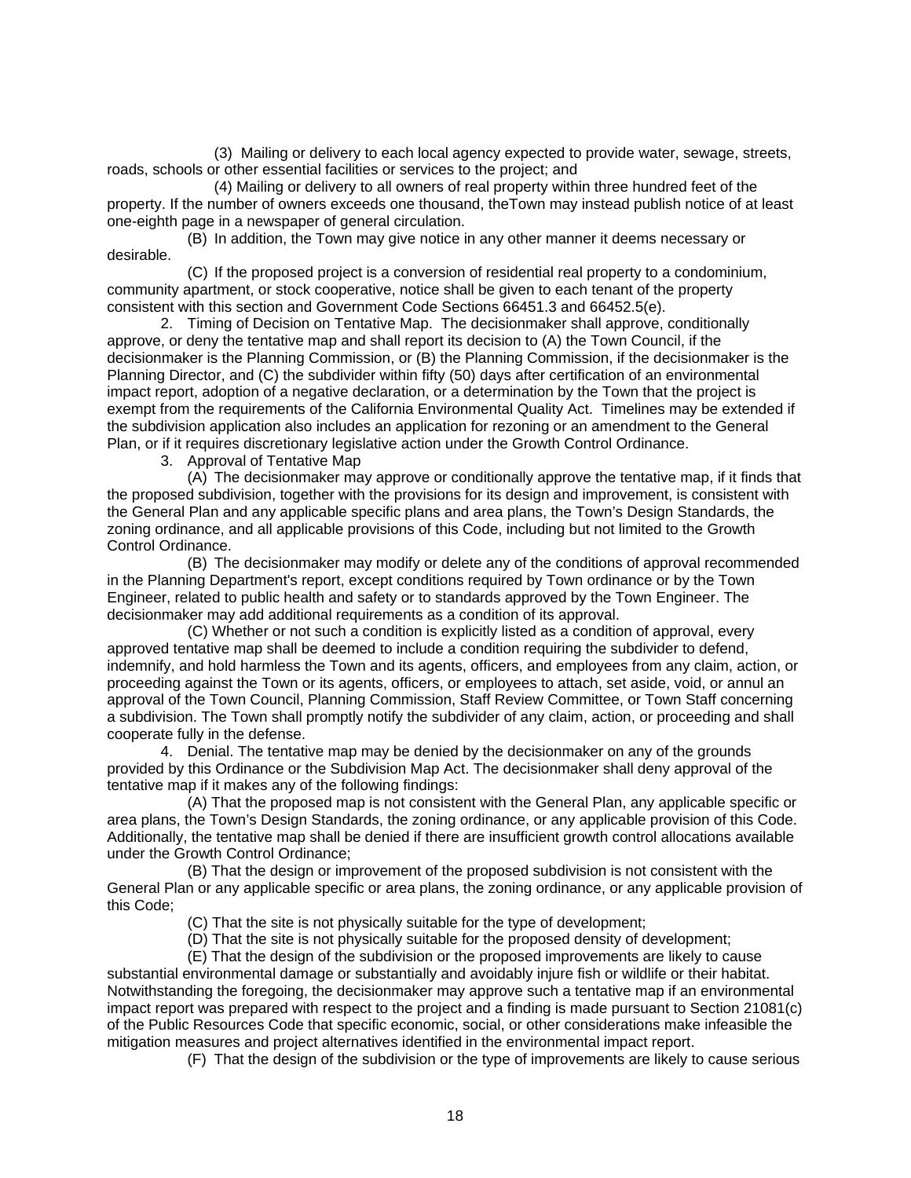(3) Mailing or delivery to each local agency expected to provide water, sewage, streets, roads, schools or other essential facilities or services to the project; and

(4) Mailing or delivery to all owners of real property within three hundred feet of the property. If the number of owners exceeds one thousand, theTown may instead publish notice of at least one-eighth page in a newspaper of general circulation.

(B) In addition, the Town may give notice in any other manner it deems necessary or desirable.

(C) If the proposed project is a conversion of residential real property to a condominium, community apartment, or stock cooperative, notice shall be given to each tenant of the property consistent with this section and Government Code Sections 66451.3 and 66452.5(e).

2. Timing of Decision on Tentative Map. The decisionmaker shall approve, conditionally approve, or deny the tentative map and shall report its decision to (A) the Town Council, if the decisionmaker is the Planning Commission, or (B) the Planning Commission, if the decisionmaker is the Planning Director, and (C) the subdivider within fifty (50) days after certification of an environmental impact report, adoption of a negative declaration, or a determination by the Town that the project is exempt from the requirements of the California Environmental Quality Act. Timelines may be extended if the subdivision application also includes an application for rezoning or an amendment to the General Plan, or if it requires discretionary legislative action under the Growth Control Ordinance.

3. Approval of Tentative Map

(A) The decisionmaker may approve or conditionally approve the tentative map, if it finds that the proposed subdivision, together with the provisions for its design and improvement, is consistent with the General Plan and any applicable specific plans and area plans, the Town's Design Standards, the zoning ordinance, and all applicable provisions of this Code, including but not limited to the Growth Control Ordinance.

(B) The decisionmaker may modify or delete any of the conditions of approval recommended in the Planning Department's report, except conditions required by Town ordinance or by the Town Engineer, related to public health and safety or to standards approved by the Town Engineer. The decisionmaker may add additional requirements as a condition of its approval.

(C) Whether or not such a condition is explicitly listed as a condition of approval, every approved tentative map shall be deemed to include a condition requiring the subdivider to defend, indemnify, and hold harmless the Town and its agents, officers, and employees from any claim, action, or proceeding against the Town or its agents, officers, or employees to attach, set aside, void, or annul an approval of the Town Council, Planning Commission, Staff Review Committee, or Town Staff concerning a subdivision. The Town shall promptly notify the subdivider of any claim, action, or proceeding and shall cooperate fully in the defense.

4. Denial. The tentative map may be denied by the decisionmaker on any of the grounds provided by this Ordinance or the Subdivision Map Act. The decisionmaker shall deny approval of the tentative map if it makes any of the following findings:

(A) That the proposed map is not consistent with the General Plan, any applicable specific or area plans, the Town's Design Standards, the zoning ordinance, or any applicable provision of this Code. Additionally, the tentative map shall be denied if there are insufficient growth control allocations available under the Growth Control Ordinance;

(B) That the design or improvement of the proposed subdivision is not consistent with the General Plan or any applicable specific or area plans, the zoning ordinance, or any applicable provision of this Code;

(C) That the site is not physically suitable for the type of development;

(D) That the site is not physically suitable for the proposed density of development;

(E) That the design of the subdivision or the proposed improvements are likely to cause substantial environmental damage or substantially and avoidably injure fish or wildlife or their habitat. Notwithstanding the foregoing, the decisionmaker may approve such a tentative map if an environmental impact report was prepared with respect to the project and a finding is made pursuant to Section 21081(c) of the Public Resources Code that specific economic, social, or other considerations make infeasible the mitigation measures and project alternatives identified in the environmental impact report.

(F) That the design of the subdivision or the type of improvements are likely to cause serious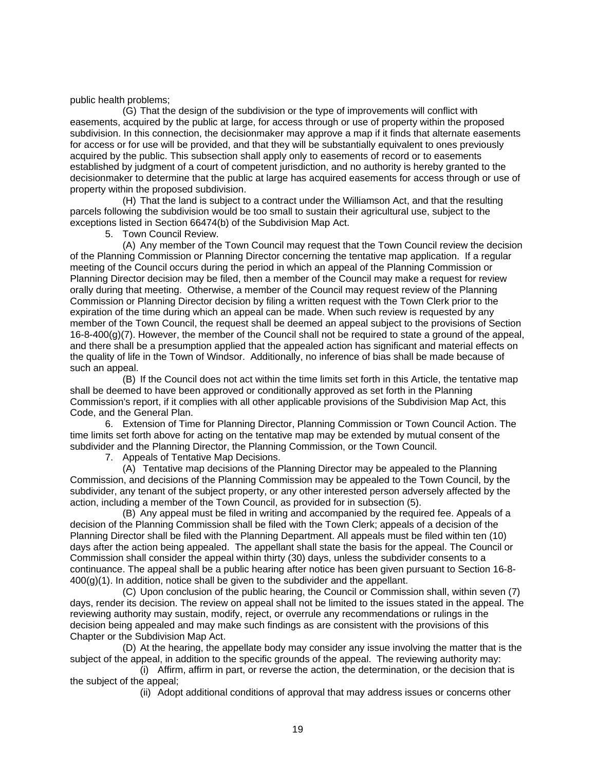public health problems;

(G) That the design of the subdivision or the type of improvements will conflict with easements, acquired by the public at large, for access through or use of property within the proposed subdivision. In this connection, the decisionmaker may approve a map if it finds that alternate easements for access or for use will be provided, and that they will be substantially equivalent to ones previously acquired by the public. This subsection shall apply only to easements of record or to easements established by judgment of a court of competent jurisdiction, and no authority is hereby granted to the decisionmaker to determine that the public at large has acquired easements for access through or use of property within the proposed subdivision.

(H) That the land is subject to a contract under the Williamson Act, and that the resulting parcels following the subdivision would be too small to sustain their agricultural use, subject to the exceptions listed in Section 66474(b) of the Subdivision Map Act.

5. Town Council Review.

(A) Any member of the Town Council may request that the Town Council review the decision of the Planning Commission or Planning Director concerning the tentative map application. If a regular meeting of the Council occurs during the period in which an appeal of the Planning Commission or Planning Director decision may be filed, then a member of the Council may make a request for review orally during that meeting. Otherwise, a member of the Council may request review of the Planning Commission or Planning Director decision by filing a written request with the Town Clerk prior to the expiration of the time during which an appeal can be made. When such review is requested by any member of the Town Council, the request shall be deemed an appeal subject to the provisions of Section 16-8-400(g)(7). However, the member of the Council shall not be required to state a ground of the appeal, and there shall be a presumption applied that the appealed action has significant and material effects on the quality of life in the Town of Windsor. Additionally, no inference of bias shall be made because of such an appeal.

(B) If the Council does not act within the time limits set forth in this Article, the tentative map shall be deemed to have been approved or conditionally approved as set forth in the Planning Commission's report, if it complies with all other applicable provisions of the Subdivision Map Act, this Code, and the General Plan.

6. Extension of Time for Planning Director, Planning Commission or Town Council Action. The time limits set forth above for acting on the tentative map may be extended by mutual consent of the subdivider and the Planning Director, the Planning Commission, or the Town Council.

7. Appeals of Tentative Map Decisions.

(A) Tentative map decisions of the Planning Director may be appealed to the Planning Commission, and decisions of the Planning Commission may be appealed to the Town Council, by the subdivider, any tenant of the subject property, or any other interested person adversely affected by the action, including a member of the Town Council, as provided for in subsection (5).

(B) Any appeal must be filed in writing and accompanied by the required fee. Appeals of a decision of the Planning Commission shall be filed with the Town Clerk; appeals of a decision of the Planning Director shall be filed with the Planning Department. All appeals must be filed within ten (10) days after the action being appealed. The appellant shall state the basis for the appeal. The Council or Commission shall consider the appeal within thirty (30) days, unless the subdivider consents to a continuance. The appeal shall be a public hearing after notice has been given pursuant to Section 16-8-400(g)(1). In addition, notice shall be given to the subdivider and the appellant.

(C) Upon conclusion of the public hearing, the Council or Commission shall, within seven (7) days, render its decision. The review on appeal shall not be limited to the issues stated in the appeal. The reviewing authority may sustain, modify, reject, or overrule any recommendations or rulings in the decision being appealed and may make such findings as are consistent with the provisions of this Chapter or the Subdivision Map Act.

(D) At the hearing, the appellate body may consider any issue involving the matter that is the subject of the appeal, in addition to the specific grounds of the appeal. The reviewing authority may:

(i) Affirm, affirm in part, or reverse the action, the determination, or the decision that is the subject of the appeal;

(ii) Adopt additional conditions of approval that may address issues or concerns other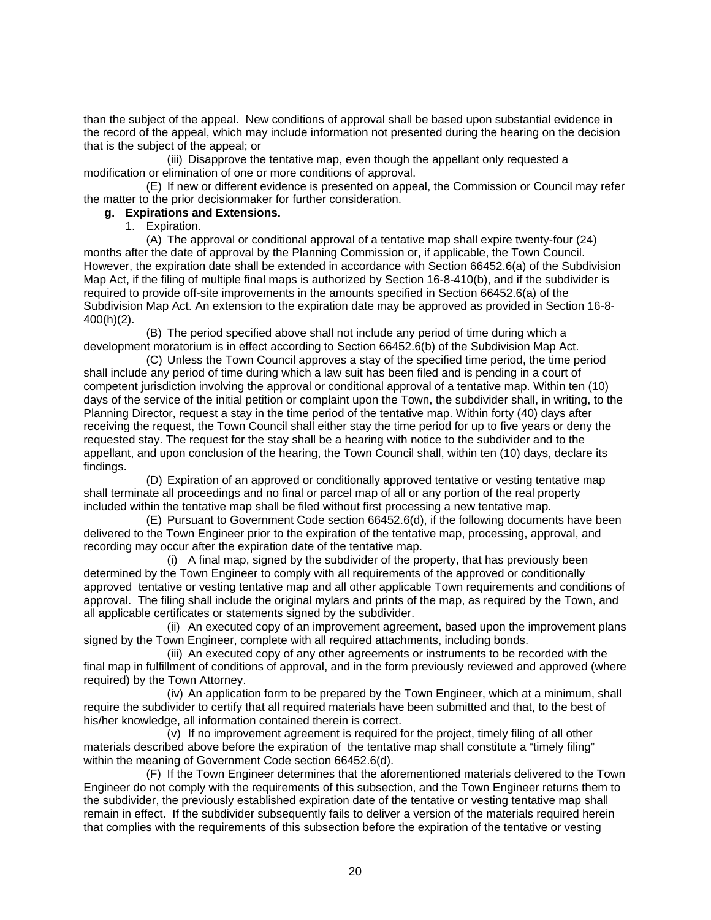than the subject of the appeal. New conditions of approval shall be based upon substantial evidence in the record of the appeal, which may include information not presented during the hearing on the decision that is the subject of the appeal; or

(iii) Disapprove the tentative map, even though the appellant only requested a modification or elimination of one or more conditions of approval.

(E) If new or different evidence is presented on appeal, the Commission or Council may refer the matter to the prior decisionmaker for further consideration.

**g. Expirations and Extensions.**

1. Expiration.

(A) The approval or conditional approval of a tentative map shall expire twenty-four (24) months after the date of approval by the Planning Commission or, if applicable, the Town Council. However, the expiration date shall be extended in accordance with Section 66452.6(a) of the Subdivision Map Act, if the filing of multiple final maps is authorized by Section 16-8-410(b), and if the subdivider is required to provide off-site improvements in the amounts specified in Section 66452.6(a) of the Subdivision Map Act. An extension to the expiration date may be approved as provided in Section 16-8-400(h)(2).

(B) The period specified above shall not include any period of time during which a development moratorium is in effect according to Section 66452.6(b) of the Subdivision Map Act.

(C) Unless the Town Council approves a stay of the specified time period, the time period shall include any period of time during which a law suit has been filed and is pending in a court of competent jurisdiction involving the approval or conditional approval of a tentative map. Within ten (10) days of the service of the initial petition or complaint upon the Town, the subdivider shall, in writing, to the Planning Director, request a stay in the time period of the tentative map. Within forty (40) days after receiving the request, the Town Council shall either stay the time period for up to five years or deny the requested stay. The request for the stay shall be a hearing with notice to the subdivider and to the appellant, and upon conclusion of the hearing, the Town Council shall, within ten (10) days, declare its findings.

(D) Expiration of an approved or conditionally approved tentative or vesting tentative map shall terminate all proceedings and no final or parcel map of all or any portion of the real property included within the tentative map shall be filed without first processing a new tentative map.

(E) Pursuant to Government Code section 66452.6(d), if the following documents have been delivered to the Town Engineer prior to the expiration of the tentative map, processing, approval, and recording may occur after the expiration date of the tentative map.

(i) A final map, signed by the subdivider of the property, that has previously been determined by the Town Engineer to comply with all requirements of the approved or conditionally approved tentative or vesting tentative map and all other applicable Town requirements and conditions of approval. The filing shall include the original mylars and prints of the map, as required by the Town, and all applicable certificates or statements signed by the subdivider.

(ii) An executed copy of an improvement agreement, based upon the improvement plans signed by the Town Engineer, complete with all required attachments, including bonds.

(iii) An executed copy of any other agreements or instruments to be recorded with the final map in fulfillment of conditions of approval, and in the form previously reviewed and approved (where required) by the Town Attorney.

(iv) An application form to be prepared by the Town Engineer, which at a minimum, shall require the subdivider to certify that all required materials have been submitted and that, to the best of his/her knowledge, all information contained therein is correct.

(v) If no improvement agreement is required for the project, timely filing of all other materials described above before the expiration of the tentative map shall constitute a "timely filing" within the meaning of Government Code section 66452.6(d).

(F) If the Town Engineer determines that the aforementioned materials delivered to the Town Engineer do not comply with the requirements of this subsection, and the Town Engineer returns them to the subdivider, the previously established expiration date of the tentative or vesting tentative map shall remain in effect. If the subdivider subsequently fails to deliver a version of the materials required herein that complies with the requirements of this subsection before the expiration of the tentative or vesting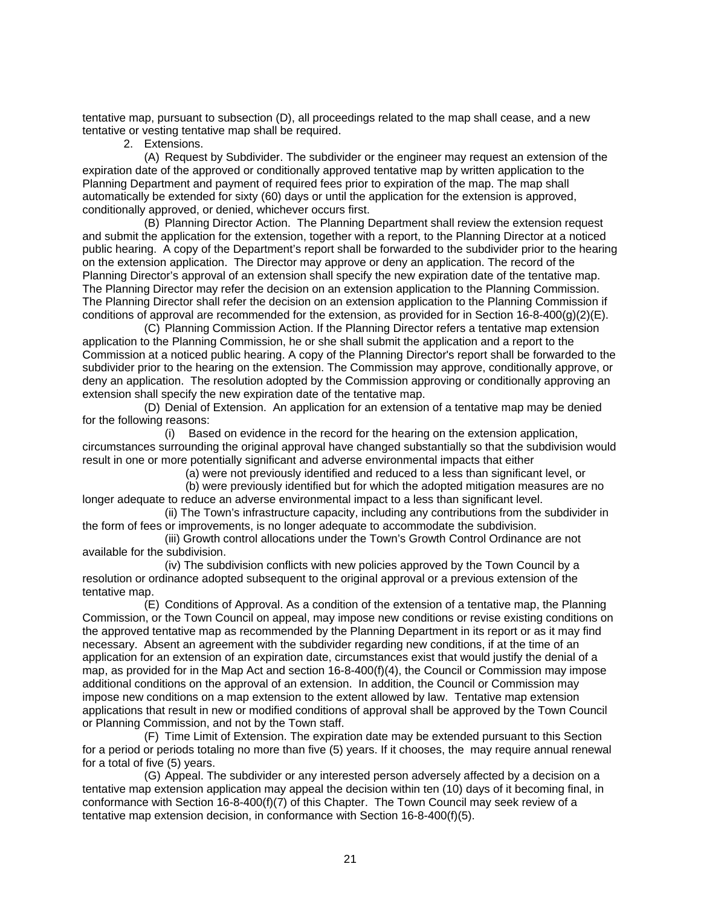tentative map, pursuant to subsection (D), all proceedings related to the map shall cease, and a new tentative or vesting tentative map shall be required.

2. Extensions.

(A) Request by Subdivider. The subdivider or the engineer may request an extension of the expiration date of the approved or conditionally approved tentative map by written application to the Planning Department and payment of required fees prior to expiration of the map. The map shall automatically be extended for sixty (60) days or until the application for the extension is approved, conditionally approved, or denied, whichever occurs first.

(B) Planning Director Action. The Planning Department shall review the extension request and submit the application for the extension, together with a report, to the Planning Director at a noticed public hearing. A copy of the Department's report shall be forwarded to the subdivider prior to the hearing on the extension application. The Director may approve or deny an application. The record of the Planning Director's approval of an extension shall specify the new expiration date of the tentative map. The Planning Director may refer the decision on an extension application to the Planning Commission. The Planning Director shall refer the decision on an extension application to the Planning Commission if conditions of approval are recommended for the extension, as provided for in Section 16-8-400(g)(2)(E).

(C) Planning Commission Action. If the Planning Director refers a tentative map extension application to the Planning Commission, he or she shall submit the application and a report to the Commission at a noticed public hearing. A copy of the Planning Director's report shall be forwarded to the subdivider prior to the hearing on the extension. The Commission may approve, conditionally approve, or deny an application. The resolution adopted by the Commission approving or conditionally approving an extension shall specify the new expiration date of the tentative map.

(D) Denial of Extension. An application for an extension of a tentative map may be denied for the following reasons:

(i) Based on evidence in the record for the hearing on the extension application, circumstances surrounding the original approval have changed substantially so that the subdivision would result in one or more potentially significant and adverse environmental impacts that either

(a) were not previously identified and reduced to a less than significant level, or

(b) were previously identified but for which the adopted mitigation measures are no longer adequate to reduce an adverse environmental impact to a less than significant level.

(ii) The Town's infrastructure capacity, including any contributions from the subdivider in the form of fees or improvements, is no longer adequate to accommodate the subdivision.

(iii) Growth control allocations under the Town's Growth Control Ordinance are not available for the subdivision.

(iv) The subdivision conflicts with new policies approved by the Town Council by a resolution or ordinance adopted subsequent to the original approval or a previous extension of the tentative map.

(E) Conditions of Approval. As a condition of the extension of a tentative map, the Planning Commission, or the Town Council on appeal, may impose new conditions or revise existing conditions on the approved tentative map as recommended by the Planning Department in its report or as it may find necessary. Absent an agreement with the subdivider regarding new conditions, if at the time of an application for an extension of an expiration date, circumstances exist that would justify the denial of a map, as provided for in the Map Act and section 16-8-400(f)(4), the Council or Commission may impose additional conditions on the approval of an extension. In addition, the Council or Commission may impose new conditions on a map extension to the extent allowed by law. Tentative map extension applications that result in new or modified conditions of approval shall be approved by the Town Council or Planning Commission, and not by the Town staff.

(F) Time Limit of Extension. The expiration date may be extended pursuant to this Section for a period or periods totaling no more than five (5) years. If it chooses, the may require annual renewal for a total of five (5) years.

(G) Appeal. The subdivider or any interested person adversely affected by a decision on a tentative map extension application may appeal the decision within ten (10) days of it becoming final, in conformance with Section 16-8-400(f)(7) of this Chapter. The Town Council may seek review of a tentative map extension decision, in conformance with Section 16-8-400(f)(5).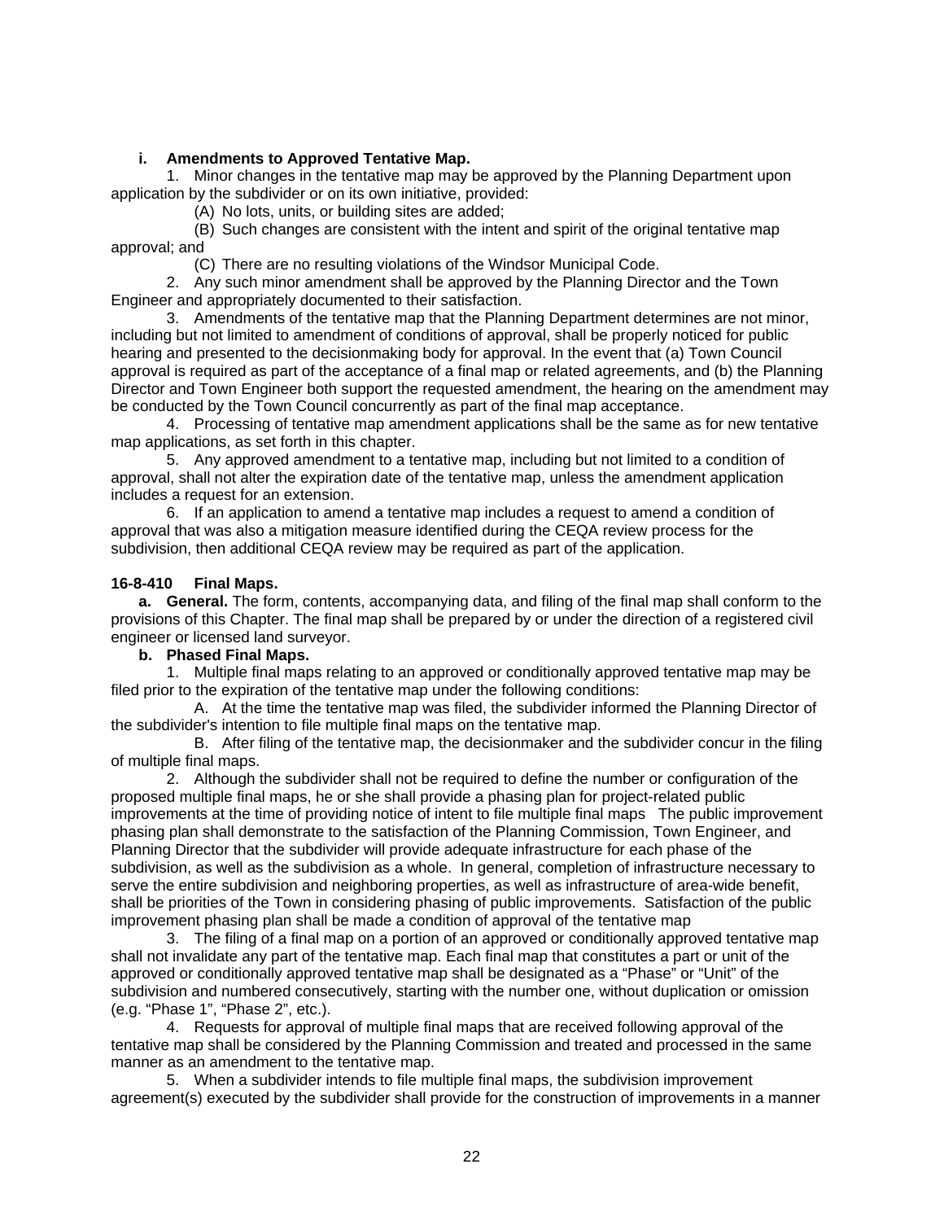**i. Amendments to Approved Tentative Map.**

1. Minor changes in the tentative map may be approved by the Planning Department upon application by the subdivider or on its own initiative, provided:

(A) No lots, units, or building sites are added;

(B) Such changes are consistent with the intent and spirit of the original tentative map approval; and

(C) There are no resulting violations of the Windsor Municipal Code.

2. Any such minor amendment shall be approved by the Planning Director and the Town Engineer and appropriately documented to their satisfaction.

3. Amendments of the tentative map that the Planning Department determines are not minor, including but not limited to amendment of conditions of approval, shall be properly noticed for public hearing and presented to the decisionmaking body for approval. In the event that (a) Town Council approval is required as part of the acceptance of a final map or related agreements, and (b) the Planning Director and Town Engineer both support the requested amendment, the hearing on the amendment may be conducted by the Town Council concurrently as part of the final map acceptance.

4. Processing of tentative map amendment applications shall be the same as for new tentative map applications, as set forth in this chapter.

5. Any approved amendment to a tentative map, including but not limited to a condition of approval, shall not alter the expiration date of the tentative map, unless the amendment application includes a request for an extension.

6. If an application to amend a tentative map includes a request to amend a condition of approval that was also a mitigation measure identified during the CEQA review process for the subdivision, then additional CEQA review may be required as part of the application.

**16-8-410 Final Maps.**

**a. General.** The form, contents, accompanying data, and filing of the final map shall conform to the provisions of this Chapter. The final map shall be prepared by or under the direction of a registered civil engineer or licensed land surveyor.

**b. Phased Final Maps.**

1. Multiple final maps relating to an approved or conditionally approved tentative map may be filed prior to the expiration of the tentative map under the following conditions:

A. At the time the tentative map was filed, the subdivider informed the Planning Director of the subdivider's intention to file multiple final maps on the tentative map.

B. After filing of the tentative map, the decisionmaker and the subdivider concur in the filing of multiple final maps.

2. Although the subdivider shall not be required to define the number or configuration of the proposed multiple final maps, he or she shall provide a phasing plan for project-related public improvements at the time of providing notice of intent to file multiple final maps The public improvement phasing plan shall demonstrate to the satisfaction of the Planning Commission, Town Engineer, and Planning Director that the subdivider will provide adequate infrastructure for each phase of the subdivision, as well as the subdivision as a whole. In general, completion of infrastructure necessary to serve the entire subdivision and neighboring properties, as well as infrastructure of area-wide benefit, shall be priorities of the Town in considering phasing of public improvements. Satisfaction of the public improvement phasing plan shall be made a condition of approval of the tentative map

3. The filing of a final map on a portion of an approved or conditionally approved tentative map shall not invalidate any part of the tentative map. Each final map that constitutes a part or unit of the approved or conditionally approved tentative map shall be designated as a "Phase" or "Unit" of the subdivision and numbered consecutively, starting with the number one, without duplication or omission (e.g. "Phase 1", "Phase 2", etc.).

4. Requests for approval of multiple final maps that are received following approval of the tentative map shall be considered by the Planning Commission and treated and processed in the same manner as an amendment to the tentative map.

5. When a subdivider intends to file multiple final maps, the subdivision improvement agreement(s) executed by the subdivider shall provide for the construction of improvements in a manner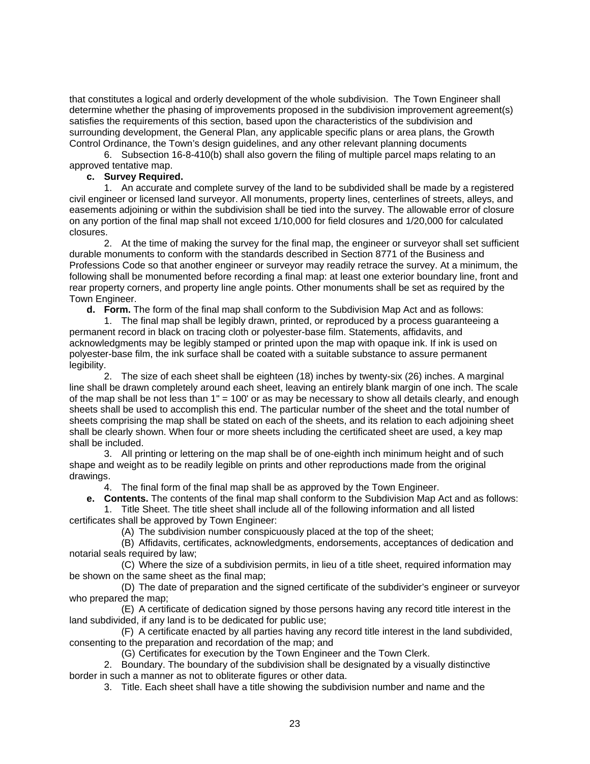that constitutes a logical and orderly development of the whole subdivision. The Town Engineer shall determine whether the phasing of improvements proposed in the subdivision improvement agreement(s) satisfies the requirements of this section, based upon the characteristics of the subdivision and surrounding development, the General Plan, any applicable specific plans or area plans, the Growth Control Ordinance, the Town's design guidelines, and any other relevant planning documents

6. Subsection 16-8-410(b) shall also govern the filing of multiple parcel maps relating to an approved tentative map.

**c. Survey Required.**

1. An accurate and complete survey of the land to be subdivided shall be made by a registered civil engineer or licensed land surveyor. All monuments, property lines, centerlines of streets, alleys, and easements adjoining or within the subdivision shall be tied into the survey. The allowable error of closure on any portion of the final map shall not exceed 1/10,000 for field closures and 1/20,000 for calculated closures.

2. At the time of making the survey for the final map, the engineer or surveyor shall set sufficient durable monuments to conform with the standards described in Section 8771 of the Business and Professions Code so that another engineer or surveyor may readily retrace the survey. At a minimum, the following shall be monumented before recording a final map: at least one exterior boundary line, front and rear property corners, and property line angle points. Other monuments shall be set as required by the Town Engineer.

**d. Form.** The form of the final map shall conform to the Subdivision Map Act and as follows:

1. The final map shall be legibly drawn, printed, or reproduced by a process guaranteeing a permanent record in black on tracing cloth or polyester-base film. Statements, affidavits, and acknowledgments may be legibly stamped or printed upon the map with opaque ink. If ink is used on polyester-base film, the ink surface shall be coated with a suitable substance to assure permanent legibility.

2. The size of each sheet shall be eighteen (18) inches by twenty-six (26) inches. A marginal line shall be drawn completely around each sheet, leaving an entirely blank margin of one inch. The scale of the map shall be not less than 1" = 100' or as may be necessary to show all details clearly, and enough sheets shall be used to accomplish this end. The particular number of the sheet and the total number of sheets comprising the map shall be stated on each of the sheets, and its relation to each adjoining sheet shall be clearly shown. When four or more sheets including the certificated sheet are used, a key map shall be included.

3. All printing or lettering on the map shall be of one-eighth inch minimum height and of such shape and weight as to be readily legible on prints and other reproductions made from the original drawings.

4. The final form of the final map shall be as approved by the Town Engineer.

**e. Contents.** The contents of the final map shall conform to the Subdivision Map Act and as follows:

1. Title Sheet. The title sheet shall include all of the following information and all listed certificates shall be approved by Town Engineer:

(A) The subdivision number conspicuously placed at the top of the sheet;

(B) Affidavits, certificates, acknowledgments, endorsements, acceptances of dedication and notarial seals required by law;

(C) Where the size of a subdivision permits, in lieu of a title sheet, required information may be shown on the same sheet as the final map;

(D) The date of preparation and the signed certificate of the subdivider's engineer or surveyor who prepared the map;

(E) A certificate of dedication signed by those persons having any record title interest in the land subdivided, if any land is to be dedicated for public use;

(F) A certificate enacted by all parties having any record title interest in the land subdivided, consenting to the preparation and recordation of the map; and

(G) Certificates for execution by the Town Engineer and the Town Clerk.

2. Boundary. The boundary of the subdivision shall be designated by a visually distinctive border in such a manner as not to obliterate figures or other data.

3. Title. Each sheet shall have a title showing the subdivision number and name and the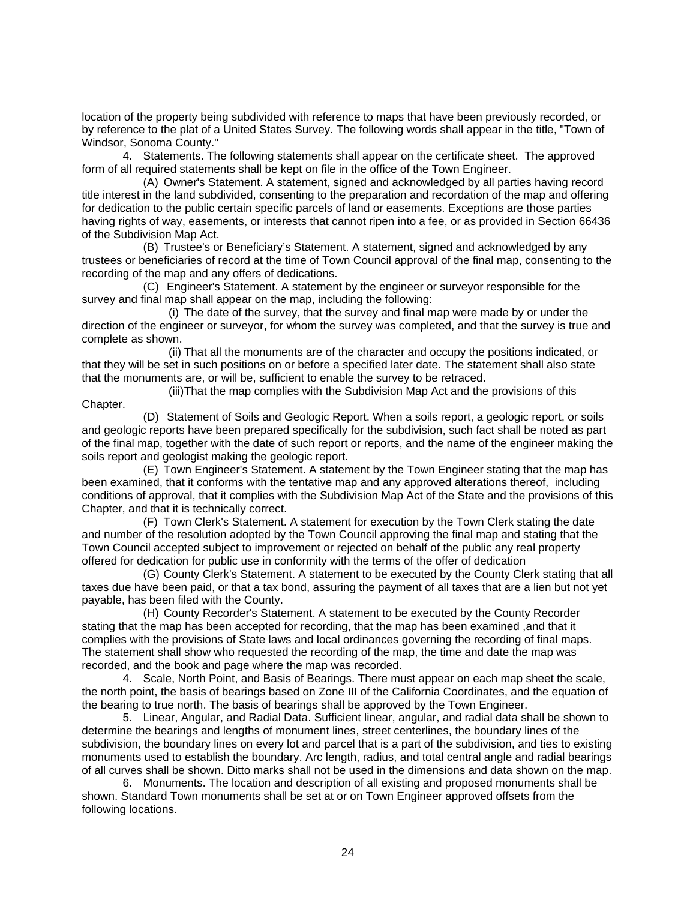location of the property being subdivided with reference to maps that have been previously recorded, or by reference to the plat of a United States Survey. The following words shall appear in the title, "Town of Windsor, Sonoma County."

4. Statements. The following statements shall appear on the certificate sheet. The approved form of all required statements shall be kept on file in the office of the Town Engineer.

(A) Owner's Statement. A statement, signed and acknowledged by all parties having record title interest in the land subdivided, consenting to the preparation and recordation of the map and offering for dedication to the public certain specific parcels of land or easements. Exceptions are those parties having rights of way, easements, or interests that cannot ripen into a fee, or as provided in Section 66436 of the Subdivision Map Act.

(B) Trustee's or Beneficiary's Statement. A statement, signed and acknowledged by any trustees or beneficiaries of record at the time of Town Council approval of the final map, consenting to the recording of the map and any offers of dedications.

(C) Engineer's Statement. A statement by the engineer or surveyor responsible for the survey and final map shall appear on the map, including the following:

(i) The date of the survey, that the survey and final map were made by or under the direction of the engineer or surveyor, for whom the survey was completed, and that the survey is true and complete as shown.

(ii) That all the monuments are of the character and occupy the positions indicated, or that they will be set in such positions on or before a specified later date. The statement shall also state that the monuments are, or will be, sufficient to enable the survey to be retraced.

(iii)That the map complies with the Subdivision Map Act and the provisions of this Chapter.

(D) Statement of Soils and Geologic Report. When a soils report, a geologic report, or soils and geologic reports have been prepared specifically for the subdivision, such fact shall be noted as part of the final map, together with the date of such report or reports, and the name of the engineer making the soils report and geologist making the geologic report.

(E) Town Engineer's Statement. A statement by the Town Engineer stating that the map has been examined, that it conforms with the tentative map and any approved alterations thereof, including conditions of approval, that it complies with the Subdivision Map Act of the State and the provisions of this Chapter, and that it is technically correct.

(F) Town Clerk's Statement. A statement for execution by the Town Clerk stating the date and number of the resolution adopted by the Town Council approving the final map and stating that the Town Council accepted subject to improvement or rejected on behalf of the public any real property offered for dedication for public use in conformity with the terms of the offer of dedication

(G) County Clerk's Statement. A statement to be executed by the County Clerk stating that all taxes due have been paid, or that a tax bond, assuring the payment of all taxes that are a lien but not yet payable, has been filed with the County.

(H) County Recorder's Statement. A statement to be executed by the County Recorder stating that the map has been accepted for recording, that the map has been examined ,and that it complies with the provisions of State laws and local ordinances governing the recording of final maps. The statement shall show who requested the recording of the map, the time and date the map was recorded, and the book and page where the map was recorded.

4. Scale, North Point, and Basis of Bearings. There must appear on each map sheet the scale, the north point, the basis of bearings based on Zone III of the California Coordinates, and the equation of the bearing to true north. The basis of bearings shall be approved by the Town Engineer.

5. Linear, Angular, and Radial Data. Sufficient linear, angular, and radial data shall be shown to determine the bearings and lengths of monument lines, street centerlines, the boundary lines of the subdivision, the boundary lines on every lot and parcel that is a part of the subdivision, and ties to existing monuments used to establish the boundary. Arc length, radius, and total central angle and radial bearings of all curves shall be shown. Ditto marks shall not be used in the dimensions and data shown on the map.

6. Monuments. The location and description of all existing and proposed monuments shall be shown. Standard Town monuments shall be set at or on Town Engineer approved offsets from the following locations.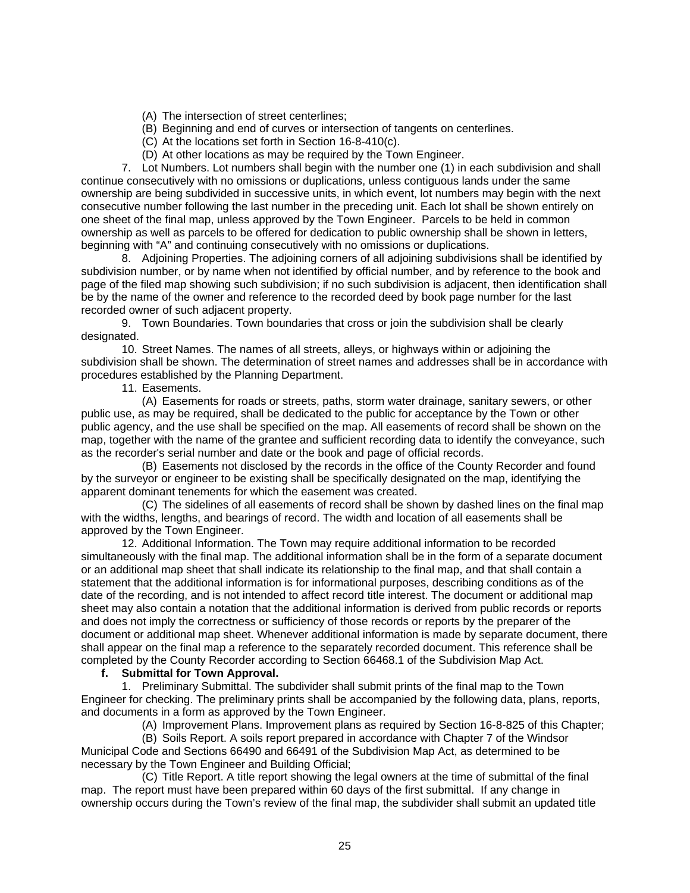(A) The intersection of street centerlines;

(B) Beginning and end of curves or intersection of tangents on centerlines.

(C) At the locations set forth in Section 16-8-410(c).

(D) At other locations as may be required by the Town Engineer.

7. Lot Numbers. Lot numbers shall begin with the number one (1) in each subdivision and shall continue consecutively with no omissions or duplications, unless contiguous lands under the same ownership are being subdivided in successive units, in which event, lot numbers may begin with the next consecutive number following the last number in the preceding unit. Each lot shall be shown entirely on one sheet of the final map, unless approved by the Town Engineer. Parcels to be held in common ownership as well as parcels to be offered for dedication to public ownership shall be shown in letters, beginning with "A" and continuing consecutively with no omissions or duplications.

8. Adjoining Properties. The adjoining corners of all adjoining subdivisions shall be identified by subdivision number, or by name when not identified by official number, and by reference to the book and page of the filed map showing such subdivision; if no such subdivision is adjacent, then identification shall be by the name of the owner and reference to the recorded deed by book page number for the last recorded owner of such adjacent property.

9. Town Boundaries. Town boundaries that cross or join the subdivision shall be clearly designated.

10. Street Names. The names of all streets, alleys, or highways within or adjoining the subdivision shall be shown. The determination of street names and addresses shall be in accordance with procedures established by the Planning Department.

11. Easements.

(A) Easements for roads or streets, paths, storm water drainage, sanitary sewers, or other public use, as may be required, shall be dedicated to the public for acceptance by the Town or other public agency, and the use shall be specified on the map. All easements of record shall be shown on the map, together with the name of the grantee and sufficient recording data to identify the conveyance, such as the recorder's serial number and date or the book and page of official records.

(B) Easements not disclosed by the records in the office of the County Recorder and found by the surveyor or engineer to be existing shall be specifically designated on the map, identifying the apparent dominant tenements for which the easement was created.

(C) The sidelines of all easements of record shall be shown by dashed lines on the final map with the widths, lengths, and bearings of record. The width and location of all easements shall be approved by the Town Engineer.

12. Additional Information. The Town may require additional information to be recorded simultaneously with the final map. The additional information shall be in the form of a separate document or an additional map sheet that shall indicate its relationship to the final map, and that shall contain a statement that the additional information is for informational purposes, describing conditions as of the date of the recording, and is not intended to affect record title interest. The document or additional map sheet may also contain a notation that the additional information is derived from public records or reports and does not imply the correctness or sufficiency of those records or reports by the preparer of the document or additional map sheet. Whenever additional information is made by separate document, there shall appear on the final map a reference to the separately recorded document. This reference shall be completed by the County Recorder according to Section 66468.1 of the Subdivision Map Act.

**f. Submittal for Town Approval.**

1. Preliminary Submittal. The subdivider shall submit prints of the final map to the Town Engineer for checking. The preliminary prints shall be accompanied by the following data, plans, reports, and documents in a form as approved by the Town Engineer.

(A) Improvement Plans. Improvement plans as required by Section 16-8-825 of this Chapter;

(B) Soils Report. A soils report prepared in accordance with Chapter 7 of the Windsor Municipal Code and Sections 66490 and 66491 of the Subdivision Map Act, as determined to be necessary by the Town Engineer and Building Official;

(C) Title Report. A title report showing the legal owners at the time of submittal of the final map. The report must have been prepared within 60 days of the first submittal. If any change in ownership occurs during the Town's review of the final map, the subdivider shall submit an updated title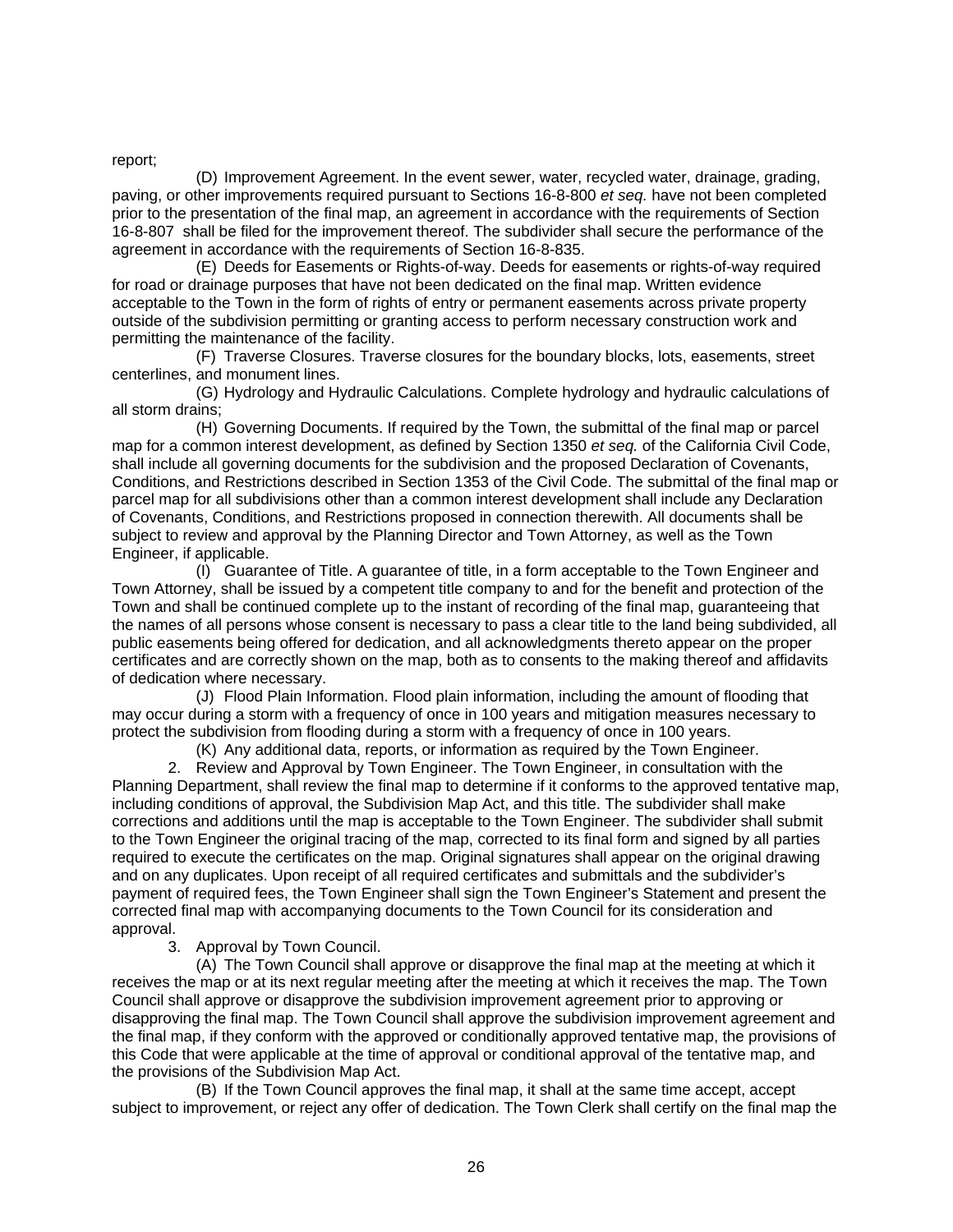report;

(D) Improvement Agreement. In the event sewer, water, recycled water, drainage, grading, paving, or other improvements required pursuant to Sections 16-8-800 *et seq.* have not been completed prior to the presentation of the final map, an agreement in accordance with the requirements of Section 16-8-807 shall be filed for the improvement thereof. The subdivider shall secure the performance of the agreement in accordance with the requirements of Section 16-8-835.

(E) Deeds for Easements or Rights-of-way. Deeds for easements or rights-of-way required for road or drainage purposes that have not been dedicated on the final map. Written evidence acceptable to the Town in the form of rights of entry or permanent easements across private property outside of the subdivision permitting or granting access to perform necessary construction work and permitting the maintenance of the facility.

(F) Traverse Closures. Traverse closures for the boundary blocks, lots, easements, street centerlines, and monument lines.

(G) Hydrology and Hydraulic Calculations. Complete hydrology and hydraulic calculations of all storm drains;

(H) Governing Documents. If required by the Town, the submittal of the final map or parcel map for a common interest development, as defined by Section 1350 *et seq.* of the California Civil Code, shall include all governing documents for the subdivision and the proposed Declaration of Covenants, Conditions, and Restrictions described in Section 1353 of the Civil Code. The submittal of the final map or parcel map for all subdivisions other than a common interest development shall include any Declaration of Covenants, Conditions, and Restrictions proposed in connection therewith. All documents shall be subject to review and approval by the Planning Director and Town Attorney, as well as the Town Engineer, if applicable.

(I) Guarantee of Title. A guarantee of title, in a form acceptable to the Town Engineer and Town Attorney, shall be issued by a competent title company to and for the benefit and protection of the Town and shall be continued complete up to the instant of recording of the final map, guaranteeing that the names of all persons whose consent is necessary to pass a clear title to the land being subdivided, all public easements being offered for dedication, and all acknowledgments thereto appear on the proper certificates and are correctly shown on the map, both as to consents to the making thereof and affidavits of dedication where necessary.

(J) Flood Plain Information. Flood plain information, including the amount of flooding that may occur during a storm with a frequency of once in 100 years and mitigation measures necessary to protect the subdivision from flooding during a storm with a frequency of once in 100 years.

(K) Any additional data, reports, or information as required by the Town Engineer.

2. Review and Approval by Town Engineer. The Town Engineer, in consultation with the Planning Department, shall review the final map to determine if it conforms to the approved tentative map, including conditions of approval, the Subdivision Map Act, and this title. The subdivider shall make corrections and additions until the map is acceptable to the Town Engineer. The subdivider shall submit to the Town Engineer the original tracing of the map, corrected to its final form and signed by all parties required to execute the certificates on the map. Original signatures shall appear on the original drawing and on any duplicates. Upon receipt of all required certificates and submittals and the subdivider's payment of required fees, the Town Engineer shall sign the Town Engineer's Statement and present the corrected final map with accompanying documents to the Town Council for its consideration and approval.

3. Approval by Town Council.

(A) The Town Council shall approve or disapprove the final map at the meeting at which it receives the map or at its next regular meeting after the meeting at which it receives the map. The Town Council shall approve or disapprove the subdivision improvement agreement prior to approving or disapproving the final map. The Town Council shall approve the subdivision improvement agreement and the final map, if they conform with the approved or conditionally approved tentative map, the provisions of this Code that were applicable at the time of approval or conditional approval of the tentative map, and the provisions of the Subdivision Map Act.

(B) If the Town Council approves the final map, it shall at the same time accept, accept subject to improvement, or reject any offer of dedication. The Town Clerk shall certify on the final map the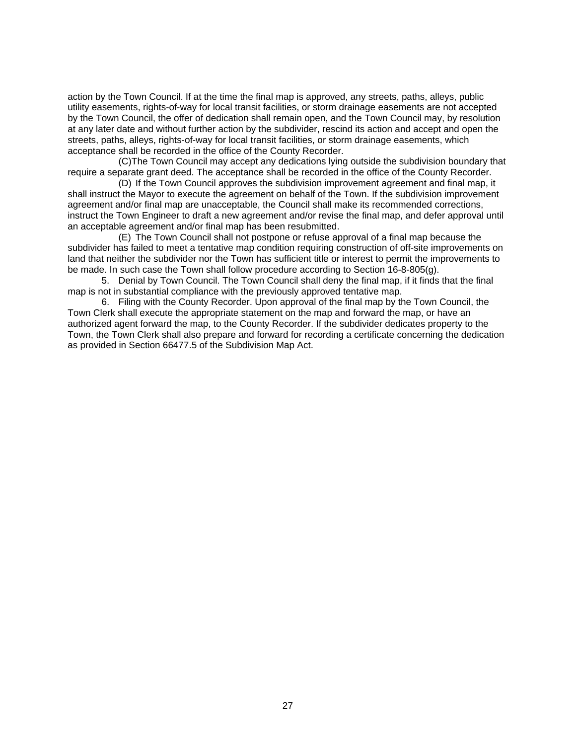action by the Town Council. If at the time the final map is approved, any streets, paths, alleys, public utility easements, rights-of-way for local transit facilities, or storm drainage easements are not accepted by the Town Council, the offer of dedication shall remain open, and the Town Council may, by resolution at any later date and without further action by the subdivider, rescind its action and accept and open the streets, paths, alleys, rights-of-way for local transit facilities, or storm drainage easements, which acceptance shall be recorded in the office of the County Recorder.

(C)The Town Council may accept any dedications lying outside the subdivision boundary that require a separate grant deed. The acceptance shall be recorded in the office of the County Recorder.

(D) If the Town Council approves the subdivision improvement agreement and final map, it shall instruct the Mayor to execute the agreement on behalf of the Town. If the subdivision improvement agreement and/or final map are unacceptable, the Council shall make its recommended corrections, instruct the Town Engineer to draft a new agreement and/or revise the final map, and defer approval until an acceptable agreement and/or final map has been resubmitted.

(E) The Town Council shall not postpone or refuse approval of a final map because the subdivider has failed to meet a tentative map condition requiring construction of off-site improvements on land that neither the subdivider nor the Town has sufficient title or interest to permit the improvements to be made. In such case the Town shall follow procedure according to Section 16-8-805(g).

5. Denial by Town Council. The Town Council shall deny the final map, if it finds that the final map is not in substantial compliance with the previously approved tentative map.

6. Filing with the County Recorder. Upon approval of the final map by the Town Council, the Town Clerk shall execute the appropriate statement on the map and forward the map, or have an authorized agent forward the map, to the County Recorder. If the subdivider dedicates property to the Town, the Town Clerk shall also prepare and forward for recording a certificate concerning the dedication as provided in Section 66477.5 of the Subdivision Map Act.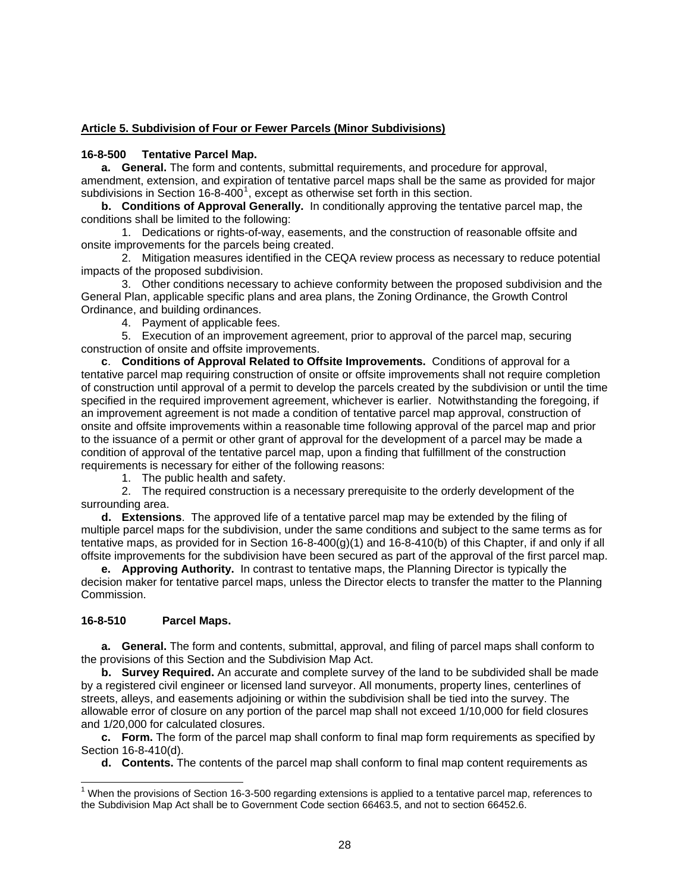**Article 5. Subdivision of Four or Fewer Parcels (Minor Subdivisions)**

**16-8-500 Tentative Parcel Map.**

**a. General.** The form and contents, submittal requirements, and procedure for approval, amendment, extension, and expiration of tentative parcel maps shall be the same as provided for major subdivisions in Section 16-8-400[1], except as otherwise set forth in this section.

**b. Conditions of Approval Generally.** In conditionally approving the tentative parcel map, the conditions shall be limited to the following:

1. Dedications or rights-of-way, easements, and the construction of reasonable offsite and onsite improvements for the parcels being created.
2. Mitigation measures identified in the CEQA review process as necessary to reduce potential impacts of the proposed subdivision.
3. Other conditions necessary to achieve conformity between the proposed subdivision and the General Plan, applicable specific plans and area plans, the Zoning Ordinance, the Growth Control Ordinance, and building ordinances.
4. Payment of applicable fees.
5. Execution of an improvement agreement, prior to approval of the parcel map, securing construction of onsite and offsite improvements.

**c. Conditions of Approval Related to Offsite Improvements.** Conditions of approval for a tentative parcel map requiring construction of onsite or offsite improvements shall not require completion of construction until approval of a permit to develop the parcels created by the subdivision or until the time specified in the required improvement agreement, whichever is earlier. Notwithstanding the foregoing, if an improvement agreement is not made a condition of tentative parcel map approval, construction of onsite and offsite improvements within a reasonable time following approval of the parcel map and prior to the issuance of a permit or other grant of approval for the development of a parcel may be made a condition of approval of the tentative parcel map, upon a finding that fulfillment of the construction requirements is necessary for either of the following reasons:

1. The public health and safety.
2. The required construction is a necessary prerequisite to the orderly development of the surrounding area.

**d. Extensions**. The approved life of a tentative parcel map may be extended by the filing of multiple parcel maps for the subdivision, under the same conditions and subject to the same terms as for tentative maps, as provided for in Section 16-8-400(g)(1) and 16-8-410(b) of this Chapter, if and only if all offsite improvements for the subdivision have been secured as part of the approval of the first parcel map.

**e. Approving Authority.** In contrast to tentative maps, the Planning Director is typically the decision maker for tentative parcel maps, unless the Director elects to transfer the matter to the Planning Commission.

**16-8-510 Parcel Maps.**

**a. General.** The form and contents, submittal, approval, and filing of parcel maps shall conform to the provisions of this Section and the Subdivision Map Act.

**b. Survey Required.** An accurate and complete survey of the land to be subdivided shall be made by a registered civil engineer or licensed land surveyor. All monuments, property lines, centerlines of streets, alleys, and easements adjoining or within the subdivision shall be tied into the survey. The allowable error of closure on any portion of the parcel map shall not exceed 1/10,000 for field closures and 1/20,000 for calculated closures.

**c. Form.** The form of the parcel map shall conform to final map form requirements as specified by Section 16-8-410(d).

**d. Contents.** The contents of the parcel map shall conform to final map content requirements as

---

[1] When the provisions of Section 16-3-500 regarding extensions is applied to a tentative parcel map, references to the Subdivision Map Act shall be to Government Code section 66463.5, and not to section 66452.6.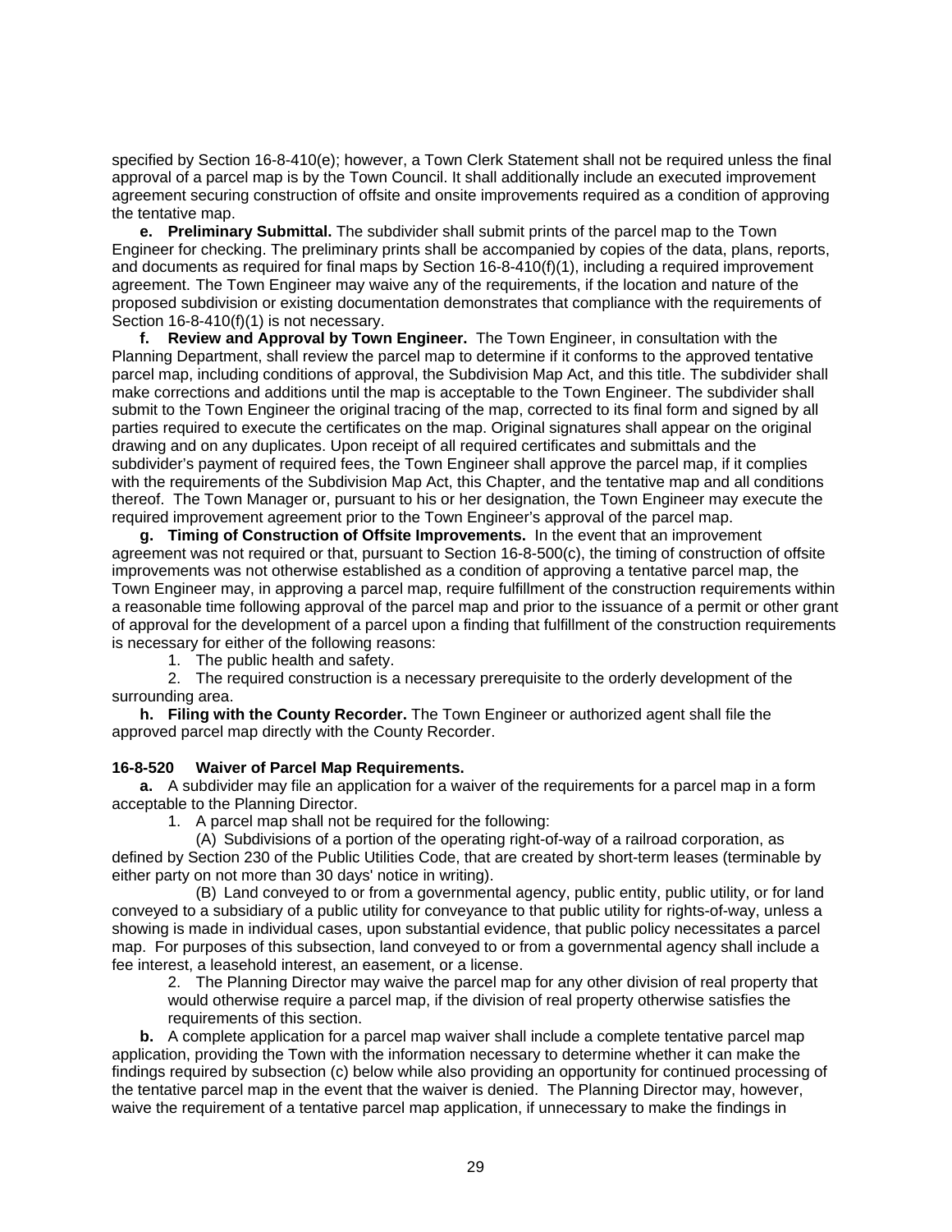specified by Section 16-8-410(e); however, a Town Clerk Statement shall not be required unless the final approval of a parcel map is by the Town Council. It shall additionally include an executed improvement agreement securing construction of offsite and onsite improvements required as a condition of approving the tentative map.

**e. Preliminary Submittal.** The subdivider shall submit prints of the parcel map to the Town Engineer for checking. The preliminary prints shall be accompanied by copies of the data, plans, reports, and documents as required for final maps by Section 16-8-410(f)(1), including a required improvement agreement. The Town Engineer may waive any of the requirements, if the location and nature of the proposed subdivision or existing documentation demonstrates that compliance with the requirements of Section 16-8-410(f)(1) is not necessary.

**f. Review and Approval by Town Engineer.** The Town Engineer, in consultation with the Planning Department, shall review the parcel map to determine if it conforms to the approved tentative parcel map, including conditions of approval, the Subdivision Map Act, and this title. The subdivider shall make corrections and additions until the map is acceptable to the Town Engineer. The subdivider shall submit to the Town Engineer the original tracing of the map, corrected to its final form and signed by all parties required to execute the certificates on the map. Original signatures shall appear on the original drawing and on any duplicates. Upon receipt of all required certificates and submittals and the subdivider's payment of required fees, the Town Engineer shall approve the parcel map, if it complies with the requirements of the Subdivision Map Act, this Chapter, and the tentative map and all conditions thereof. The Town Manager or, pursuant to his or her designation, the Town Engineer may execute the required improvement agreement prior to the Town Engineer's approval of the parcel map.

**g. Timing of Construction of Offsite Improvements.** In the event that an improvement agreement was not required or that, pursuant to Section 16-8-500(c), the timing of construction of offsite improvements was not otherwise established as a condition of approving a tentative parcel map, the Town Engineer may, in approving a parcel map, require fulfillment of the construction requirements within a reasonable time following approval of the parcel map and prior to the issuance of a permit or other grant of approval for the development of a parcel upon a finding that fulfillment of the construction requirements is necessary for either of the following reasons:

1. The public health and safety.
2. The required construction is a necessary prerequisite to the orderly development of the surrounding area.

**h. Filing with the County Recorder.** The Town Engineer or authorized agent shall file the approved parcel map directly with the County Recorder.

**16-8-520 Waiver of Parcel Map Requirements.**

**a.** A subdivider may file an application for a waiver of the requirements for a parcel map in a form acceptable to the Planning Director.

1. A parcel map shall not be required for the following:

   (A) Subdivisions of a portion of the operating right-of-way of a railroad corporation, as defined by Section 230 of the Public Utilities Code, that are created by short-term leases (terminable by either party on not more than 30 days' notice in writing).

   (B) Land conveyed to or from a governmental agency, public entity, public utility, or for land conveyed to a subsidiary of a public utility for conveyance to that public utility for rights-of-way, unless a showing is made in individual cases, upon substantial evidence, that public policy necessitates a parcel map. For purposes of this subsection, land conveyed to or from a governmental agency shall include a fee interest, a leasehold interest, an easement, or a license.

2. The Planning Director may waive the parcel map for any other division of real property that would otherwise require a parcel map, if the division of real property otherwise satisfies the requirements of this section.

**b.** A complete application for a parcel map waiver shall include a complete tentative parcel map application, providing the Town with the information necessary to determine whether it can make the findings required by subsection (c) below while also providing an opportunity for continued processing of the tentative parcel map in the event that the waiver is denied. The Planning Director may, however, waive the requirement of a tentative parcel map application, if unnecessary to make the findings in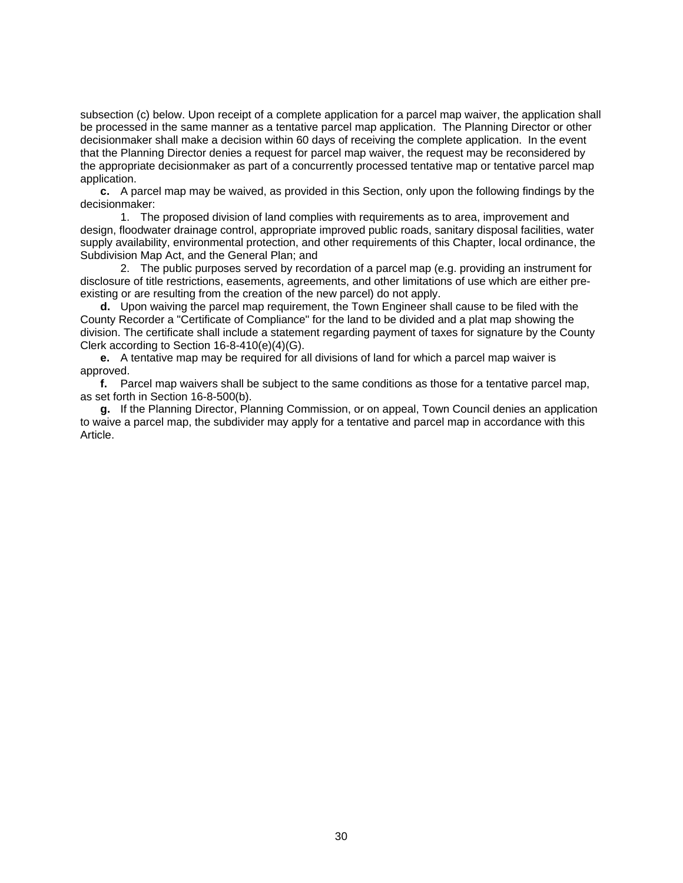subsection (c) below. Upon receipt of a complete application for a parcel map waiver, the application shall be processed in the same manner as a tentative parcel map application. The Planning Director or other decisionmaker shall make a decision within 60 days of receiving the complete application. In the event that the Planning Director denies a request for parcel map waiver, the request may be reconsidered by the appropriate decisionmaker as part of a concurrently processed tentative map or tentative parcel map application.

**c.** A parcel map may be waived, as provided in this Section, only upon the following findings by the decisionmaker:

1. The proposed division of land complies with requirements as to area, improvement and design, floodwater drainage control, appropriate improved public roads, sanitary disposal facilities, water supply availability, environmental protection, and other requirements of this Chapter, local ordinance, the Subdivision Map Act, and the General Plan; and

2. The public purposes served by recordation of a parcel map (e.g. providing an instrument for disclosure of title restrictions, easements, agreements, and other limitations of use which are either pre-existing or are resulting from the creation of the new parcel) do not apply.

**d.** Upon waiving the parcel map requirement, the Town Engineer shall cause to be filed with the County Recorder a "Certificate of Compliance" for the land to be divided and a plat map showing the division. The certificate shall include a statement regarding payment of taxes for signature by the County Clerk according to Section 16-8-410(e)(4)(G).

**e.** A tentative map may be required for all divisions of land for which a parcel map waiver is approved.

**f.** Parcel map waivers shall be subject to the same conditions as those for a tentative parcel map, as set forth in Section 16-8-500(b).

**g.** If the Planning Director, Planning Commission, or on appeal, Town Council denies an application to waive a parcel map, the subdivider may apply for a tentative and parcel map in accordance with this Article.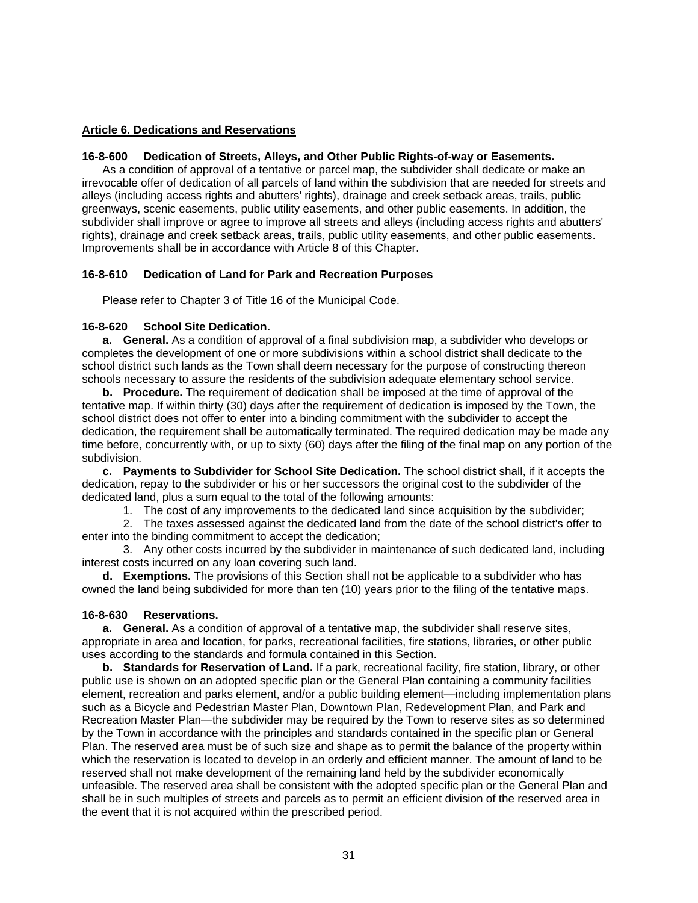## Article 6. Dedications and Reservations

### 16-8-600 Dedication of Streets, Alleys, and Other Public Rights-of-way or Easements.

As a condition of approval of a tentative or parcel map, the subdivider shall dedicate or make an irrevocable offer of dedication of all parcels of land within the subdivision that are needed for streets and alleys (including access rights and abutters' rights), drainage and creek setback areas, trails, public greenways, scenic easements, public utility easements, and other public easements. In addition, the subdivider shall improve or agree to improve all streets and alleys (including access rights and abutters' rights), drainage and creek setback areas, trails, public utility easements, and other public easements. Improvements shall be in accordance with Article 8 of this Chapter.

### 16-8-610 Dedication of Land for Park and Recreation Purposes

Please refer to Chapter 3 of Title 16 of the Municipal Code.

### 16-8-620 School Site Dedication.

**a. General.** As a condition of approval of a final subdivision map, a subdivider who develops or completes the development of one or more subdivisions within a school district shall dedicate to the school district such lands as the Town shall deem necessary for the purpose of constructing thereon schools necessary to assure the residents of the subdivision adequate elementary school service.

**b. Procedure.** The requirement of dedication shall be imposed at the time of approval of the tentative map. If within thirty (30) days after the requirement of dedication is imposed by the Town, the school district does not offer to enter into a binding commitment with the subdivider to accept the dedication, the requirement shall be automatically terminated. The required dedication may be made any time before, concurrently with, or up to sixty (60) days after the filing of the final map on any portion of the subdivision.

**c. Payments to Subdivider for School Site Dedication.** The school district shall, if it accepts the dedication, repay to the subdivider or his or her successors the original cost to the subdivider of the dedicated land, plus a sum equal to the total of the following amounts:

1. The cost of any improvements to the dedicated land since acquisition by the subdivider;
2. The taxes assessed against the dedicated land from the date of the school district's offer to enter into the binding commitment to accept the dedication;
3. Any other costs incurred by the subdivider in maintenance of such dedicated land, including interest costs incurred on any loan covering such land.

**d. Exemptions.** The provisions of this Section shall not be applicable to a subdivider who has owned the land being subdivided for more than ten (10) years prior to the filing of the tentative maps.

### 16-8-630 Reservations.

**a. General.** As a condition of approval of a tentative map, the subdivider shall reserve sites, appropriate in area and location, for parks, recreational facilities, fire stations, libraries, or other public uses according to the standards and formula contained in this Section.

**b. Standards for Reservation of Land.** If a park, recreational facility, fire station, library, or other public use is shown on an adopted specific plan or the General Plan containing a community facilities element, recreation and parks element, and/or a public building element—including implementation plans such as a Bicycle and Pedestrian Master Plan, Downtown Plan, Redevelopment Plan, and Park and Recreation Master Plan—the subdivider may be required by the Town to reserve sites as so determined by the Town in accordance with the principles and standards contained in the specific plan or General Plan. The reserved area must be of such size and shape as to permit the balance of the property within which the reservation is located to develop in an orderly and efficient manner. The amount of land to be reserved shall not make development of the remaining land held by the subdivider economically unfeasible. The reserved area shall be consistent with the adopted specific plan or the General Plan and shall be in such multiples of streets and parcels as to permit an efficient division of the reserved area in the event that it is not acquired within the prescribed period.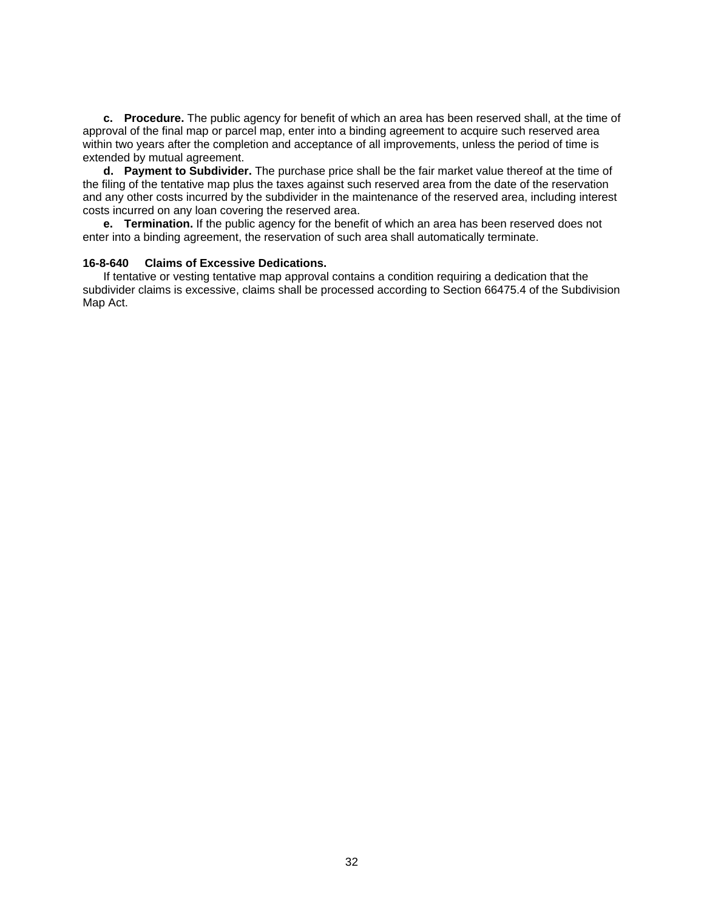**c. Procedure.** The public agency for benefit of which an area has been reserved shall, at the time of approval of the final map or parcel map, enter into a binding agreement to acquire such reserved area within two years after the completion and acceptance of all improvements, unless the period of time is extended by mutual agreement.

**d. Payment to Subdivider.** The purchase price shall be the fair market value thereof at the time of the filing of the tentative map plus the taxes against such reserved area from the date of the reservation and any other costs incurred by the subdivider in the maintenance of the reserved area, including interest costs incurred on any loan covering the reserved area.

**e. Termination.** If the public agency for the benefit of which an area has been reserved does not enter into a binding agreement, the reservation of such area shall automatically terminate.

### 16-8-640 Claims of Excessive Dedications.

If tentative or vesting tentative map approval contains a condition requiring a dedication that the subdivider claims is excessive, claims shall be processed according to Section 66475.4 of the Subdivision Map Act.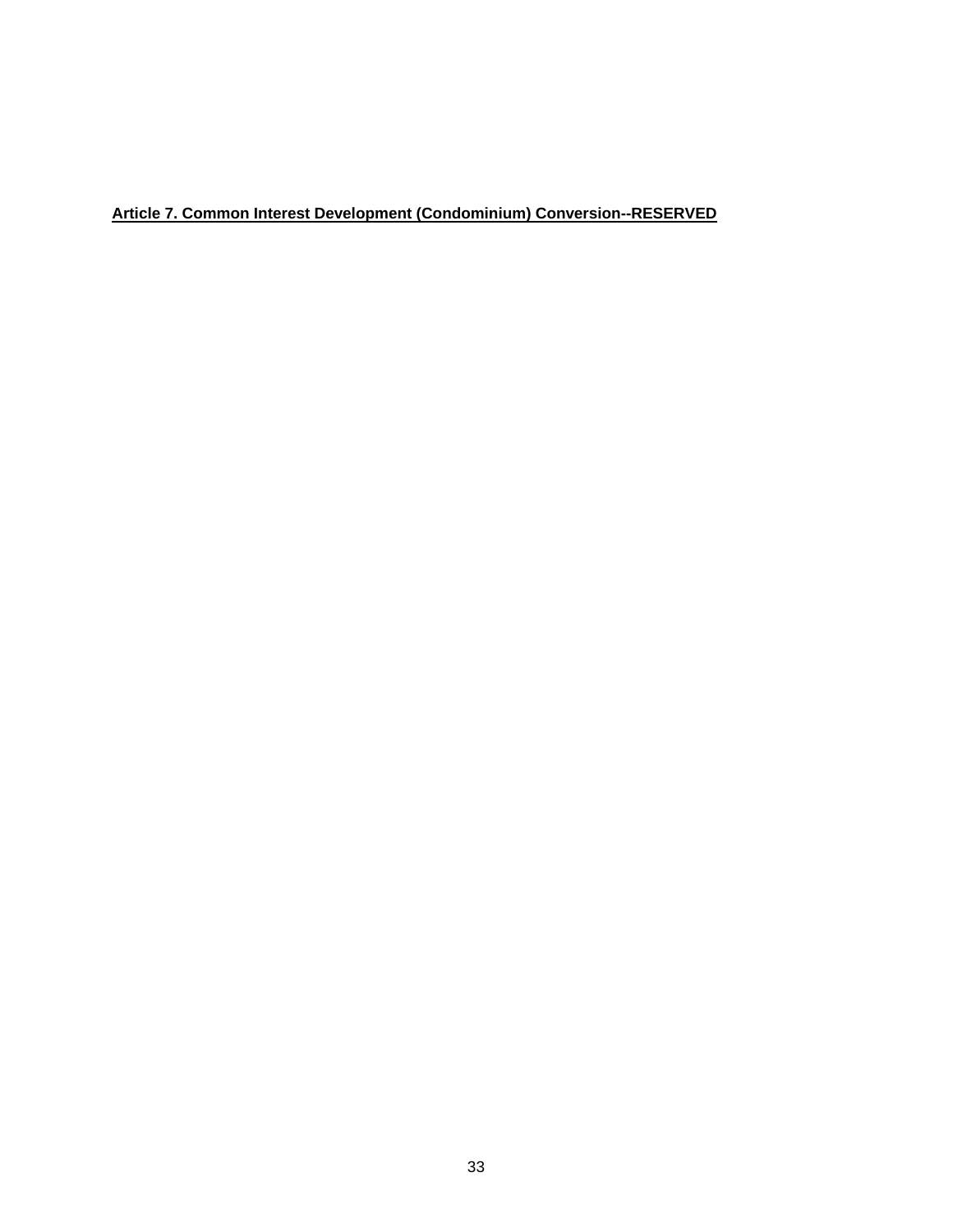## Article 7. Common Interest Development (Condominium) Conversion--RESERVED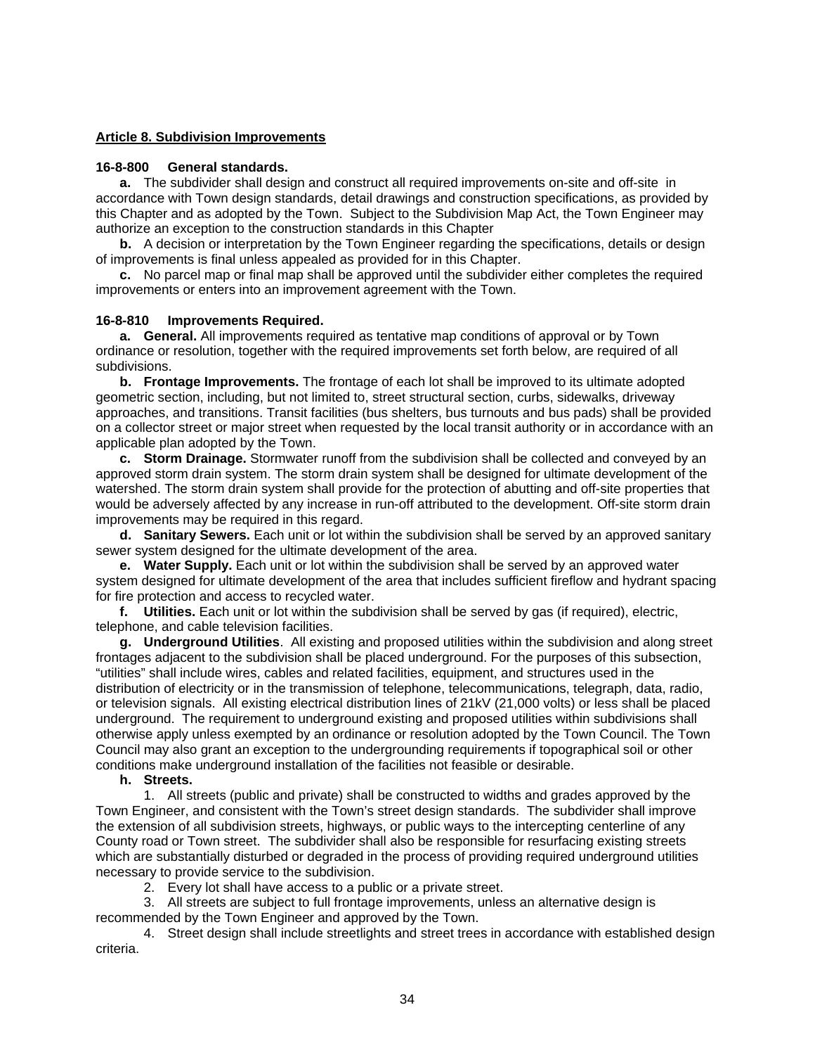## Article 8. Subdivision Improvements

**16-8-800 General standards.**

**a.** The subdivider shall design and construct all required improvements on-site and off-site in accordance with Town design standards, detail drawings and construction specifications, as provided by this Chapter and as adopted by the Town. Subject to the Subdivision Map Act, the Town Engineer may authorize an exception to the construction standards in this Chapter

**b.** A decision or interpretation by the Town Engineer regarding the specifications, details or design of improvements is final unless appealed as provided for in this Chapter.

**c.** No parcel map or final map shall be approved until the subdivider either completes the required improvements or enters into an improvement agreement with the Town.

**16-8-810 Improvements Required.**

**a. General.** All improvements required as tentative map conditions of approval or by Town ordinance or resolution, together with the required improvements set forth below, are required of all subdivisions.

**b. Frontage Improvements.** The frontage of each lot shall be improved to its ultimate adopted geometric section, including, but not limited to, street structural section, curbs, sidewalks, driveway approaches, and transitions. Transit facilities (bus shelters, bus turnouts and bus pads) shall be provided on a collector street or major street when requested by the local transit authority or in accordance with an applicable plan adopted by the Town.

**c. Storm Drainage.** Stormwater runoff from the subdivision shall be collected and conveyed by an approved storm drain system. The storm drain system shall be designed for ultimate development of the watershed. The storm drain system shall provide for the protection of abutting and off-site properties that would be adversely affected by any increase in run-off attributed to the development. Off-site storm drain improvements may be required in this regard.

**d. Sanitary Sewers.** Each unit or lot within the subdivision shall be served by an approved sanitary sewer system designed for the ultimate development of the area.

**e. Water Supply.** Each unit or lot within the subdivision shall be served by an approved water system designed for ultimate development of the area that includes sufficient fireflow and hydrant spacing for fire protection and access to recycled water.

**f. Utilities.** Each unit or lot within the subdivision shall be served by gas (if required), electric, telephone, and cable television facilities.

**g. Underground Utilities**. All existing and proposed utilities within the subdivision and along street frontages adjacent to the subdivision shall be placed underground. For the purposes of this subsection, "utilities" shall include wires, cables and related facilities, equipment, and structures used in the distribution of electricity or in the transmission of telephone, telecommunications, telegraph, data, radio, or television signals. All existing electrical distribution lines of 21kV (21,000 volts) or less shall be placed underground. The requirement to underground existing and proposed utilities within subdivisions shall otherwise apply unless exempted by an ordinance or resolution adopted by the Town Council. The Town Council may also grant an exception to the undergrounding requirements if topographical soil or other conditions make underground installation of the facilities not feasible or desirable.

**h. Streets.**

1. All streets (public and private) shall be constructed to widths and grades approved by the Town Engineer, and consistent with the Town's street design standards. The subdivider shall improve the extension of all subdivision streets, highways, or public ways to the intercepting centerline of any County road or Town street. The subdivider shall also be responsible for resurfacing existing streets which are substantially disturbed or degraded in the process of providing required underground utilities necessary to provide service to the subdivision.
2. Every lot shall have access to a public or a private street.
3. All streets are subject to full frontage improvements, unless an alternative design is recommended by the Town Engineer and approved by the Town.
4. Street design shall include streetlights and street trees in accordance with established design criteria.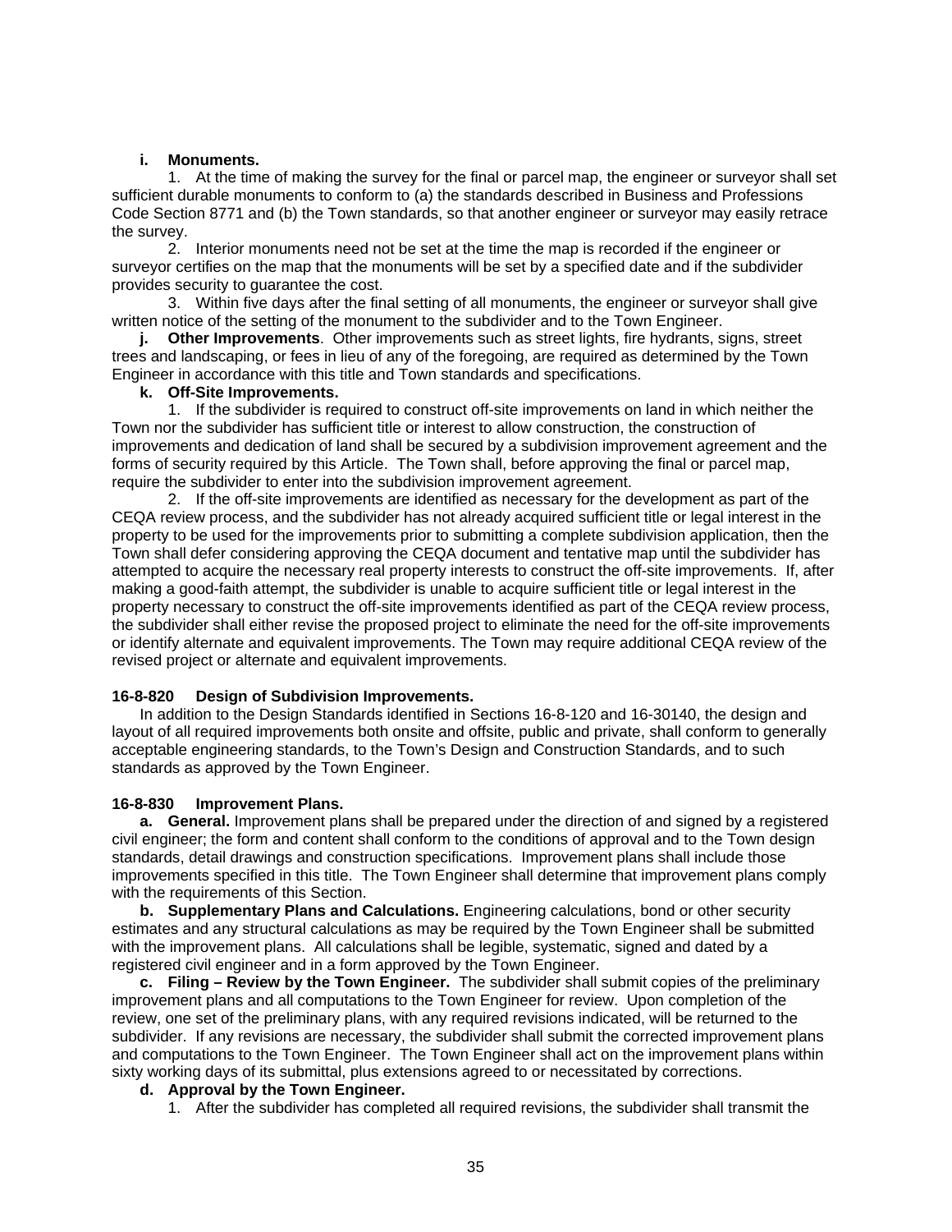**i. Monuments.**

1. At the time of making the survey for the final or parcel map, the engineer or surveyor shall set sufficient durable monuments to conform to (a) the standards described in Business and Professions Code Section 8771 and (b) the Town standards, so that another engineer or surveyor may easily retrace the survey.

2. Interior monuments need not be set at the time the map is recorded if the engineer or surveyor certifies on the map that the monuments will be set by a specified date and if the subdivider provides security to guarantee the cost.

3. Within five days after the final setting of all monuments, the engineer or surveyor shall give written notice of the setting of the monument to the subdivider and to the Town Engineer.

**j. Other Improvements**. Other improvements such as street lights, fire hydrants, signs, street trees and landscaping, or fees in lieu of any of the foregoing, are required as determined by the Town Engineer in accordance with this title and Town standards and specifications.

**k. Off-Site Improvements.**

1. If the subdivider is required to construct off-site improvements on land in which neither the Town nor the subdivider has sufficient title or interest to allow construction, the construction of improvements and dedication of land shall be secured by a subdivision improvement agreement and the forms of security required by this Article. The Town shall, before approving the final or parcel map, require the subdivider to enter into the subdivision improvement agreement.

2. If the off-site improvements are identified as necessary for the development as part of the CEQA review process, and the subdivider has not already acquired sufficient title or legal interest in the property to be used for the improvements prior to submitting a complete subdivision application, then the Town shall defer considering approving the CEQA document and tentative map until the subdivider has attempted to acquire the necessary real property interests to construct the off-site improvements. If, after making a good-faith attempt, the subdivider is unable to acquire sufficient title or legal interest in the property necessary to construct the off-site improvements identified as part of the CEQA review process, the subdivider shall either revise the proposed project to eliminate the need for the off-site improvements or identify alternate and equivalent improvements. The Town may require additional CEQA review of the revised project or alternate and equivalent improvements.

**16-8-820 Design of Subdivision Improvements.**

In addition to the Design Standards identified in Sections 16-8-120 and 16-30140, the design and layout of all required improvements both onsite and offsite, public and private, shall conform to generally acceptable engineering standards, to the Town's Design and Construction Standards, and to such standards as approved by the Town Engineer.

**16-8-830 Improvement Plans.**

**a. General.** Improvement plans shall be prepared under the direction of and signed by a registered civil engineer; the form and content shall conform to the conditions of approval and to the Town design standards, detail drawings and construction specifications. Improvement plans shall include those improvements specified in this title. The Town Engineer shall determine that improvement plans comply with the requirements of this Section.

**b. Supplementary Plans and Calculations.** Engineering calculations, bond or other security estimates and any structural calculations as may be required by the Town Engineer shall be submitted with the improvement plans. All calculations shall be legible, systematic, signed and dated by a registered civil engineer and in a form approved by the Town Engineer.

**c. Filing – Review by the Town Engineer.** The subdivider shall submit copies of the preliminary improvement plans and all computations to the Town Engineer for review. Upon completion of the review, one set of the preliminary plans, with any required revisions indicated, will be returned to the subdivider. If any revisions are necessary, the subdivider shall submit the corrected improvement plans and computations to the Town Engineer. The Town Engineer shall act on the improvement plans within sixty working days of its submittal, plus extensions agreed to or necessitated by corrections.

**d. Approval by the Town Engineer.**

1. After the subdivider has completed all required revisions, the subdivider shall transmit the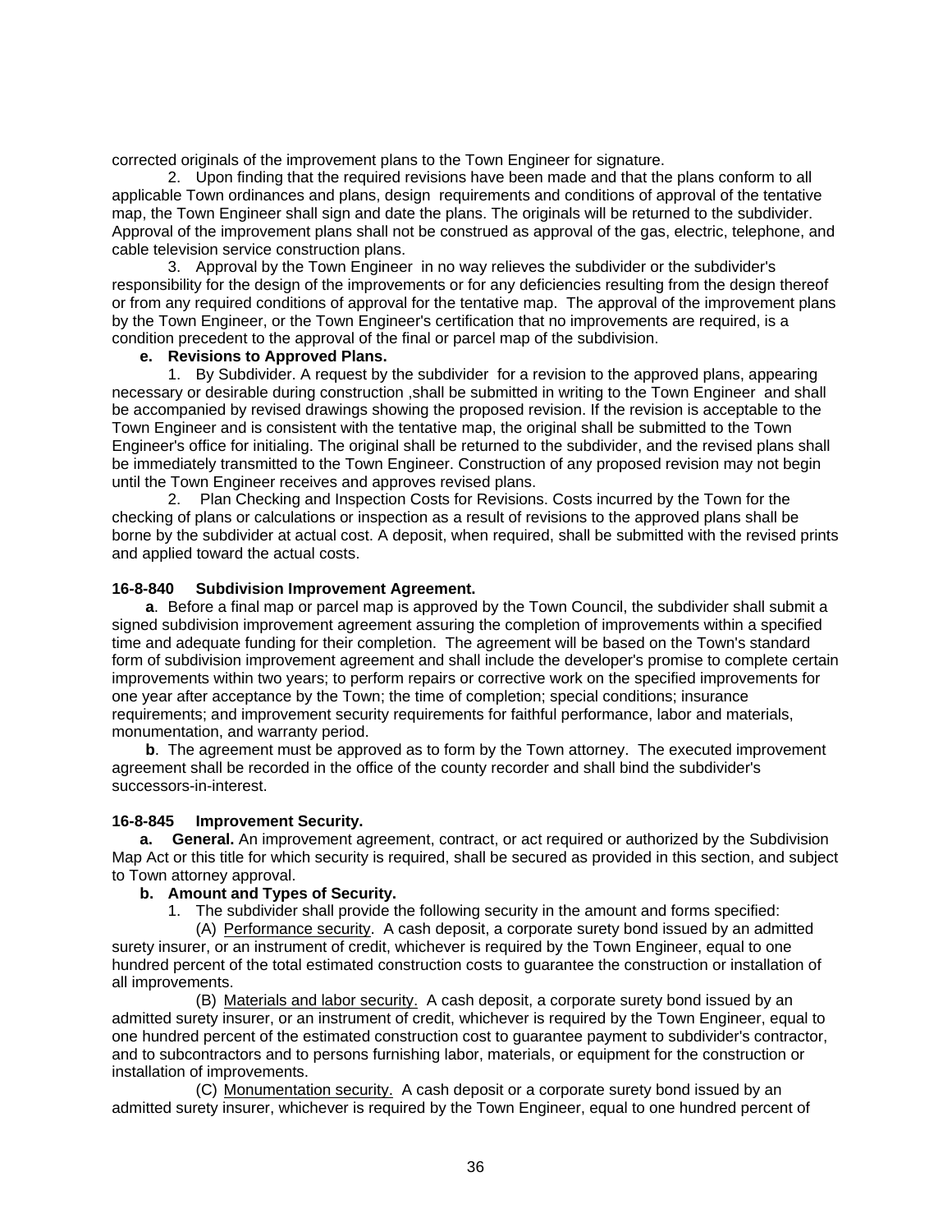corrected originals of the improvement plans to the Town Engineer for signature.

2. Upon finding that the required revisions have been made and that the plans conform to all applicable Town ordinances and plans, design requirements and conditions of approval of the tentative map, the Town Engineer shall sign and date the plans. The originals will be returned to the subdivider. Approval of the improvement plans shall not be construed as approval of the gas, electric, telephone, and cable television service construction plans.

3. Approval by the Town Engineer in no way relieves the subdivider or the subdivider's responsibility for the design of the improvements or for any deficiencies resulting from the design thereof or from any required conditions of approval for the tentative map. The approval of the improvement plans by the Town Engineer, or the Town Engineer's certification that no improvements are required, is a condition precedent to the approval of the final or parcel map of the subdivision.

**e. Revisions to Approved Plans.**

1. By Subdivider. A request by the subdivider for a revision to the approved plans, appearing necessary or desirable during construction ,shall be submitted in writing to the Town Engineer and shall be accompanied by revised drawings showing the proposed revision. If the revision is acceptable to the Town Engineer and is consistent with the tentative map, the original shall be submitted to the Town Engineer's office for initialing. The original shall be returned to the subdivider, and the revised plans shall be immediately transmitted to the Town Engineer. Construction of any proposed revision may not begin until the Town Engineer receives and approves revised plans.

2. Plan Checking and Inspection Costs for Revisions. Costs incurred by the Town for the checking of plans or calculations or inspection as a result of revisions to the approved plans shall be borne by the subdivider at actual cost. A deposit, when required, shall be submitted with the revised prints and applied toward the actual costs.

**16-8-840 Subdivision Improvement Agreement.**

**a**. Before a final map or parcel map is approved by the Town Council, the subdivider shall submit a signed subdivision improvement agreement assuring the completion of improvements within a specified time and adequate funding for their completion. The agreement will be based on the Town's standard form of subdivision improvement agreement and shall include the developer's promise to complete certain improvements within two years; to perform repairs or corrective work on the specified improvements for one year after acceptance by the Town; the time of completion; special conditions; insurance requirements; and improvement security requirements for faithful performance, labor and materials, monumentation, and warranty period.

**b**. The agreement must be approved as to form by the Town attorney. The executed improvement agreement shall be recorded in the office of the county recorder and shall bind the subdivider's successors-in-interest.

**16-8-845 Improvement Security.**

**a. General.** An improvement agreement, contract, or act required or authorized by the Subdivision Map Act or this title for which security is required, shall be secured as provided in this section, and subject to Town attorney approval.

**b. Amount and Types of Security.**

1. The subdivider shall provide the following security in the amount and forms specified:

(A) Performance security. A cash deposit, a corporate surety bond issued by an admitted surety insurer, or an instrument of credit, whichever is required by the Town Engineer, equal to one hundred percent of the total estimated construction costs to guarantee the construction or installation of all improvements.

(B) Materials and labor security. A cash deposit, a corporate surety bond issued by an admitted surety insurer, or an instrument of credit, whichever is required by the Town Engineer, equal to one hundred percent of the estimated construction cost to guarantee payment to subdivider's contractor, and to subcontractors and to persons furnishing labor, materials, or equipment for the construction or installation of improvements.

(C) Monumentation security. A cash deposit or a corporate surety bond issued by an admitted surety insurer, whichever is required by the Town Engineer, equal to one hundred percent of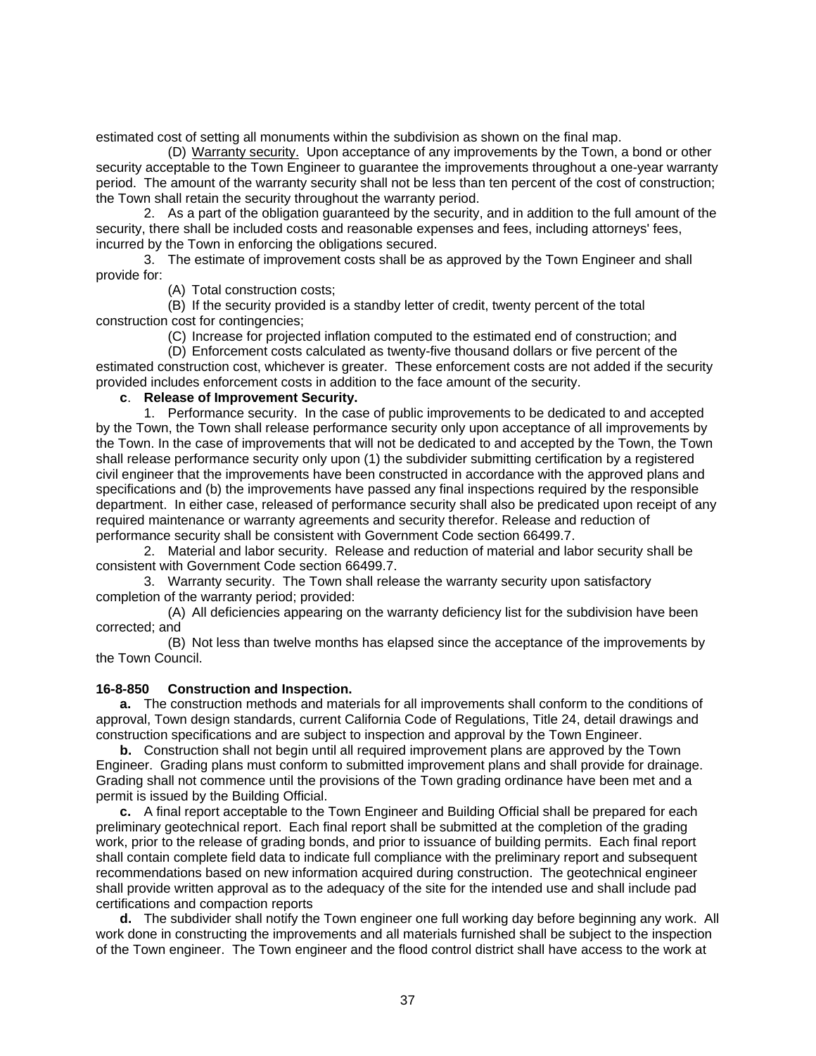estimated cost of setting all monuments within the subdivision as shown on the final map.

(D) Warranty security. Upon acceptance of any improvements by the Town, a bond or other security acceptable to the Town Engineer to guarantee the improvements throughout a one-year warranty period. The amount of the warranty security shall not be less than ten percent of the cost of construction; the Town shall retain the security throughout the warranty period.

2. As a part of the obligation guaranteed by the security, and in addition to the full amount of the security, there shall be included costs and reasonable expenses and fees, including attorneys' fees, incurred by the Town in enforcing the obligations secured.

3. The estimate of improvement costs shall be as approved by the Town Engineer and shall provide for:

(A) Total construction costs;

(B) If the security provided is a standby letter of credit, twenty percent of the total construction cost for contingencies;

(C) Increase for projected inflation computed to the estimated end of construction; and

(D) Enforcement costs calculated as twenty-five thousand dollars or five percent of the estimated construction cost, whichever is greater. These enforcement costs are not added if the security provided includes enforcement costs in addition to the face amount of the security.

**c**. **Release of Improvement Security.**

1. Performance security. In the case of public improvements to be dedicated to and accepted by the Town, the Town shall release performance security only upon acceptance of all improvements by the Town. In the case of improvements that will not be dedicated to and accepted by the Town, the Town shall release performance security only upon (1) the subdivider submitting certification by a registered civil engineer that the improvements have been constructed in accordance with the approved plans and specifications and (b) the improvements have passed any final inspections required by the responsible department. In either case, released of performance security shall also be predicated upon receipt of any required maintenance or warranty agreements and security therefor. Release and reduction of performance security shall be consistent with Government Code section 66499.7.

2. Material and labor security. Release and reduction of material and labor security shall be consistent with Government Code section 66499.7.

3. Warranty security. The Town shall release the warranty security upon satisfactory completion of the warranty period; provided:

(A) All deficiencies appearing on the warranty deficiency list for the subdivision have been corrected; and

(B) Not less than twelve months has elapsed since the acceptance of the improvements by the Town Council.

**16-8-850 Construction and Inspection.**

**a.** The construction methods and materials for all improvements shall conform to the conditions of approval, Town design standards, current California Code of Regulations, Title 24, detail drawings and construction specifications and are subject to inspection and approval by the Town Engineer.

**b.** Construction shall not begin until all required improvement plans are approved by the Town Engineer. Grading plans must conform to submitted improvement plans and shall provide for drainage. Grading shall not commence until the provisions of the Town grading ordinance have been met and a permit is issued by the Building Official.

**c.** A final report acceptable to the Town Engineer and Building Official shall be prepared for each preliminary geotechnical report. Each final report shall be submitted at the completion of the grading work, prior to the release of grading bonds, and prior to issuance of building permits. Each final report shall contain complete field data to indicate full compliance with the preliminary report and subsequent recommendations based on new information acquired during construction. The geotechnical engineer shall provide written approval as to the adequacy of the site for the intended use and shall include pad certifications and compaction reports

**d.** The subdivider shall notify the Town engineer one full working day before beginning any work. All work done in constructing the improvements and all materials furnished shall be subject to the inspection of the Town engineer. The Town engineer and the flood control district shall have access to the work at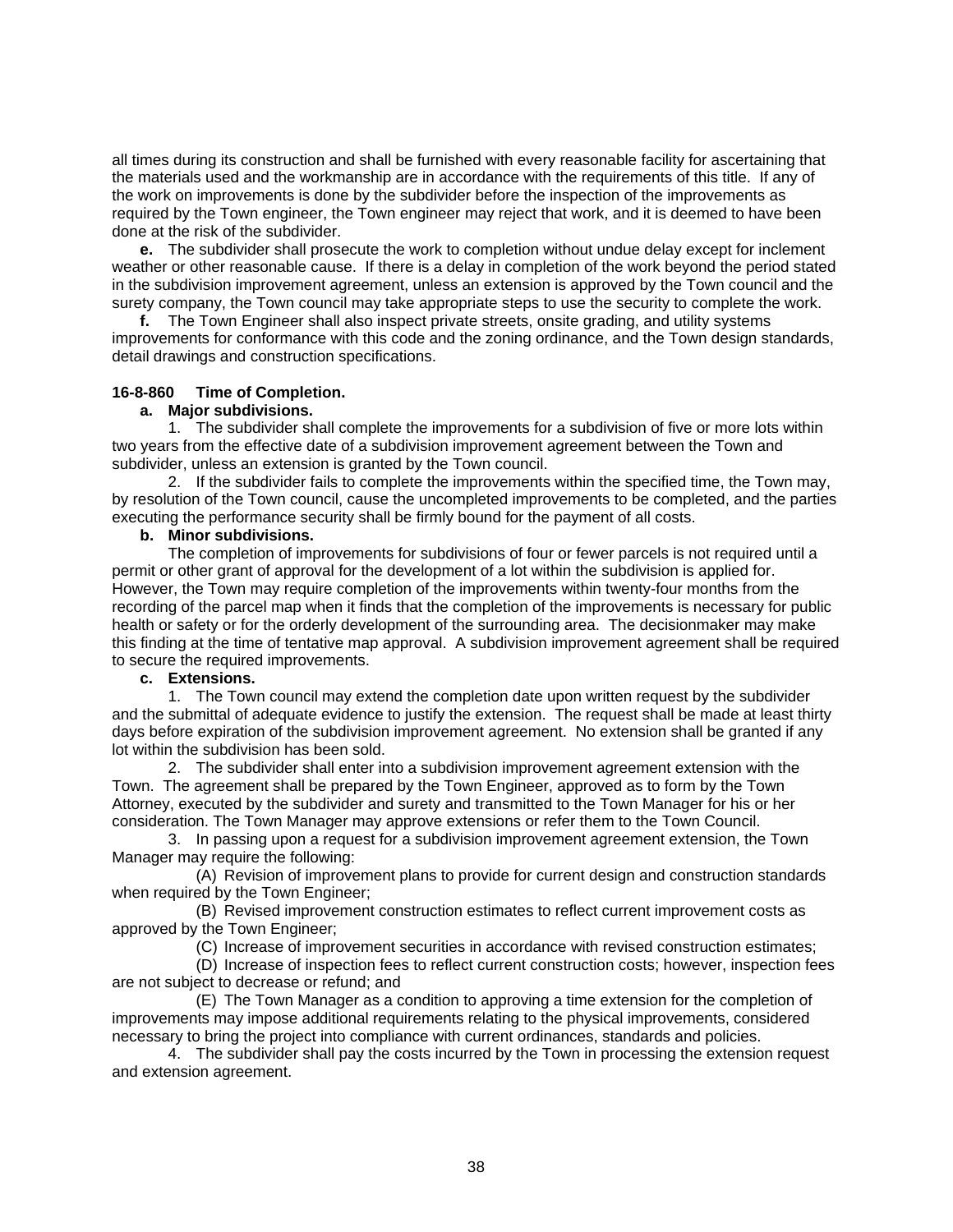all times during its construction and shall be furnished with every reasonable facility for ascertaining that the materials used and the workmanship are in accordance with the requirements of this title. If any of the work on improvements is done by the subdivider before the inspection of the improvements as required by the Town engineer, the Town engineer may reject that work, and it is deemed to have been done at the risk of the subdivider.

**e.** The subdivider shall prosecute the work to completion without undue delay except for inclement weather or other reasonable cause. If there is a delay in completion of the work beyond the period stated in the subdivision improvement agreement, unless an extension is approved by the Town council and the surety company, the Town council may take appropriate steps to use the security to complete the work.

**f.** The Town Engineer shall also inspect private streets, onsite grading, and utility systems improvements for conformance with this code and the zoning ordinance, and the Town design standards, detail drawings and construction specifications.

**16-8-860 Time of Completion.**

**a. Major subdivisions.**

1. The subdivider shall complete the improvements for a subdivision of five or more lots within two years from the effective date of a subdivision improvement agreement between the Town and subdivider, unless an extension is granted by the Town council.

2. If the subdivider fails to complete the improvements within the specified time, the Town may, by resolution of the Town council, cause the uncompleted improvements to be completed, and the parties executing the performance security shall be firmly bound for the payment of all costs.

**b. Minor subdivisions.**

The completion of improvements for subdivisions of four or fewer parcels is not required until a permit or other grant of approval for the development of a lot within the subdivision is applied for. However, the Town may require completion of the improvements within twenty-four months from the recording of the parcel map when it finds that the completion of the improvements is necessary for public health or safety or for the orderly development of the surrounding area. The decisionmaker may make this finding at the time of tentative map approval. A subdivision improvement agreement shall be required to secure the required improvements.

**c. Extensions.**

1. The Town council may extend the completion date upon written request by the subdivider and the submittal of adequate evidence to justify the extension. The request shall be made at least thirty days before expiration of the subdivision improvement agreement. No extension shall be granted if any lot within the subdivision has been sold.

2. The subdivider shall enter into a subdivision improvement agreement extension with the Town. The agreement shall be prepared by the Town Engineer, approved as to form by the Town Attorney, executed by the subdivider and surety and transmitted to the Town Manager for his or her consideration. The Town Manager may approve extensions or refer them to the Town Council.

3. In passing upon a request for a subdivision improvement agreement extension, the Town Manager may require the following:

(A) Revision of improvement plans to provide for current design and construction standards when required by the Town Engineer;

(B) Revised improvement construction estimates to reflect current improvement costs as approved by the Town Engineer;

(C) Increase of improvement securities in accordance with revised construction estimates;

(D) Increase of inspection fees to reflect current construction costs; however, inspection fees are not subject to decrease or refund; and

(E) The Town Manager as a condition to approving a time extension for the completion of improvements may impose additional requirements relating to the physical improvements, considered necessary to bring the project into compliance with current ordinances, standards and policies.

4. The subdivider shall pay the costs incurred by the Town in processing the extension request and extension agreement.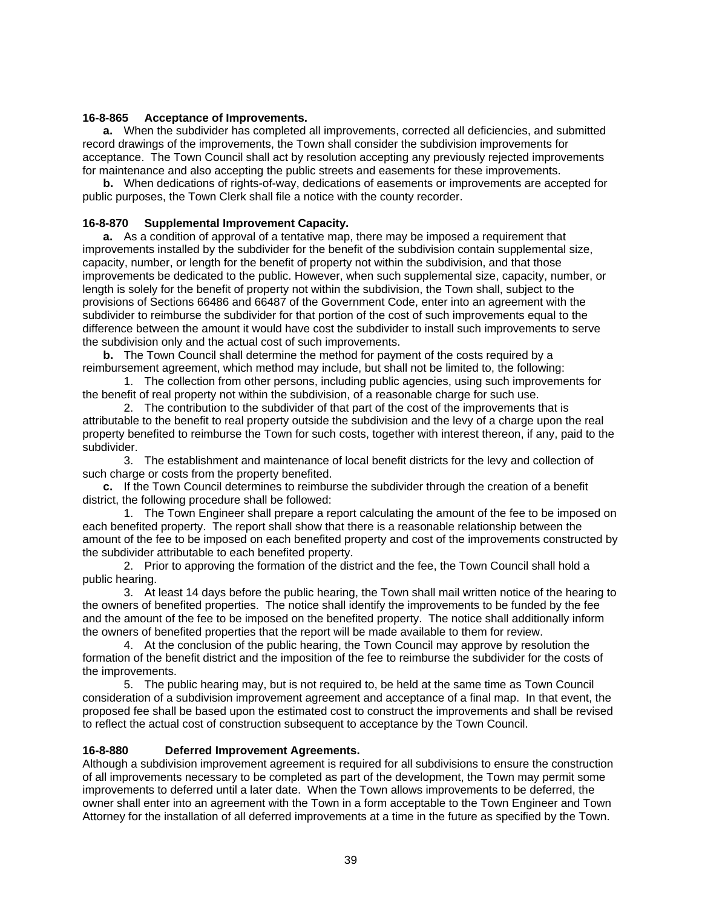**16-8-865 Acceptance of Improvements.**

**a.** When the subdivider has completed all improvements, corrected all deficiencies, and submitted record drawings of the improvements, the Town shall consider the subdivision improvements for acceptance. The Town Council shall act by resolution accepting any previously rejected improvements for maintenance and also accepting the public streets and easements for these improvements.

**b.** When dedications of rights-of-way, dedications of easements or improvements are accepted for public purposes, the Town Clerk shall file a notice with the county recorder.

**16-8-870 Supplemental Improvement Capacity.**

**a.** As a condition of approval of a tentative map, there may be imposed a requirement that improvements installed by the subdivider for the benefit of the subdivision contain supplemental size, capacity, number, or length for the benefit of property not within the subdivision, and that those improvements be dedicated to the public. However, when such supplemental size, capacity, number, or length is solely for the benefit of property not within the subdivision, the Town shall, subject to the provisions of Sections 66486 and 66487 of the Government Code, enter into an agreement with the subdivider to reimburse the subdivider for that portion of the cost of such improvements equal to the difference between the amount it would have cost the subdivider to install such improvements to serve the subdivision only and the actual cost of such improvements.

**b.** The Town Council shall determine the method for payment of the costs required by a reimbursement agreement, which method may include, but shall not be limited to, the following:

1. The collection from other persons, including public agencies, using such improvements for the benefit of real property not within the subdivision, of a reasonable charge for such use.

2. The contribution to the subdivider of that part of the cost of the improvements that is attributable to the benefit to real property outside the subdivision and the levy of a charge upon the real property benefited to reimburse the Town for such costs, together with interest thereon, if any, paid to the subdivider.

3. The establishment and maintenance of local benefit districts for the levy and collection of such charge or costs from the property benefited.

**c.** If the Town Council determines to reimburse the subdivider through the creation of a benefit district, the following procedure shall be followed:

1. The Town Engineer shall prepare a report calculating the amount of the fee to be imposed on each benefited property. The report shall show that there is a reasonable relationship between the amount of the fee to be imposed on each benefited property and cost of the improvements constructed by the subdivider attributable to each benefited property.

2. Prior to approving the formation of the district and the fee, the Town Council shall hold a public hearing.

3. At least 14 days before the public hearing, the Town shall mail written notice of the hearing to the owners of benefited properties. The notice shall identify the improvements to be funded by the fee and the amount of the fee to be imposed on the benefited property. The notice shall additionally inform the owners of benefited properties that the report will be made available to them for review.

4. At the conclusion of the public hearing, the Town Council may approve by resolution the formation of the benefit district and the imposition of the fee to reimburse the subdivider for the costs of the improvements.

5. The public hearing may, but is not required to, be held at the same time as Town Council consideration of a subdivision improvement agreement and acceptance of a final map. In that event, the proposed fee shall be based upon the estimated cost to construct the improvements and shall be revised to reflect the actual cost of construction subsequent to acceptance by the Town Council.

**16-8-880 Deferred Improvement Agreements.**

Although a subdivision improvement agreement is required for all subdivisions to ensure the construction of all improvements necessary to be completed as part of the development, the Town may permit some improvements to deferred until a later date. When the Town allows improvements to be deferred, the owner shall enter into an agreement with the Town in a form acceptable to the Town Engineer and Town Attorney for the installation of all deferred improvements at a time in the future as specified by the Town.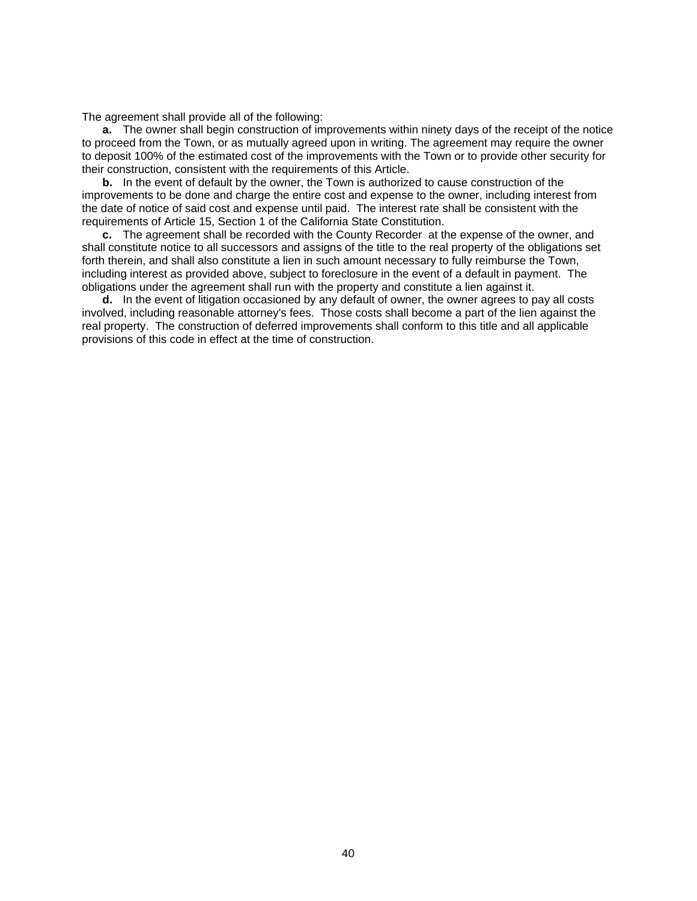The agreement shall provide all of the following:

**a.** The owner shall begin construction of improvements within ninety days of the receipt of the notice to proceed from the Town, or as mutually agreed upon in writing. The agreement may require the owner to deposit 100% of the estimated cost of the improvements with the Town or to provide other security for their construction, consistent with the requirements of this Article.

**b.** In the event of default by the owner, the Town is authorized to cause construction of the improvements to be done and charge the entire cost and expense to the owner, including interest from the date of notice of said cost and expense until paid. The interest rate shall be consistent with the requirements of Article 15, Section 1 of the California State Constitution.

**c.** The agreement shall be recorded with the County Recorder at the expense of the owner, and shall constitute notice to all successors and assigns of the title to the real property of the obligations set forth therein, and shall also constitute a lien in such amount necessary to fully reimburse the Town, including interest as provided above, subject to foreclosure in the event of a default in payment. The obligations under the agreement shall run with the property and constitute a lien against it.

**d.** In the event of litigation occasioned by any default of owner, the owner agrees to pay all costs involved, including reasonable attorney's fees. Those costs shall become a part of the lien against the real property. The construction of deferred improvements shall conform to this title and all applicable provisions of this code in effect at the time of construction.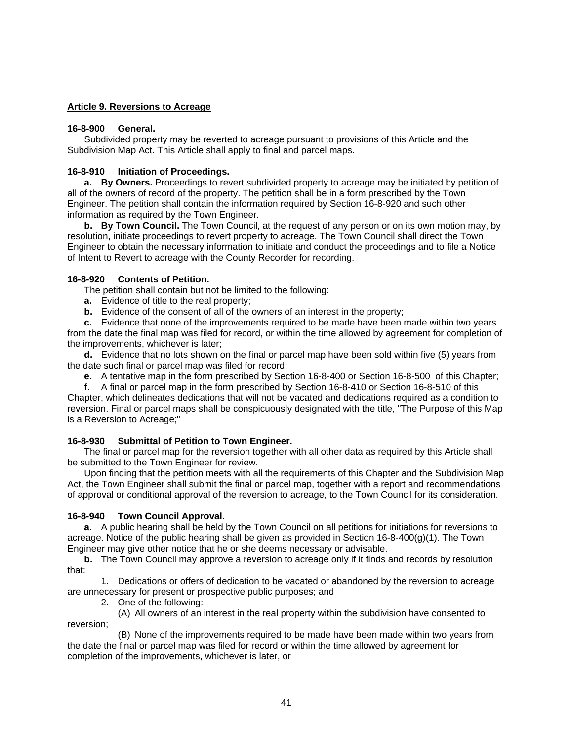## Article 9. Reversions to Acreage

### 16-8-900 General.

Subdivided property may be reverted to acreage pursuant to provisions of this Article and the Subdivision Map Act. This Article shall apply to final and parcel maps.

### 16-8-910 Initiation of Proceedings.

**a. By Owners.** Proceedings to revert subdivided property to acreage may be initiated by petition of all of the owners of record of the property. The petition shall be in a form prescribed by the Town Engineer. The petition shall contain the information required by Section 16-8-920 and such other information as required by the Town Engineer.

**b. By Town Council.** The Town Council, at the request of any person or on its own motion may, by resolution, initiate proceedings to revert property to acreage. The Town Council shall direct the Town Engineer to obtain the necessary information to initiate and conduct the proceedings and to file a Notice of Intent to Revert to acreage with the County Recorder for recording.

### 16-8-920 Contents of Petition.

The petition shall contain but not be limited to the following:

**a.** Evidence of title to the real property;

**b.** Evidence of the consent of all of the owners of an interest in the property;

**c.** Evidence that none of the improvements required to be made have been made within two years from the date the final map was filed for record, or within the time allowed by agreement for completion of the improvements, whichever is later;

**d.** Evidence that no lots shown on the final or parcel map have been sold within five (5) years from the date such final or parcel map was filed for record;

**e.** A tentative map in the form prescribed by Section 16-8-400 or Section 16-8-500 of this Chapter;

**f.** A final or parcel map in the form prescribed by Section 16-8-410 or Section 16-8-510 of this Chapter, which delineates dedications that will not be vacated and dedications required as a condition to reversion. Final or parcel maps shall be conspicuously designated with the title, "The Purpose of this Map is a Reversion to Acreage;"

### 16-8-930 Submittal of Petition to Town Engineer.

The final or parcel map for the reversion together with all other data as required by this Article shall be submitted to the Town Engineer for review.

Upon finding that the petition meets with all the requirements of this Chapter and the Subdivision Map Act, the Town Engineer shall submit the final or parcel map, together with a report and recommendations of approval or conditional approval of the reversion to acreage, to the Town Council for its consideration.

### 16-8-940 Town Council Approval.

**a.** A public hearing shall be held by the Town Council on all petitions for initiations for reversions to acreage. Notice of the public hearing shall be given as provided in Section 16-8-400(g)(1). The Town Engineer may give other notice that he or she deems necessary or advisable.

**b.** The Town Council may approve a reversion to acreage only if it finds and records by resolution that:

1. Dedications or offers of dedication to be vacated or abandoned by the reversion to acreage are unnecessary for present or prospective public purposes; and

2. One of the following:

   (A) All owners of an interest in the real property within the subdivision have consented to reversion;

   (B) None of the improvements required to be made have been made within two years from the date the final or parcel map was filed for record or within the time allowed by agreement for completion of the improvements, whichever is later, or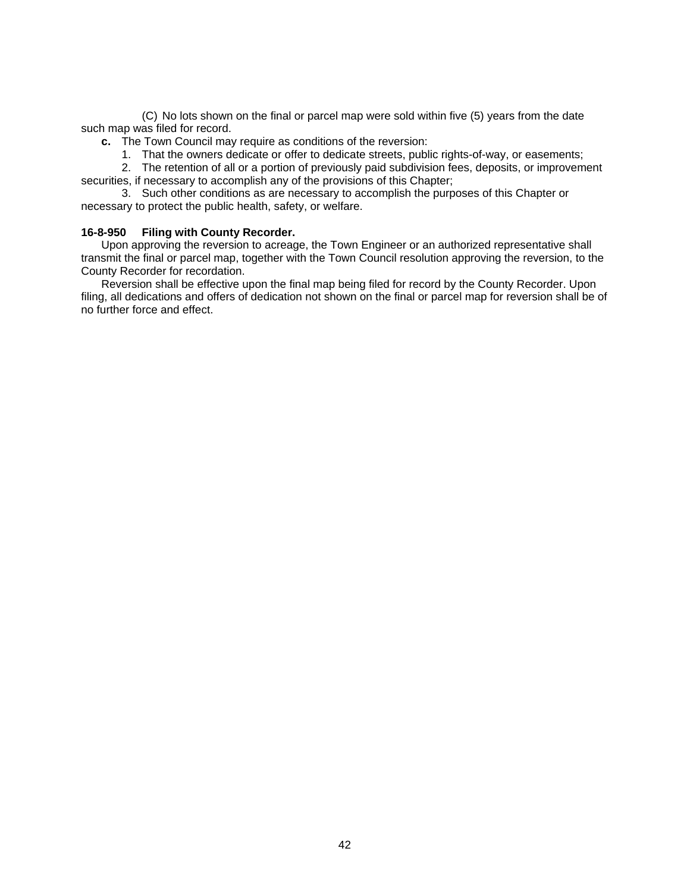(C) No lots shown on the final or parcel map were sold within five (5) years from the date such map was filed for record.

**c.** The Town Council may require as conditions of the reversion:

1. That the owners dedicate or offer to dedicate streets, public rights-of-way, or easements;
2. The retention of all or a portion of previously paid subdivision fees, deposits, or improvement securities, if necessary to accomplish any of the provisions of this Chapter;
3. Such other conditions as are necessary to accomplish the purposes of this Chapter or necessary to protect the public health, safety, or welfare.

**16-8-950 Filing with County Recorder.**

Upon approving the reversion to acreage, the Town Engineer or an authorized representative shall transmit the final or parcel map, together with the Town Council resolution approving the reversion, to the County Recorder for recordation.

Reversion shall be effective upon the final map being filed for record by the County Recorder. Upon filing, all dedications and offers of dedication not shown on the final or parcel map for reversion shall be of no further force and effect.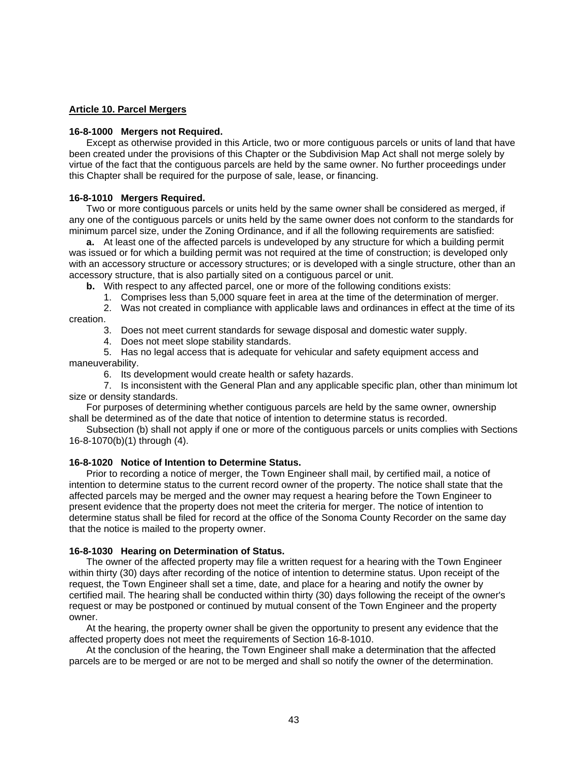## Article 10. Parcel Mergers

### 16-8-1000 Mergers not Required.

Except as otherwise provided in this Article, two or more contiguous parcels or units of land that have been created under the provisions of this Chapter or the Subdivision Map Act shall not merge solely by virtue of the fact that the contiguous parcels are held by the same owner. No further proceedings under this Chapter shall be required for the purpose of sale, lease, or financing.

### 16-8-1010 Mergers Required.

Two or more contiguous parcels or units held by the same owner shall be considered as merged, if any one of the contiguous parcels or units held by the same owner does not conform to the standards for minimum parcel size, under the Zoning Ordinance, and if all the following requirements are satisfied:

**a.** At least one of the affected parcels is undeveloped by any structure for which a building permit was issued or for which a building permit was not required at the time of construction; is developed only with an accessory structure or accessory structures; or is developed with a single structure, other than an accessory structure, that is also partially sited on a contiguous parcel or unit.

**b.** With respect to any affected parcel, one or more of the following conditions exists:

1. Comprises less than 5,000 square feet in area at the time of the determination of merger.
2. Was not created in compliance with applicable laws and ordinances in effect at the time of its creation.
3. Does not meet current standards for sewage disposal and domestic water supply.
4. Does not meet slope stability standards.
5. Has no legal access that is adequate for vehicular and safety equipment access and maneuverability.
6. Its development would create health or safety hazards.
7. Is inconsistent with the General Plan and any applicable specific plan, other than minimum lot size or density standards.

For purposes of determining whether contiguous parcels are held by the same owner, ownership shall be determined as of the date that notice of intention to determine status is recorded.

Subsection (b) shall not apply if one or more of the contiguous parcels or units complies with Sections 16-8-1070(b)(1) through (4).

### 16-8-1020 Notice of Intention to Determine Status.

Prior to recording a notice of merger, the Town Engineer shall mail, by certified mail, a notice of intention to determine status to the current record owner of the property. The notice shall state that the affected parcels may be merged and the owner may request a hearing before the Town Engineer to present evidence that the property does not meet the criteria for merger. The notice of intention to determine status shall be filed for record at the office of the Sonoma County Recorder on the same day that the notice is mailed to the property owner.

### 16-8-1030 Hearing on Determination of Status.

The owner of the affected property may file a written request for a hearing with the Town Engineer within thirty (30) days after recording of the notice of intention to determine status. Upon receipt of the request, the Town Engineer shall set a time, date, and place for a hearing and notify the owner by certified mail. The hearing shall be conducted within thirty (30) days following the receipt of the owner's request or may be postponed or continued by mutual consent of the Town Engineer and the property owner.

At the hearing, the property owner shall be given the opportunity to present any evidence that the affected property does not meet the requirements of Section 16-8-1010.

At the conclusion of the hearing, the Town Engineer shall make a determination that the affected parcels are to be merged or are not to be merged and shall so notify the owner of the determination.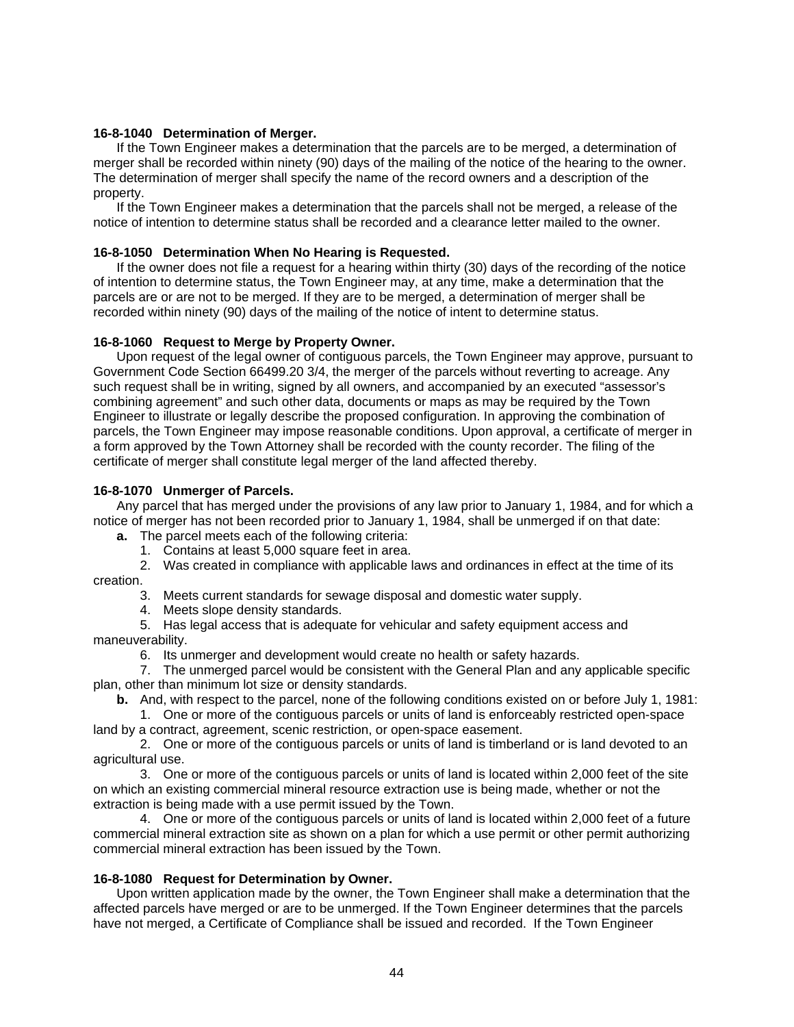**16-8-1040 Determination of Merger.**

If the Town Engineer makes a determination that the parcels are to be merged, a determination of merger shall be recorded within ninety (90) days of the mailing of the notice of the hearing to the owner. The determination of merger shall specify the name of the record owners and a description of the property.

If the Town Engineer makes a determination that the parcels shall not be merged, a release of the notice of intention to determine status shall be recorded and a clearance letter mailed to the owner.

**16-8-1050 Determination When No Hearing is Requested.**

If the owner does not file a request for a hearing within thirty (30) days of the recording of the notice of intention to determine status, the Town Engineer may, at any time, make a determination that the parcels are or are not to be merged. If they are to be merged, a determination of merger shall be recorded within ninety (90) days of the mailing of the notice of intent to determine status.

**16-8-1060 Request to Merge by Property Owner.**

Upon request of the legal owner of contiguous parcels, the Town Engineer may approve, pursuant to Government Code Section 66499.20 3/4, the merger of the parcels without reverting to acreage. Any such request shall be in writing, signed by all owners, and accompanied by an executed "assessor's combining agreement" and such other data, documents or maps as may be required by the Town Engineer to illustrate or legally describe the proposed configuration. In approving the combination of parcels, the Town Engineer may impose reasonable conditions. Upon approval, a certificate of merger in a form approved by the Town Attorney shall be recorded with the county recorder. The filing of the certificate of merger shall constitute legal merger of the land affected thereby.

**16-8-1070 Unmerger of Parcels.**

Any parcel that has merged under the provisions of any law prior to January 1, 1984, and for which a notice of merger has not been recorded prior to January 1, 1984, shall be unmerged if on that date:

**a.** The parcel meets each of the following criteria:

1. Contains at least 5,000 square feet in area.
2. Was created in compliance with applicable laws and ordinances in effect at the time of its creation.
3. Meets current standards for sewage disposal and domestic water supply.
4. Meets slope density standards.
5. Has legal access that is adequate for vehicular and safety equipment access and maneuverability.
6. Its unmerger and development would create no health or safety hazards.
7. The unmerged parcel would be consistent with the General Plan and any applicable specific plan, other than minimum lot size or density standards.

**b.** And, with respect to the parcel, none of the following conditions existed on or before July 1, 1981:

1. One or more of the contiguous parcels or units of land is enforceably restricted open-space land by a contract, agreement, scenic restriction, or open-space easement.
2. One or more of the contiguous parcels or units of land is timberland or is land devoted to an agricultural use.
3. One or more of the contiguous parcels or units of land is located within 2,000 feet of the site on which an existing commercial mineral resource extraction use is being made, whether or not the extraction is being made with a use permit issued by the Town.
4. One or more of the contiguous parcels or units of land is located within 2,000 feet of a future commercial mineral extraction site as shown on a plan for which a use permit or other permit authorizing commercial mineral extraction has been issued by the Town.

**16-8-1080 Request for Determination by Owner.**

Upon written application made by the owner, the Town Engineer shall make a determination that the affected parcels have merged or are to be unmerged. If the Town Engineer determines that the parcels have not merged, a Certificate of Compliance shall be issued and recorded. If the Town Engineer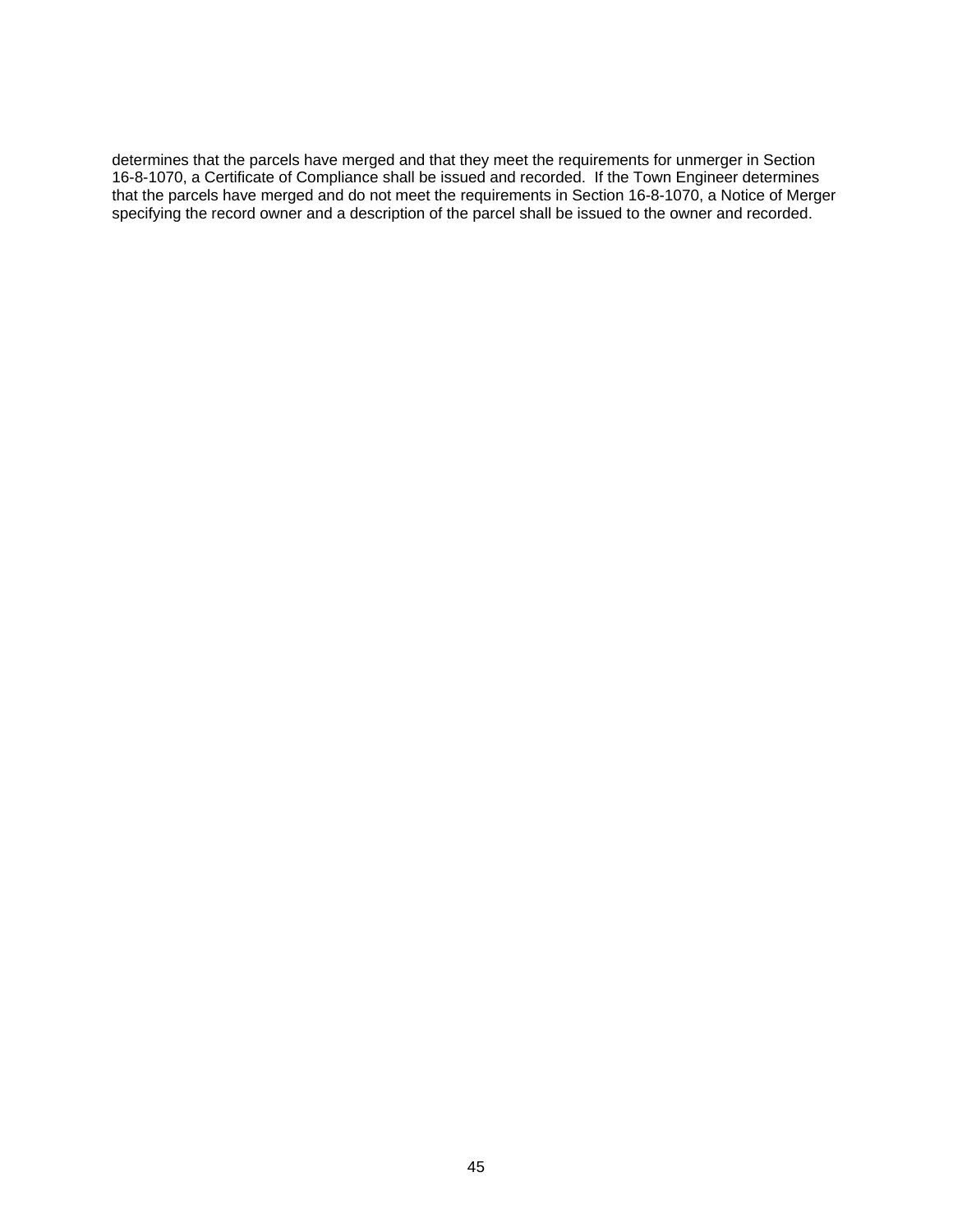determines that the parcels have merged and that they meet the requirements for unmerger in Section 16-8-1070, a Certificate of Compliance shall be issued and recorded. If the Town Engineer determines that the parcels have merged and do not meet the requirements in Section 16-8-1070, a Notice of Merger specifying the record owner and a description of the parcel shall be issued to the owner and recorded.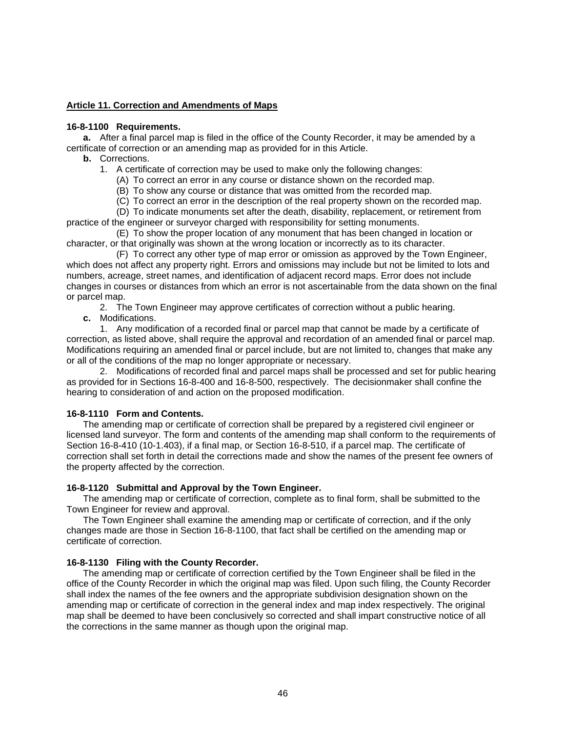## Article 11. Correction and Amendments of Maps

**16-8-1100 Requirements.**

**a.** After a final parcel map is filed in the office of the County Recorder, it may be amended by a certificate of correction or an amending map as provided for in this Article.

**b.** Corrections.

1. A certificate of correction may be used to make only the following changes:

   (A) To correct an error in any course or distance shown on the recorded map.

   (B) To show any course or distance that was omitted from the recorded map.

   (C) To correct an error in the description of the real property shown on the recorded map.

   (D) To indicate monuments set after the death, disability, replacement, or retirement from practice of the engineer or surveyor charged with responsibility for setting monuments.

   (E) To show the proper location of any monument that has been changed in location or character, or that originally was shown at the wrong location or incorrectly as to its character.

   (F) To correct any other type of map error or omission as approved by the Town Engineer, which does not affect any property right. Errors and omissions may include but not be limited to lots and numbers, acreage, street names, and identification of adjacent record maps. Error does not include changes in courses or distances from which an error is not ascertainable from the data shown on the final or parcel map.

2. The Town Engineer may approve certificates of correction without a public hearing.

**c.** Modifications.

1. Any modification of a recorded final or parcel map that cannot be made by a certificate of correction, as listed above, shall require the approval and recordation of an amended final or parcel map. Modifications requiring an amended final or parcel include, but are not limited to, changes that make any or all of the conditions of the map no longer appropriate or necessary.

2. Modifications of recorded final and parcel maps shall be processed and set for public hearing as provided for in Sections 16-8-400 and 16-8-500, respectively. The decisionmaker shall confine the hearing to consideration of and action on the proposed modification.

**16-8-1110 Form and Contents.**

The amending map or certificate of correction shall be prepared by a registered civil engineer or licensed land surveyor. The form and contents of the amending map shall conform to the requirements of Section 16-8-410 (10-1.403), if a final map, or Section 16-8-510, if a parcel map. The certificate of correction shall set forth in detail the corrections made and show the names of the present fee owners of the property affected by the correction.

**16-8-1120 Submittal and Approval by the Town Engineer.**

The amending map or certificate of correction, complete as to final form, shall be submitted to the Town Engineer for review and approval.

The Town Engineer shall examine the amending map or certificate of correction, and if the only changes made are those in Section 16-8-1100, that fact shall be certified on the amending map or certificate of correction.

**16-8-1130 Filing with the County Recorder.**

The amending map or certificate of correction certified by the Town Engineer shall be filed in the office of the County Recorder in which the original map was filed. Upon such filing, the County Recorder shall index the names of the fee owners and the appropriate subdivision designation shown on the amending map or certificate of correction in the general index and map index respectively. The original map shall be deemed to have been conclusively so corrected and shall impart constructive notice of all the corrections in the same manner as though upon the original map.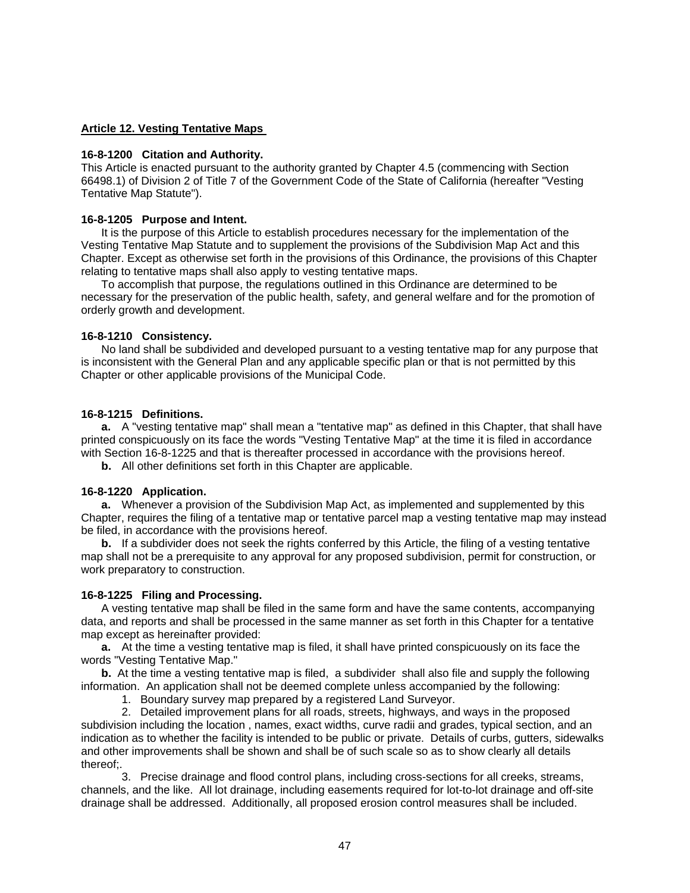## Article 12. Vesting Tentative Maps

### 16-8-1200 Citation and Authority.

This Article is enacted pursuant to the authority granted by Chapter 4.5 (commencing with Section 66498.1) of Division 2 of Title 7 of the Government Code of the State of California (hereafter "Vesting Tentative Map Statute").

### 16-8-1205 Purpose and Intent.

It is the purpose of this Article to establish procedures necessary for the implementation of the Vesting Tentative Map Statute and to supplement the provisions of the Subdivision Map Act and this Chapter. Except as otherwise set forth in the provisions of this Ordinance, the provisions of this Chapter relating to tentative maps shall also apply to vesting tentative maps.

To accomplish that purpose, the regulations outlined in this Ordinance are determined to be necessary for the preservation of the public health, safety, and general welfare and for the promotion of orderly growth and development.

### 16-8-1210 Consistency.

No land shall be subdivided and developed pursuant to a vesting tentative map for any purpose that is inconsistent with the General Plan and any applicable specific plan or that is not permitted by this Chapter or other applicable provisions of the Municipal Code.

### 16-8-1215 Definitions.

**a.** A "vesting tentative map" shall mean a "tentative map" as defined in this Chapter, that shall have printed conspicuously on its face the words "Vesting Tentative Map" at the time it is filed in accordance with Section 16-8-1225 and that is thereafter processed in accordance with the provisions hereof.

**b.** All other definitions set forth in this Chapter are applicable.

### 16-8-1220 Application.

**a.** Whenever a provision of the Subdivision Map Act, as implemented and supplemented by this Chapter, requires the filing of a tentative map or tentative parcel map a vesting tentative map may instead be filed, in accordance with the provisions hereof.

**b.** If a subdivider does not seek the rights conferred by this Article, the filing of a vesting tentative map shall not be a prerequisite to any approval for any proposed subdivision, permit for construction, or work preparatory to construction.

### 16-8-1225 Filing and Processing.

A vesting tentative map shall be filed in the same form and have the same contents, accompanying data, and reports and shall be processed in the same manner as set forth in this Chapter for a tentative map except as hereinafter provided:

**a.** At the time a vesting tentative map is filed, it shall have printed conspicuously on its face the words "Vesting Tentative Map."

**b.** At the time a vesting tentative map is filed, a subdivider shall also file and supply the following information. An application shall not be deemed complete unless accompanied by the following:

1. Boundary survey map prepared by a registered Land Surveyor.
2. Detailed improvement plans for all roads, streets, highways, and ways in the proposed subdivision including the location , names, exact widths, curve radii and grades, typical section, and an indication as to whether the facility is intended to be public or private. Details of curbs, gutters, sidewalks and other improvements shall be shown and shall be of such scale so as to show clearly all details thereof;.
3. Precise drainage and flood control plans, including cross-sections for all creeks, streams, channels, and the like. All lot drainage, including easements required for lot-to-lot drainage and off-site drainage shall be addressed. Additionally, all proposed erosion control measures shall be included.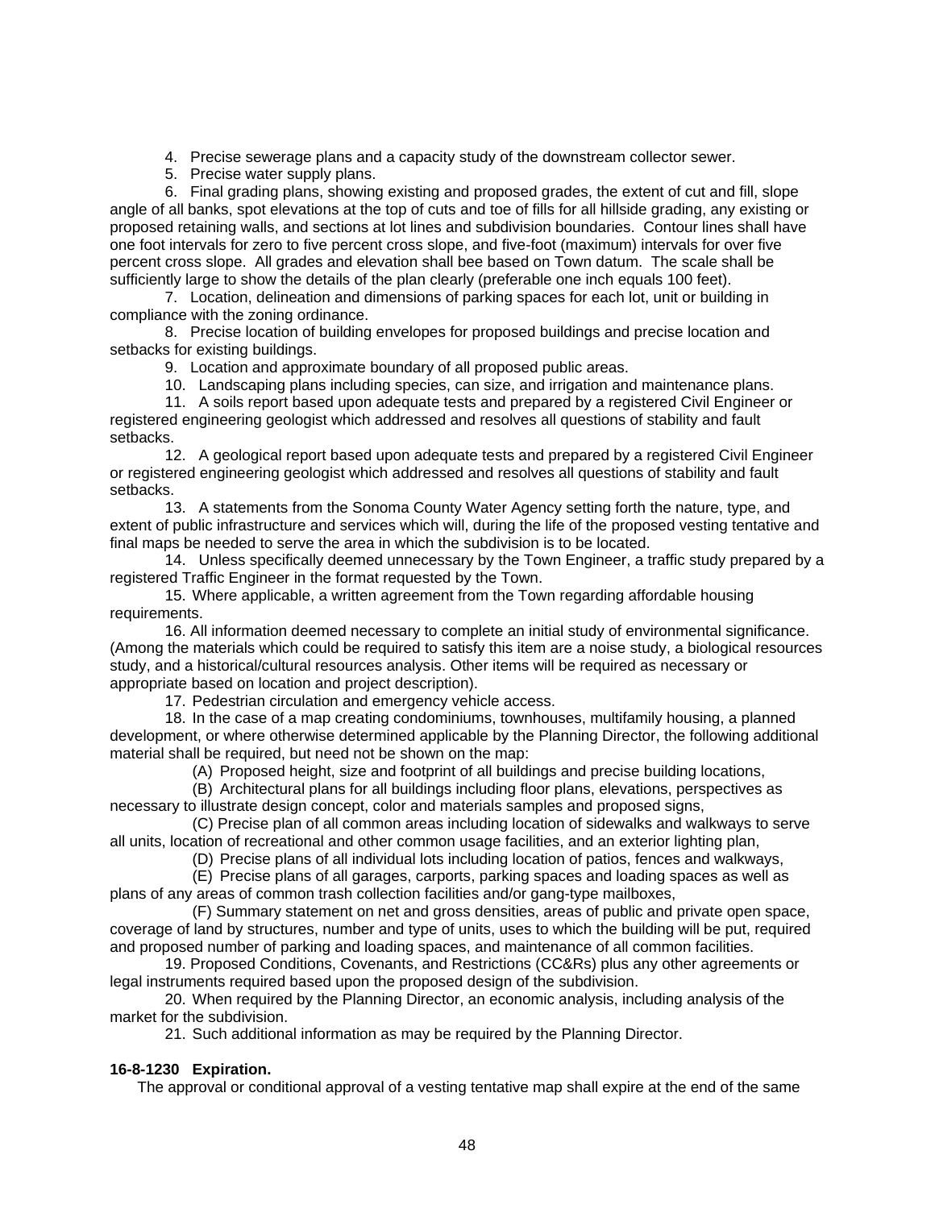4. Precise sewerage plans and a capacity study of the downstream collector sewer.

5. Precise water supply plans.

6. Final grading plans, showing existing and proposed grades, the extent of cut and fill, slope angle of all banks, spot elevations at the top of cuts and toe of fills for all hillside grading, any existing or proposed retaining walls, and sections at lot lines and subdivision boundaries. Contour lines shall have one foot intervals for zero to five percent cross slope, and five-foot (maximum) intervals for over five percent cross slope. All grades and elevation shall bee based on Town datum. The scale shall be sufficiently large to show the details of the plan clearly (preferable one inch equals 100 feet).

7. Location, delineation and dimensions of parking spaces for each lot, unit or building in compliance with the zoning ordinance.

8. Precise location of building envelopes for proposed buildings and precise location and setbacks for existing buildings.

9. Location and approximate boundary of all proposed public areas.

10. Landscaping plans including species, can size, and irrigation and maintenance plans.

11. A soils report based upon adequate tests and prepared by a registered Civil Engineer or registered engineering geologist which addressed and resolves all questions of stability and fault setbacks.

12. A geological report based upon adequate tests and prepared by a registered Civil Engineer or registered engineering geologist which addressed and resolves all questions of stability and fault setbacks.

13. A statements from the Sonoma County Water Agency setting forth the nature, type, and extent of public infrastructure and services which will, during the life of the proposed vesting tentative and final maps be needed to serve the area in which the subdivision is to be located.

14. Unless specifically deemed unnecessary by the Town Engineer, a traffic study prepared by a registered Traffic Engineer in the format requested by the Town.

15. Where applicable, a written agreement from the Town regarding affordable housing requirements.

16. All information deemed necessary to complete an initial study of environmental significance. (Among the materials which could be required to satisfy this item are a noise study, a biological resources study, and a historical/cultural resources analysis. Other items will be required as necessary or appropriate based on location and project description).

17. Pedestrian circulation and emergency vehicle access.

18. In the case of a map creating condominiums, townhouses, multifamily housing, a planned development, or where otherwise determined applicable by the Planning Director, the following additional material shall be required, but need not be shown on the map:

(A) Proposed height, size and footprint of all buildings and precise building locations,

(B) Architectural plans for all buildings including floor plans, elevations, perspectives as necessary to illustrate design concept, color and materials samples and proposed signs,

(C) Precise plan of all common areas including location of sidewalks and walkways to serve all units, location of recreational and other common usage facilities, and an exterior lighting plan,

(D) Precise plans of all individual lots including location of patios, fences and walkways,

(E) Precise plans of all garages, carports, parking spaces and loading spaces as well as plans of any areas of common trash collection facilities and/or gang-type mailboxes,

(F) Summary statement on net and gross densities, areas of public and private open space, coverage of land by structures, number and type of units, uses to which the building will be put, required and proposed number of parking and loading spaces, and maintenance of all common facilities.

19. Proposed Conditions, Covenants, and Restrictions (CC&Rs) plus any other agreements or legal instruments required based upon the proposed design of the subdivision.

20. When required by the Planning Director, an economic analysis, including analysis of the market for the subdivision.

21. Such additional information as may be required by the Planning Director.

**16-8-1230 Expiration.**

The approval or conditional approval of a vesting tentative map shall expire at the end of the same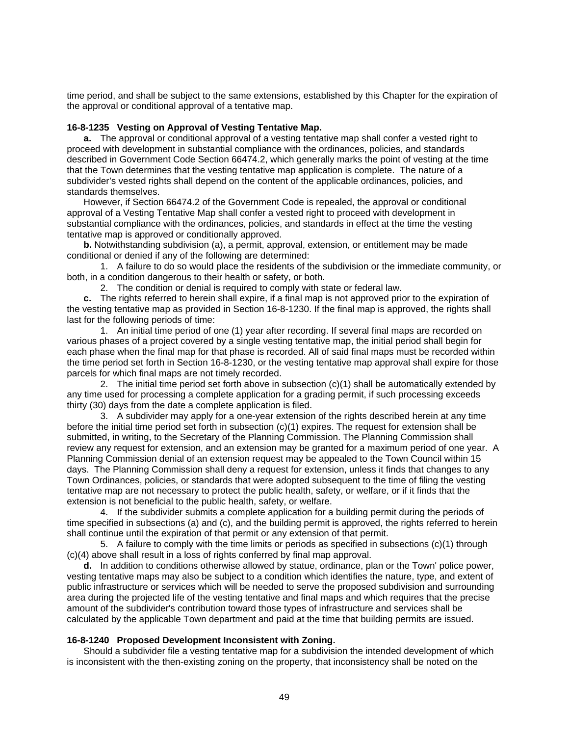time period, and shall be subject to the same extensions, established by this Chapter for the expiration of the approval or conditional approval of a tentative map.

**16-8-1235 Vesting on Approval of Vesting Tentative Map.**

**a.** The approval or conditional approval of a vesting tentative map shall confer a vested right to proceed with development in substantial compliance with the ordinances, policies, and standards described in Government Code Section 66474.2, which generally marks the point of vesting at the time that the Town determines that the vesting tentative map application is complete. The nature of a subdivider's vested rights shall depend on the content of the applicable ordinances, policies, and standards themselves.

However, if Section 66474.2 of the Government Code is repealed, the approval or conditional approval of a Vesting Tentative Map shall confer a vested right to proceed with development in substantial compliance with the ordinances, policies, and standards in effect at the time the vesting tentative map is approved or conditionally approved.

**b.** Notwithstanding subdivision (a), a permit, approval, extension, or entitlement may be made conditional or denied if any of the following are determined:

1. A failure to do so would place the residents of the subdivision or the immediate community, or both, in a condition dangerous to their health or safety, or both.
2. The condition or denial is required to comply with state or federal law.

**c.** The rights referred to herein shall expire, if a final map is not approved prior to the expiration of the vesting tentative map as provided in Section 16-8-1230. If the final map is approved, the rights shall last for the following periods of time:

1. An initial time period of one (1) year after recording. If several final maps are recorded on various phases of a project covered by a single vesting tentative map, the initial period shall begin for each phase when the final map for that phase is recorded. All of said final maps must be recorded within the time period set forth in Section 16-8-1230, or the vesting tentative map approval shall expire for those parcels for which final maps are not timely recorded.
2. The initial time period set forth above in subsection (c)(1) shall be automatically extended by any time used for processing a complete application for a grading permit, if such processing exceeds thirty (30) days from the date a complete application is filed.
3. A subdivider may apply for a one-year extension of the rights described herein at any time before the initial time period set forth in subsection (c)(1) expires. The request for extension shall be submitted, in writing, to the Secretary of the Planning Commission. The Planning Commission shall review any request for extension, and an extension may be granted for a maximum period of one year. A Planning Commission denial of an extension request may be appealed to the Town Council within 15 days. The Planning Commission shall deny a request for extension, unless it finds that changes to any Town Ordinances, policies, or standards that were adopted subsequent to the time of filing the vesting tentative map are not necessary to protect the public health, safety, or welfare, or if it finds that the extension is not beneficial to the public health, safety, or welfare.
4. If the subdivider submits a complete application for a building permit during the periods of time specified in subsections (a) and (c), and the building permit is approved, the rights referred to herein shall continue until the expiration of that permit or any extension of that permit.
5. A failure to comply with the time limits or periods as specified in subsections (c)(1) through (c)(4) above shall result in a loss of rights conferred by final map approval.

**d.** In addition to conditions otherwise allowed by statue, ordinance, plan or the Town' police power, vesting tentative maps may also be subject to a condition which identifies the nature, type, and extent of public infrastructure or services which will be needed to serve the proposed subdivision and surrounding area during the projected life of the vesting tentative and final maps and which requires that the precise amount of the subdivider's contribution toward those types of infrastructure and services shall be calculated by the applicable Town department and paid at the time that building permits are issued.

**16-8-1240 Proposed Development Inconsistent with Zoning.**

Should a subdivider file a vesting tentative map for a subdivision the intended development of which is inconsistent with the then-existing zoning on the property, that inconsistency shall be noted on the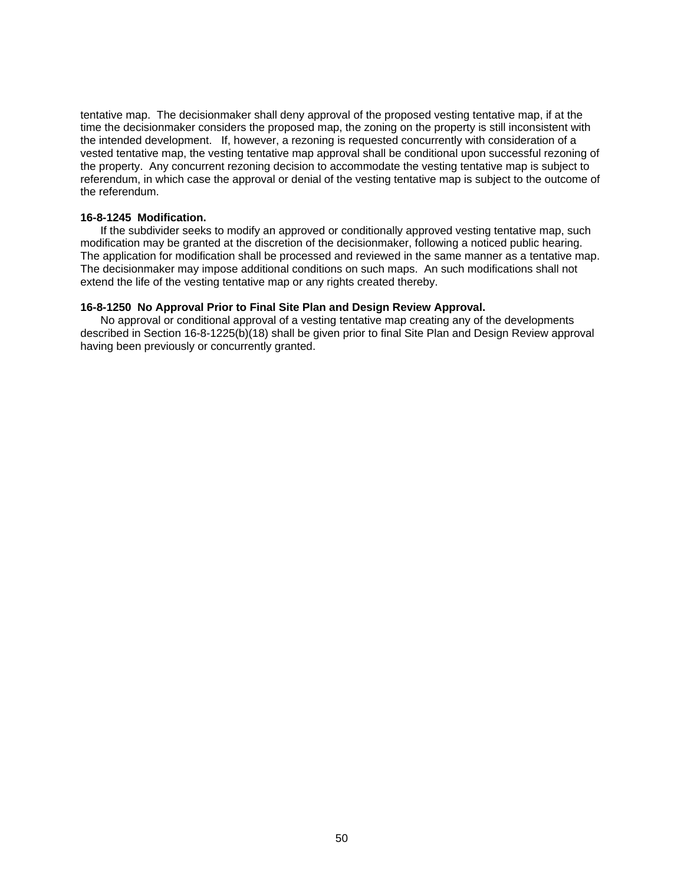tentative map. The decisionmaker shall deny approval of the proposed vesting tentative map, if at the time the decisionmaker considers the proposed map, the zoning on the property is still inconsistent with the intended development. If, however, a rezoning is requested concurrently with consideration of a vested tentative map, the vesting tentative map approval shall be conditional upon successful rezoning of the property. Any concurrent rezoning decision to accommodate the vesting tentative map is subject to referendum, in which case the approval or denial of the vesting tentative map is subject to the outcome of the referendum.

**16-8-1245 Modification.**

If the subdivider seeks to modify an approved or conditionally approved vesting tentative map, such modification may be granted at the discretion of the decisionmaker, following a noticed public hearing. The application for modification shall be processed and reviewed in the same manner as a tentative map. The decisionmaker may impose additional conditions on such maps. An such modifications shall not extend the life of the vesting tentative map or any rights created thereby.

**16-8-1250 No Approval Prior to Final Site Plan and Design Review Approval.**

No approval or conditional approval of a vesting tentative map creating any of the developments described in Section 16-8-1225(b)(18) shall be given prior to final Site Plan and Design Review approval having been previously or concurrently granted.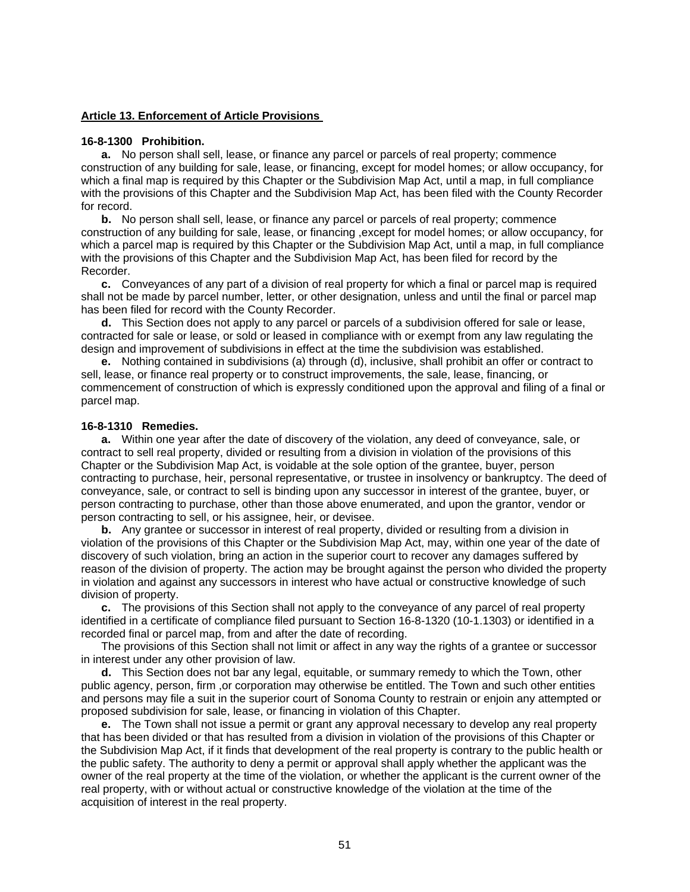**Article 13. Enforcement of Article Provisions**

**16-8-1300 Prohibition.**

**a.** No person shall sell, lease, or finance any parcel or parcels of real property; commence construction of any building for sale, lease, or financing, except for model homes; or allow occupancy, for which a final map is required by this Chapter or the Subdivision Map Act, until a map, in full compliance with the provisions of this Chapter and the Subdivision Map Act, has been filed with the County Recorder for record.

**b.** No person shall sell, lease, or finance any parcel or parcels of real property; commence construction of any building for sale, lease, or financing ,except for model homes; or allow occupancy, for which a parcel map is required by this Chapter or the Subdivision Map Act, until a map, in full compliance with the provisions of this Chapter and the Subdivision Map Act, has been filed for record by the Recorder.

**c.** Conveyances of any part of a division of real property for which a final or parcel map is required shall not be made by parcel number, letter, or other designation, unless and until the final or parcel map has been filed for record with the County Recorder.

**d.** This Section does not apply to any parcel or parcels of a subdivision offered for sale or lease, contracted for sale or lease, or sold or leased in compliance with or exempt from any law regulating the design and improvement of subdivisions in effect at the time the subdivision was established.

**e.** Nothing contained in subdivisions (a) through (d), inclusive, shall prohibit an offer or contract to sell, lease, or finance real property or to construct improvements, the sale, lease, financing, or commencement of construction of which is expressly conditioned upon the approval and filing of a final or parcel map.

**16-8-1310 Remedies.**

**a.** Within one year after the date of discovery of the violation, any deed of conveyance, sale, or contract to sell real property, divided or resulting from a division in violation of the provisions of this Chapter or the Subdivision Map Act, is voidable at the sole option of the grantee, buyer, person contracting to purchase, heir, personal representative, or trustee in insolvency or bankruptcy. The deed of conveyance, sale, or contract to sell is binding upon any successor in interest of the grantee, buyer, or person contracting to purchase, other than those above enumerated, and upon the grantor, vendor or person contracting to sell, or his assignee, heir, or devisee.

**b.** Any grantee or successor in interest of real property, divided or resulting from a division in violation of the provisions of this Chapter or the Subdivision Map Act, may, within one year of the date of discovery of such violation, bring an action in the superior court to recover any damages suffered by reason of the division of property. The action may be brought against the person who divided the property in violation and against any successors in interest who have actual or constructive knowledge of such division of property.

**c.** The provisions of this Section shall not apply to the conveyance of any parcel of real property identified in a certificate of compliance filed pursuant to Section 16-8-1320 (10-1.1303) or identified in a recorded final or parcel map, from and after the date of recording.

The provisions of this Section shall not limit or affect in any way the rights of a grantee or successor in interest under any other provision of law.

**d.** This Section does not bar any legal, equitable, or summary remedy to which the Town, other public agency, person, firm ,or corporation may otherwise be entitled. The Town and such other entities and persons may file a suit in the superior court of Sonoma County to restrain or enjoin any attempted or proposed subdivision for sale, lease, or financing in violation of this Chapter.

**e.** The Town shall not issue a permit or grant any approval necessary to develop any real property that has been divided or that has resulted from a division in violation of the provisions of this Chapter or the Subdivision Map Act, if it finds that development of the real property is contrary to the public health or the public safety. The authority to deny a permit or approval shall apply whether the applicant was the owner of the real property at the time of the violation, or whether the applicant is the current owner of the real property, with or without actual or constructive knowledge of the violation at the time of the acquisition of interest in the real property.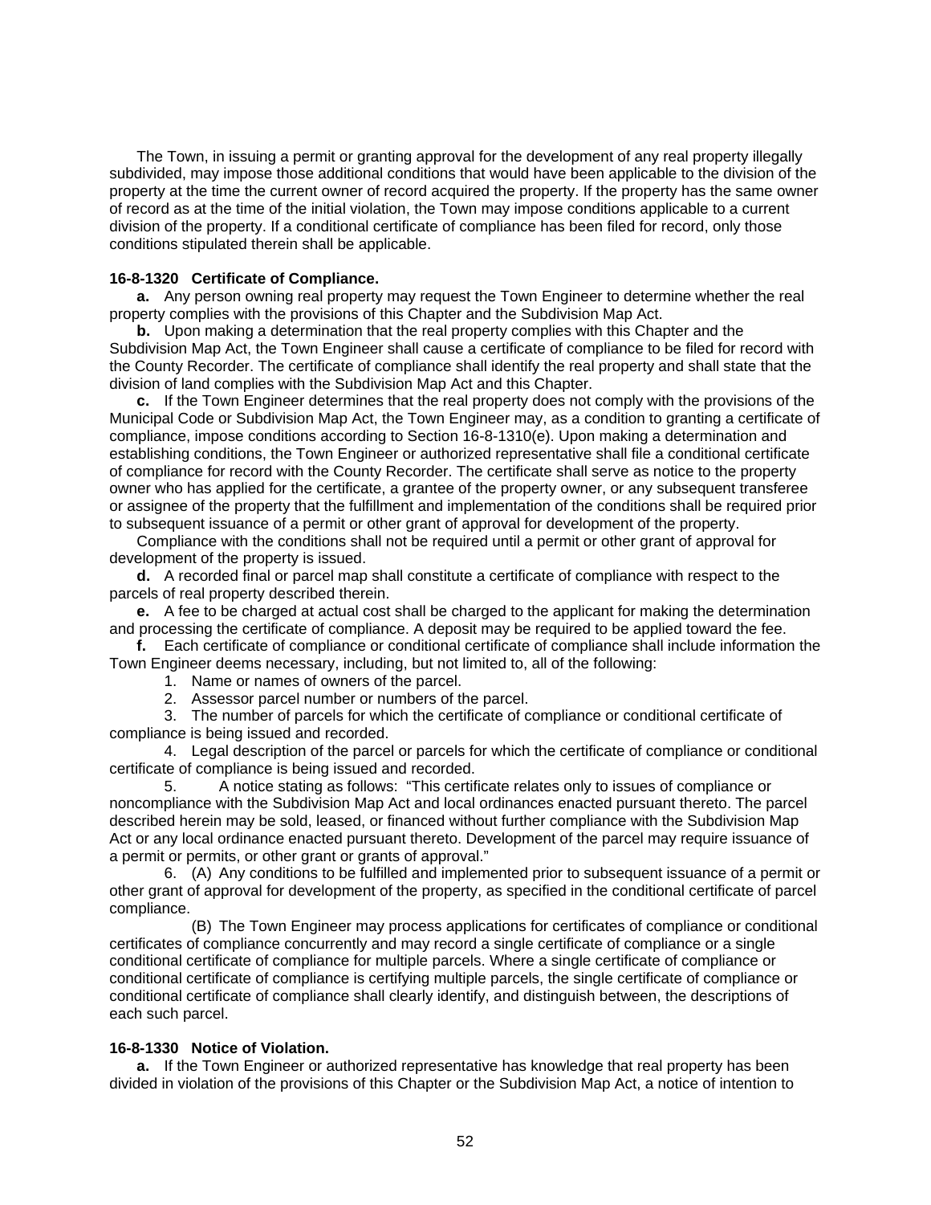The Town, in issuing a permit or granting approval for the development of any real property illegally subdivided, may impose those additional conditions that would have been applicable to the division of the property at the time the current owner of record acquired the property. If the property has the same owner of record as at the time of the initial violation, the Town may impose conditions applicable to a current division of the property. If a conditional certificate of compliance has been filed for record, only those conditions stipulated therein shall be applicable.

**16-8-1320 Certificate of Compliance.**

**a.** Any person owning real property may request the Town Engineer to determine whether the real property complies with the provisions of this Chapter and the Subdivision Map Act.

**b.** Upon making a determination that the real property complies with this Chapter and the Subdivision Map Act, the Town Engineer shall cause a certificate of compliance to be filed for record with the County Recorder. The certificate of compliance shall identify the real property and shall state that the division of land complies with the Subdivision Map Act and this Chapter.

**c.** If the Town Engineer determines that the real property does not comply with the provisions of the Municipal Code or Subdivision Map Act, the Town Engineer may, as a condition to granting a certificate of compliance, impose conditions according to Section 16-8-1310(e). Upon making a determination and establishing conditions, the Town Engineer or authorized representative shall file a conditional certificate of compliance for record with the County Recorder. The certificate shall serve as notice to the property owner who has applied for the certificate, a grantee of the property owner, or any subsequent transferee or assignee of the property that the fulfillment and implementation of the conditions shall be required prior to subsequent issuance of a permit or other grant of approval for development of the property.

Compliance with the conditions shall not be required until a permit or other grant of approval for development of the property is issued.

**d.** A recorded final or parcel map shall constitute a certificate of compliance with respect to the parcels of real property described therein.

**e.** A fee to be charged at actual cost shall be charged to the applicant for making the determination and processing the certificate of compliance. A deposit may be required to be applied toward the fee.

**f.** Each certificate of compliance or conditional certificate of compliance shall include information the Town Engineer deems necessary, including, but not limited to, all of the following:

1. Name or names of owners of the parcel.
2. Assessor parcel number or numbers of the parcel.
3. The number of parcels for which the certificate of compliance or conditional certificate of compliance is being issued and recorded.
4. Legal description of the parcel or parcels for which the certificate of compliance or conditional certificate of compliance is being issued and recorded.
5. A notice stating as follows: "This certificate relates only to issues of compliance or noncompliance with the Subdivision Map Act and local ordinances enacted pursuant thereto. The parcel described herein may be sold, leased, or financed without further compliance with the Subdivision Map Act or any local ordinance enacted pursuant thereto. Development of the parcel may require issuance of a permit or permits, or other grant or grants of approval."
6. (A) Any conditions to be fulfilled and implemented prior to subsequent issuance of a permit or other grant of approval for development of the property, as specified in the conditional certificate of parcel compliance.

   (B) The Town Engineer may process applications for certificates of compliance or conditional certificates of compliance concurrently and may record a single certificate of compliance or a single conditional certificate of compliance for multiple parcels. Where a single certificate of compliance or conditional certificate of compliance is certifying multiple parcels, the single certificate of compliance or conditional certificate of compliance shall clearly identify, and distinguish between, the descriptions of each such parcel.

**16-8-1330 Notice of Violation.**

**a.** If the Town Engineer or authorized representative has knowledge that real property has been divided in violation of the provisions of this Chapter or the Subdivision Map Act, a notice of intention to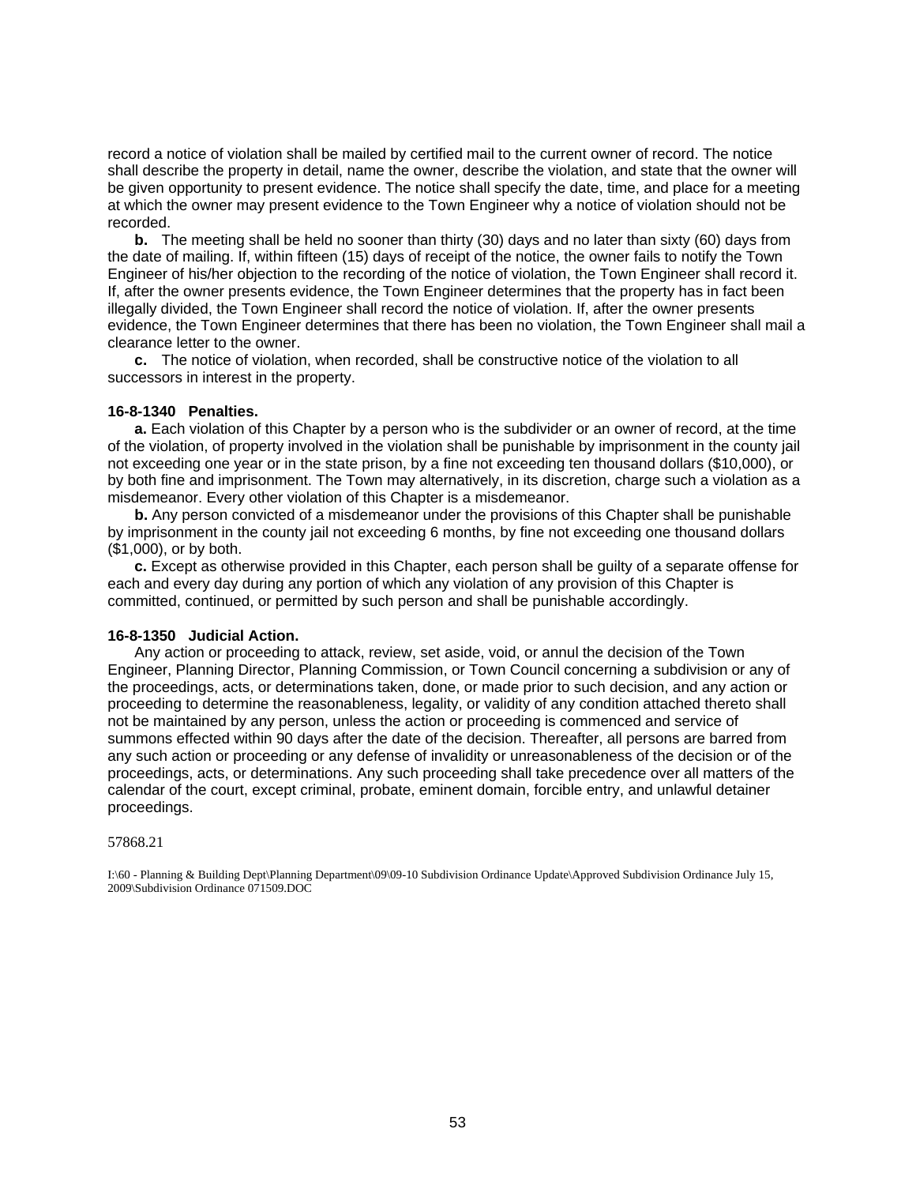record a notice of violation shall be mailed by certified mail to the current owner of record. The notice shall describe the property in detail, name the owner, describe the violation, and state that the owner will be given opportunity to present evidence. The notice shall specify the date, time, and place for a meeting at which the owner may present evidence to the Town Engineer why a notice of violation should not be recorded.

**b.** The meeting shall be held no sooner than thirty (30) days and no later than sixty (60) days from the date of mailing. If, within fifteen (15) days of receipt of the notice, the owner fails to notify the Town Engineer of his/her objection to the recording of the notice of violation, the Town Engineer shall record it. If, after the owner presents evidence, the Town Engineer determines that the property has in fact been illegally divided, the Town Engineer shall record the notice of violation. If, after the owner presents evidence, the Town Engineer determines that there has been no violation, the Town Engineer shall mail a clearance letter to the owner.

**c.** The notice of violation, when recorded, shall be constructive notice of the violation to all successors in interest in the property.

**16-8-1340 Penalties.**

**a.** Each violation of this Chapter by a person who is the subdivider or an owner of record, at the time of the violation, of property involved in the violation shall be punishable by imprisonment in the county jail not exceeding one year or in the state prison, by a fine not exceeding ten thousand dollars ($10,000), or by both fine and imprisonment. The Town may alternatively, in its discretion, charge such a violation as a misdemeanor. Every other violation of this Chapter is a misdemeanor.

**b.** Any person convicted of a misdemeanor under the provisions of this Chapter shall be punishable by imprisonment in the county jail not exceeding 6 months, by fine not exceeding one thousand dollars ($1,000), or by both.

**c.** Except as otherwise provided in this Chapter, each person shall be guilty of a separate offense for each and every day during any portion of which any violation of any provision of this Chapter is committed, continued, or permitted by such person and shall be punishable accordingly.

**16-8-1350 Judicial Action.**

Any action or proceeding to attack, review, set aside, void, or annul the decision of the Town Engineer, Planning Director, Planning Commission, or Town Council concerning a subdivision or any of the proceedings, acts, or determinations taken, done, or made prior to such decision, and any action or proceeding to determine the reasonableness, legality, or validity of any condition attached thereto shall not be maintained by any person, unless the action or proceeding is commenced and service of summons effected within 90 days after the date of the decision. Thereafter, all persons are barred from any such action or proceeding or any defense of invalidity or unreasonableness of the decision or of the proceedings, acts, or determinations. Any such proceeding shall take precedence over all matters of the calendar of the court, except criminal, probate, eminent domain, forcible entry, and unlawful detainer proceedings.

57868.21

I:\60 - Planning & Building Dept\Planning Department\09\09-10 Subdivision Ordinance Update\Approved Subdivision Ordinance July 15, 2009\Subdivision Ordinance 071509.DOC